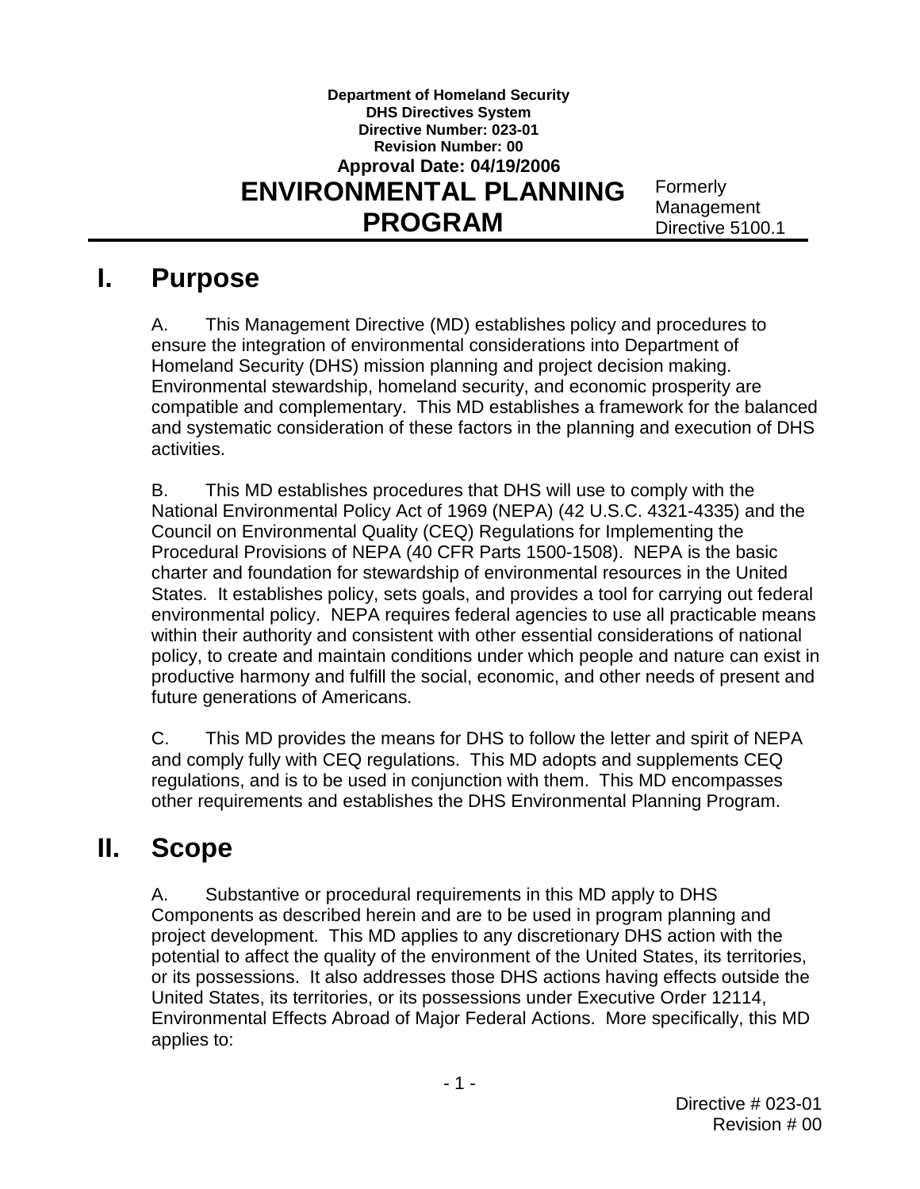**Department of Homeland Security**
**DHS Directives System**
**Directive Number: 023-01**
**Revision Number: 00**
**Approval Date: 04/19/2006**

# ENVIRONMENTAL PLANNING PROGRAM

Formerly Management Directive 5100.1

## I. Purpose

A. This Management Directive (MD) establishes policy and procedures to ensure the integration of environmental considerations into Department of Homeland Security (DHS) mission planning and project decision making. Environmental stewardship, homeland security, and economic prosperity are compatible and complementary. This MD establishes a framework for the balanced and systematic consideration of these factors in the planning and execution of DHS activities.

B. This MD establishes procedures that DHS will use to comply with the National Environmental Policy Act of 1969 (NEPA) (42 U.S.C. 4321-4335) and the Council on Environmental Quality (CEQ) Regulations for Implementing the Procedural Provisions of NEPA (40 CFR Parts 1500-1508). NEPA is the basic charter and foundation for stewardship of environmental resources in the United States. It establishes policy, sets goals, and provides a tool for carrying out federal environmental policy. NEPA requires federal agencies to use all practicable means within their authority and consistent with other essential considerations of national policy, to create and maintain conditions under which people and nature can exist in productive harmony and fulfill the social, economic, and other needs of present and future generations of Americans.

C. This MD provides the means for DHS to follow the letter and spirit of NEPA and comply fully with CEQ regulations. This MD adopts and supplements CEQ regulations, and is to be used in conjunction with them. This MD encompasses other requirements and establishes the DHS Environmental Planning Program.

## II. Scope

A. Substantive or procedural requirements in this MD apply to DHS Components as described herein and are to be used in program planning and project development. This MD applies to any discretionary DHS action with the potential to affect the quality of the environment of the United States, its territories, or its possessions. It also addresses those DHS actions having effects outside the United States, its territories, or its possessions under Executive Order 12114, Environmental Effects Abroad of Major Federal Actions. More specifically, this MD applies to: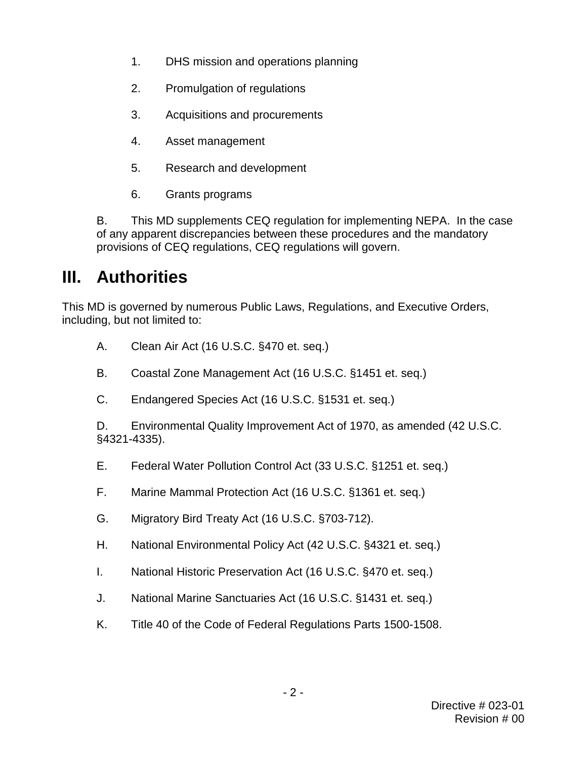1. DHS mission and operations planning

2. Promulgation of regulations

3. Acquisitions and procurements

4. Asset management

5. Research and development

6. Grants programs

B. This MD supplements CEQ regulation for implementing NEPA. In the case of any apparent discrepancies between these procedures and the mandatory provisions of CEQ regulations, CEQ regulations will govern.

# III. Authorities

This MD is governed by numerous Public Laws, Regulations, and Executive Orders, including, but not limited to:

A. Clean Air Act (16 U.S.C. §470 et. seq.)

B. Coastal Zone Management Act (16 U.S.C. §1451 et. seq.)

C. Endangered Species Act (16 U.S.C. §1531 et. seq.)

D. Environmental Quality Improvement Act of 1970, as amended (42 U.S.C. §4321-4335).

E. Federal Water Pollution Control Act (33 U.S.C. §1251 et. seq.)

F. Marine Mammal Protection Act (16 U.S.C. §1361 et. seq.)

G. Migratory Bird Treaty Act (16 U.S.C. §703-712).

H. National Environmental Policy Act (42 U.S.C. §4321 et. seq.)

I. National Historic Preservation Act (16 U.S.C. §470 et. seq.)

J. National Marine Sanctuaries Act (16 U.S.C. §1431 et. seq.)

K. Title 40 of the Code of Federal Regulations Parts 1500-1508.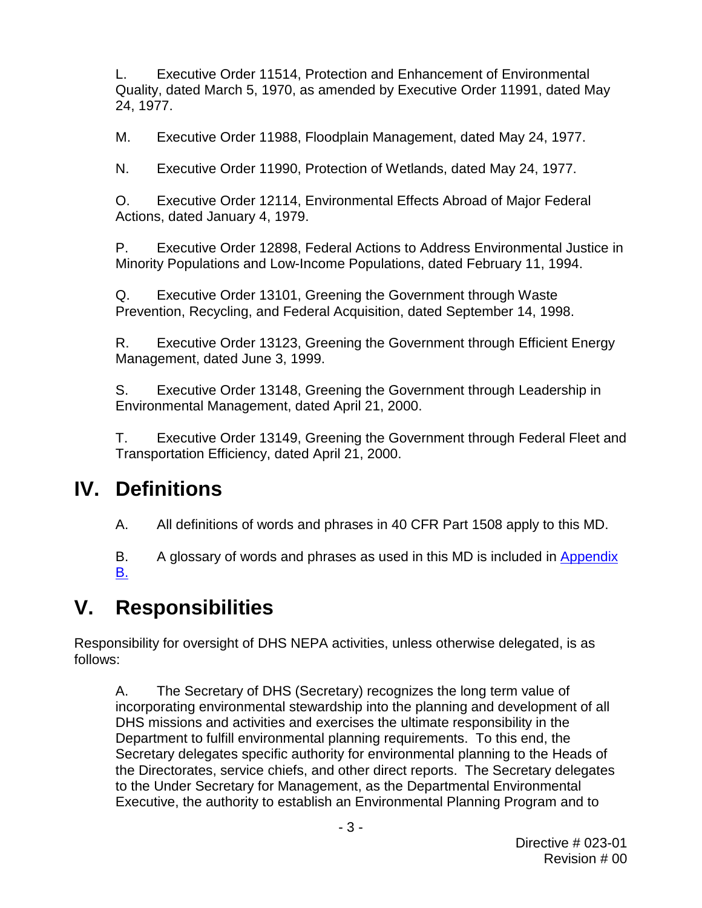L. Executive Order 11514, Protection and Enhancement of Environmental Quality, dated March 5, 1970, as amended by Executive Order 11991, dated May 24, 1977.

M. Executive Order 11988, Floodplain Management, dated May 24, 1977.

N. Executive Order 11990, Protection of Wetlands, dated May 24, 1977.

O. Executive Order 12114, Environmental Effects Abroad of Major Federal Actions, dated January 4, 1979.

P. Executive Order 12898, Federal Actions to Address Environmental Justice in Minority Populations and Low-Income Populations, dated February 11, 1994.

Q. Executive Order 13101, Greening the Government through Waste Prevention, Recycling, and Federal Acquisition, dated September 14, 1998.

R. Executive Order 13123, Greening the Government through Efficient Energy Management, dated June 3, 1999.

S. Executive Order 13148, Greening the Government through Leadership in Environmental Management, dated April 21, 2000.

T. Executive Order 13149, Greening the Government through Federal Fleet and Transportation Efficiency, dated April 21, 2000.

# IV. Definitions

A. All definitions of words and phrases in 40 CFR Part 1508 apply to this MD.

B. A glossary of words and phrases as used in this MD is included in Appendix B.

# V. Responsibilities

Responsibility for oversight of DHS NEPA activities, unless otherwise delegated, is as follows:

A. The Secretary of DHS (Secretary) recognizes the long term value of incorporating environmental stewardship into the planning and development of all DHS missions and activities and exercises the ultimate responsibility in the Department to fulfill environmental planning requirements. To this end, the Secretary delegates specific authority for environmental planning to the Heads of the Directorates, service chiefs, and other direct reports. The Secretary delegates to the Under Secretary for Management, as the Departmental Environmental Executive, the authority to establish an Environmental Planning Program and to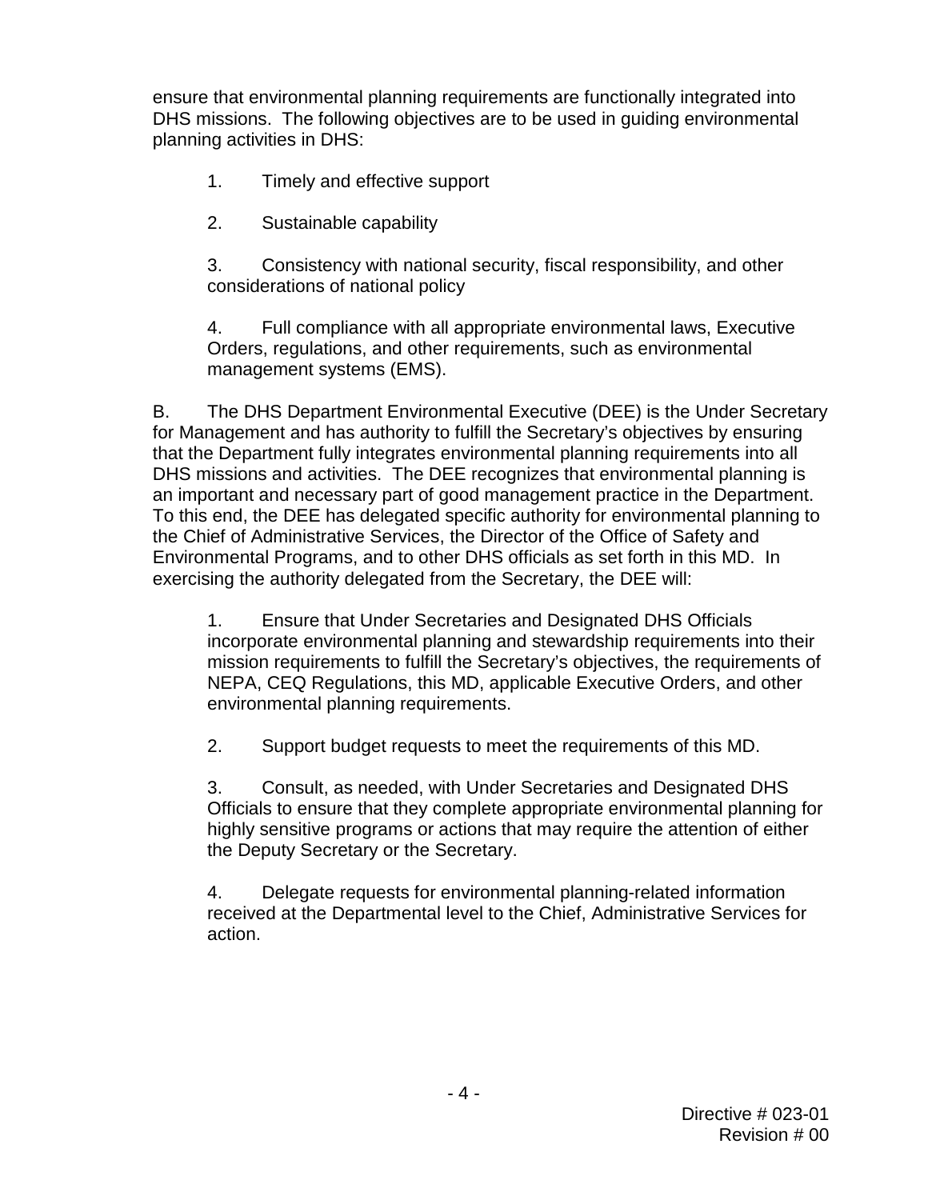ensure that environmental planning requirements are functionally integrated into DHS missions. The following objectives are to be used in guiding environmental planning activities in DHS:

1. Timely and effective support

2. Sustainable capability

3. Consistency with national security, fiscal responsibility, and other considerations of national policy

4. Full compliance with all appropriate environmental laws, Executive Orders, regulations, and other requirements, such as environmental management systems (EMS).

B. The DHS Department Environmental Executive (DEE) is the Under Secretary for Management and has authority to fulfill the Secretary's objectives by ensuring that the Department fully integrates environmental planning requirements into all DHS missions and activities. The DEE recognizes that environmental planning is an important and necessary part of good management practice in the Department. To this end, the DEE has delegated specific authority for environmental planning to the Chief of Administrative Services, the Director of the Office of Safety and Environmental Programs, and to other DHS officials as set forth in this MD. In exercising the authority delegated from the Secretary, the DEE will:

1. Ensure that Under Secretaries and Designated DHS Officials incorporate environmental planning and stewardship requirements into their mission requirements to fulfill the Secretary's objectives, the requirements of NEPA, CEQ Regulations, this MD, applicable Executive Orders, and other environmental planning requirements.

2. Support budget requests to meet the requirements of this MD.

3. Consult, as needed, with Under Secretaries and Designated DHS Officials to ensure that they complete appropriate environmental planning for highly sensitive programs or actions that may require the attention of either the Deputy Secretary or the Secretary.

4. Delegate requests for environmental planning-related information received at the Departmental level to the Chief, Administrative Services for action.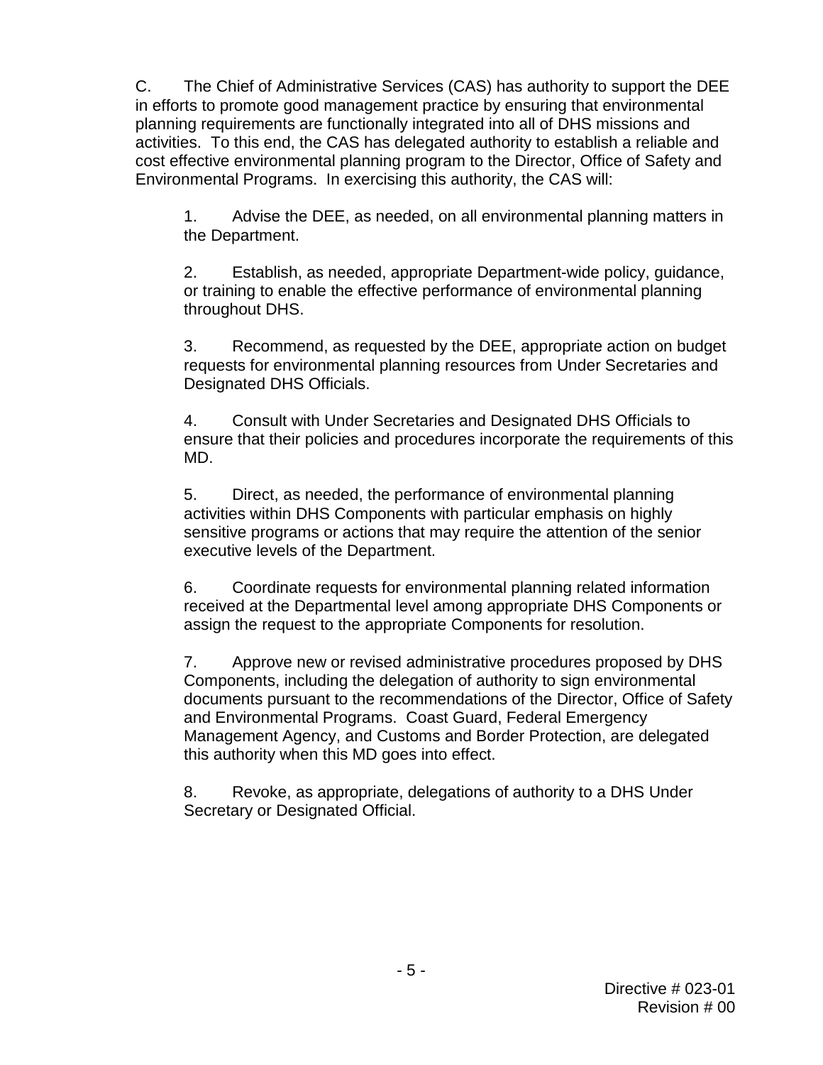C. The Chief of Administrative Services (CAS) has authority to support the DEE in efforts to promote good management practice by ensuring that environmental planning requirements are functionally integrated into all of DHS missions and activities. To this end, the CAS has delegated authority to establish a reliable and cost effective environmental planning program to the Director, Office of Safety and Environmental Programs. In exercising this authority, the CAS will:

1. Advise the DEE, as needed, on all environmental planning matters in the Department.

2. Establish, as needed, appropriate Department-wide policy, guidance, or training to enable the effective performance of environmental planning throughout DHS.

3. Recommend, as requested by the DEE, appropriate action on budget requests for environmental planning resources from Under Secretaries and Designated DHS Officials.

4. Consult with Under Secretaries and Designated DHS Officials to ensure that their policies and procedures incorporate the requirements of this MD.

5. Direct, as needed, the performance of environmental planning activities within DHS Components with particular emphasis on highly sensitive programs or actions that may require the attention of the senior executive levels of the Department.

6. Coordinate requests for environmental planning related information received at the Departmental level among appropriate DHS Components or assign the request to the appropriate Components for resolution.

7. Approve new or revised administrative procedures proposed by DHS Components, including the delegation of authority to sign environmental documents pursuant to the recommendations of the Director, Office of Safety and Environmental Programs. Coast Guard, Federal Emergency Management Agency, and Customs and Border Protection, are delegated this authority when this MD goes into effect.

8. Revoke, as appropriate, delegations of authority to a DHS Under Secretary or Designated Official.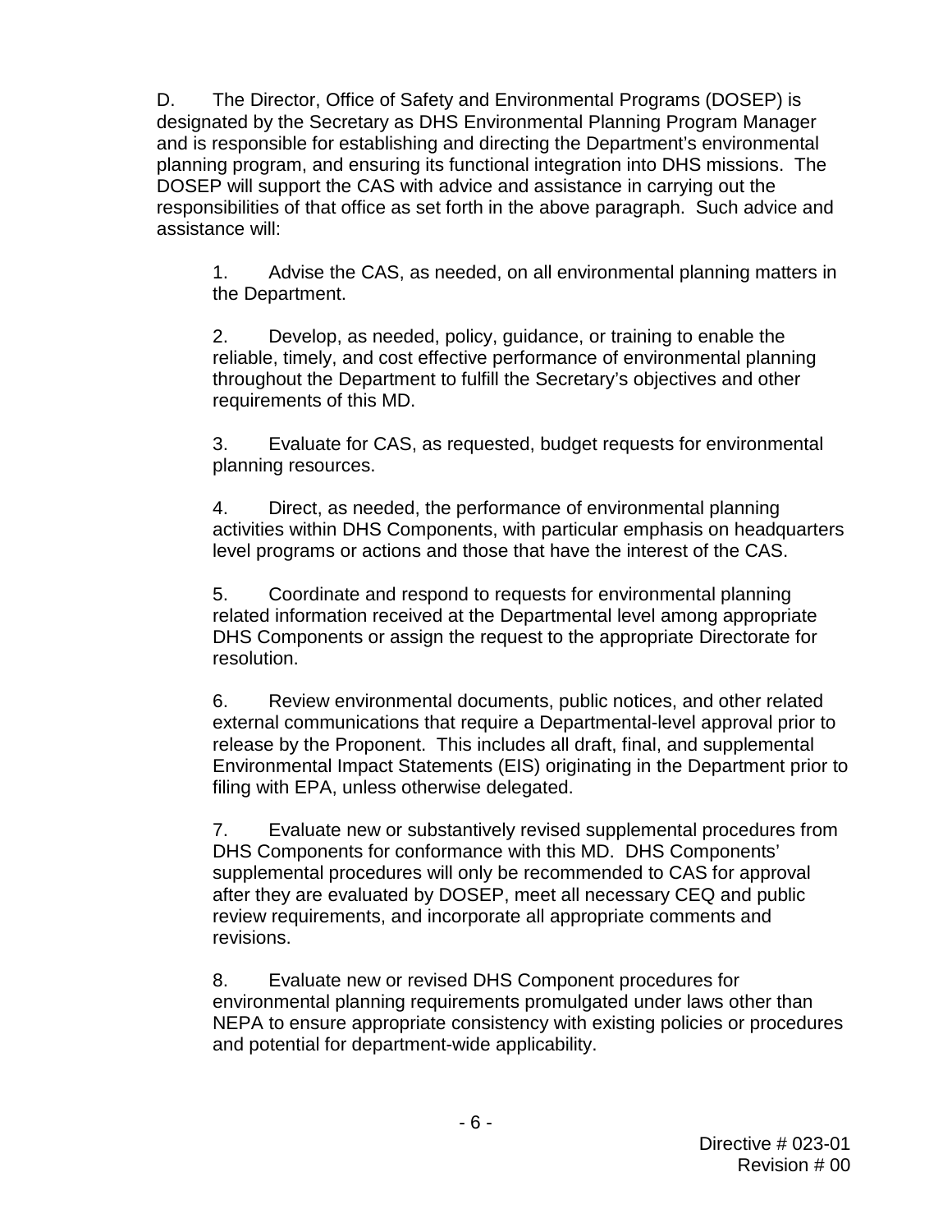D. The Director, Office of Safety and Environmental Programs (DOSEP) is designated by the Secretary as DHS Environmental Planning Program Manager and is responsible for establishing and directing the Department's environmental planning program, and ensuring its functional integration into DHS missions. The DOSEP will support the CAS with advice and assistance in carrying out the responsibilities of that office as set forth in the above paragraph. Such advice and assistance will:

1. Advise the CAS, as needed, on all environmental planning matters in the Department.

2. Develop, as needed, policy, guidance, or training to enable the reliable, timely, and cost effective performance of environmental planning throughout the Department to fulfill the Secretary's objectives and other requirements of this MD.

3. Evaluate for CAS, as requested, budget requests for environmental planning resources.

4. Direct, as needed, the performance of environmental planning activities within DHS Components, with particular emphasis on headquarters level programs or actions and those that have the interest of the CAS.

5. Coordinate and respond to requests for environmental planning related information received at the Departmental level among appropriate DHS Components or assign the request to the appropriate Directorate for resolution.

6. Review environmental documents, public notices, and other related external communications that require a Departmental-level approval prior to release by the Proponent. This includes all draft, final, and supplemental Environmental Impact Statements (EIS) originating in the Department prior to filing with EPA, unless otherwise delegated.

7. Evaluate new or substantively revised supplemental procedures from DHS Components for conformance with this MD. DHS Components' supplemental procedures will only be recommended to CAS for approval after they are evaluated by DOSEP, meet all necessary CEQ and public review requirements, and incorporate all appropriate comments and revisions.

8. Evaluate new or revised DHS Component procedures for environmental planning requirements promulgated under laws other than NEPA to ensure appropriate consistency with existing policies or procedures and potential for department-wide applicability.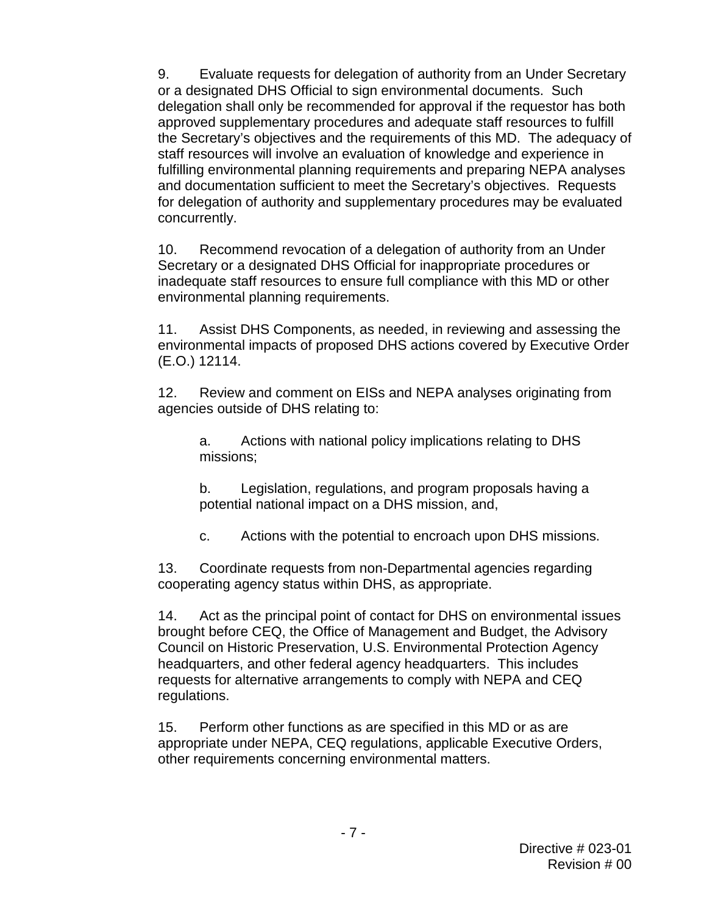9. Evaluate requests for delegation of authority from an Under Secretary or a designated DHS Official to sign environmental documents. Such delegation shall only be recommended for approval if the requestor has both approved supplementary procedures and adequate staff resources to fulfill the Secretary's objectives and the requirements of this MD. The adequacy of staff resources will involve an evaluation of knowledge and experience in fulfilling environmental planning requirements and preparing NEPA analyses and documentation sufficient to meet the Secretary's objectives. Requests for delegation of authority and supplementary procedures may be evaluated concurrently.

10. Recommend revocation of a delegation of authority from an Under Secretary or a designated DHS Official for inappropriate procedures or inadequate staff resources to ensure full compliance with this MD or other environmental planning requirements.

11. Assist DHS Components, as needed, in reviewing and assessing the environmental impacts of proposed DHS actions covered by Executive Order (E.O.) 12114.

12. Review and comment on EISs and NEPA analyses originating from agencies outside of DHS relating to:

   a. Actions with national policy implications relating to DHS missions;

   b. Legislation, regulations, and program proposals having a potential national impact on a DHS mission, and,

   c. Actions with the potential to encroach upon DHS missions.

13. Coordinate requests from non-Departmental agencies regarding cooperating agency status within DHS, as appropriate.

14. Act as the principal point of contact for DHS on environmental issues brought before CEQ, the Office of Management and Budget, the Advisory Council on Historic Preservation, U.S. Environmental Protection Agency headquarters, and other federal agency headquarters. This includes requests for alternative arrangements to comply with NEPA and CEQ regulations.

15. Perform other functions as are specified in this MD or as are appropriate under NEPA, CEQ regulations, applicable Executive Orders, other requirements concerning environmental matters.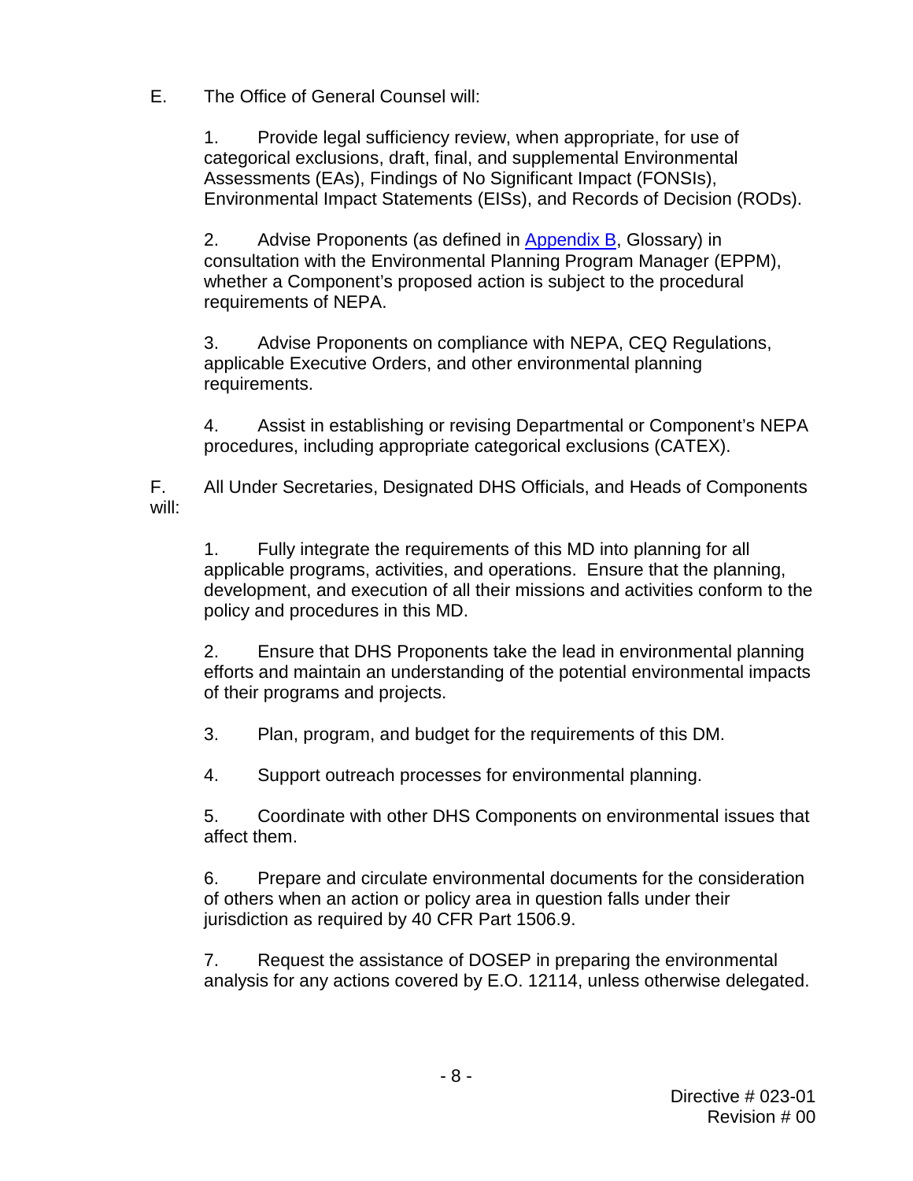E. The Office of General Counsel will:

1. Provide legal sufficiency review, when appropriate, for use of categorical exclusions, draft, final, and supplemental Environmental Assessments (EAs), Findings of No Significant Impact (FONSIs), Environmental Impact Statements (EISs), and Records of Decision (RODs).

2. Advise Proponents (as defined in Appendix B, Glossary) in consultation with the Environmental Planning Program Manager (EPPM), whether a Component's proposed action is subject to the procedural requirements of NEPA.

3. Advise Proponents on compliance with NEPA, CEQ Regulations, applicable Executive Orders, and other environmental planning requirements.

4. Assist in establishing or revising Departmental or Component's NEPA procedures, including appropriate categorical exclusions (CATEX).

F. All Under Secretaries, Designated DHS Officials, and Heads of Components will:

1. Fully integrate the requirements of this MD into planning for all applicable programs, activities, and operations. Ensure that the planning, development, and execution of all their missions and activities conform to the policy and procedures in this MD.

2. Ensure that DHS Proponents take the lead in environmental planning efforts and maintain an understanding of the potential environmental impacts of their programs and projects.

3. Plan, program, and budget for the requirements of this DM.

4. Support outreach processes for environmental planning.

5. Coordinate with other DHS Components on environmental issues that affect them.

6. Prepare and circulate environmental documents for the consideration of others when an action or policy area in question falls under their jurisdiction as required by 40 CFR Part 1506.9.

7. Request the assistance of DOSEP in preparing the environmental analysis for any actions covered by E.O. 12114, unless otherwise delegated.

Directive # 023-01
Revision # 00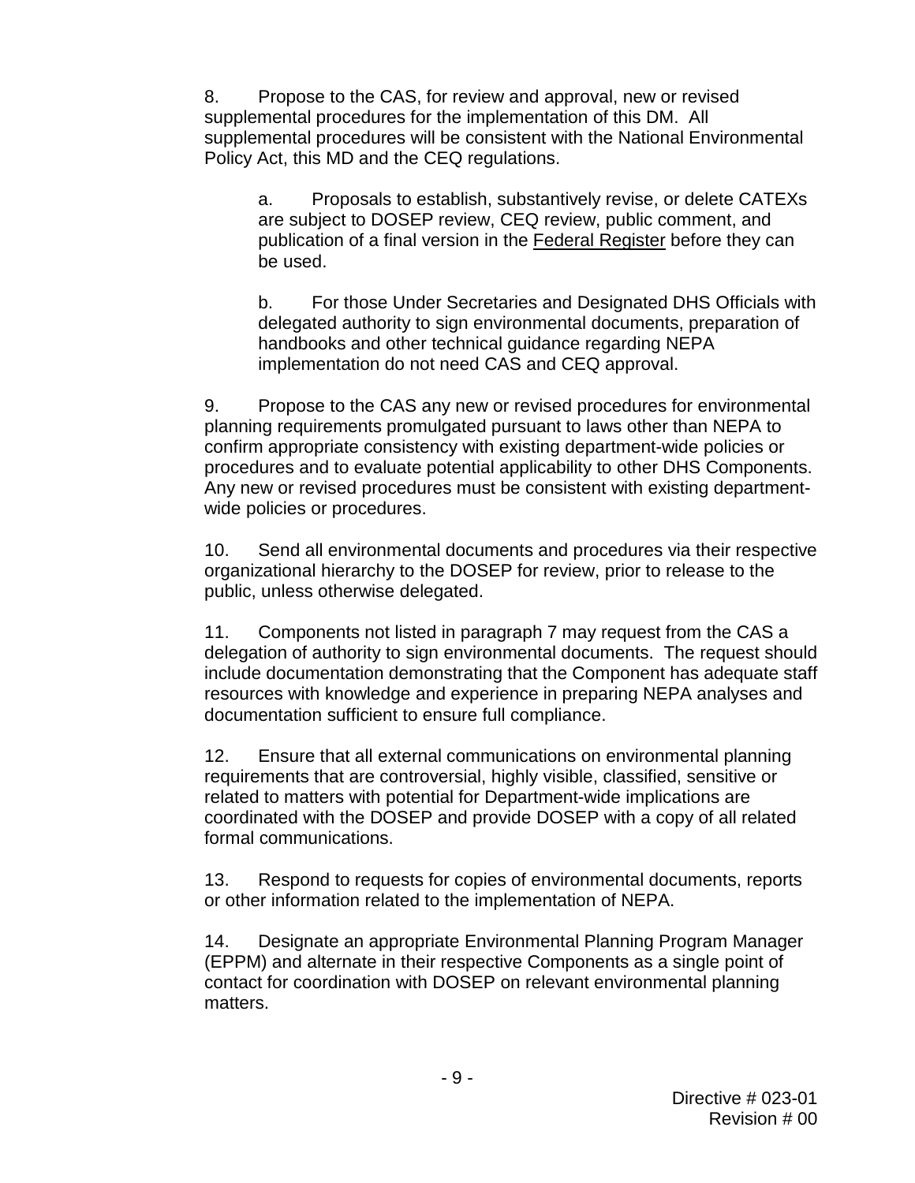8. Propose to the CAS, for review and approval, new or revised supplemental procedures for the implementation of this DM. All supplemental procedures will be consistent with the National Environmental Policy Act, this MD and the CEQ regulations.

   a. Proposals to establish, substantively revise, or delete CATEXs are subject to DOSEP review, CEQ review, public comment, and publication of a final version in the Federal Register before they can be used.

   b. For those Under Secretaries and Designated DHS Officials with delegated authority to sign environmental documents, preparation of handbooks and other technical guidance regarding NEPA implementation do not need CAS and CEQ approval.

9. Propose to the CAS any new or revised procedures for environmental planning requirements promulgated pursuant to laws other than NEPA to confirm appropriate consistency with existing department-wide policies or procedures and to evaluate potential applicability to other DHS Components. Any new or revised procedures must be consistent with existing department-wide policies or procedures.

10. Send all environmental documents and procedures via their respective organizational hierarchy to the DOSEP for review, prior to release to the public, unless otherwise delegated.

11. Components not listed in paragraph 7 may request from the CAS a delegation of authority to sign environmental documents. The request should include documentation demonstrating that the Component has adequate staff resources with knowledge and experience in preparing NEPA analyses and documentation sufficient to ensure full compliance.

12. Ensure that all external communications on environmental planning requirements that are controversial, highly visible, classified, sensitive or related to matters with potential for Department-wide implications are coordinated with the DOSEP and provide DOSEP with a copy of all related formal communications.

13. Respond to requests for copies of environmental documents, reports or other information related to the implementation of NEPA.

14. Designate an appropriate Environmental Planning Program Manager (EPPM) and alternate in their respective Components as a single point of contact for coordination with DOSEP on relevant environmental planning matters.

Directive # 023-01
Revision # 00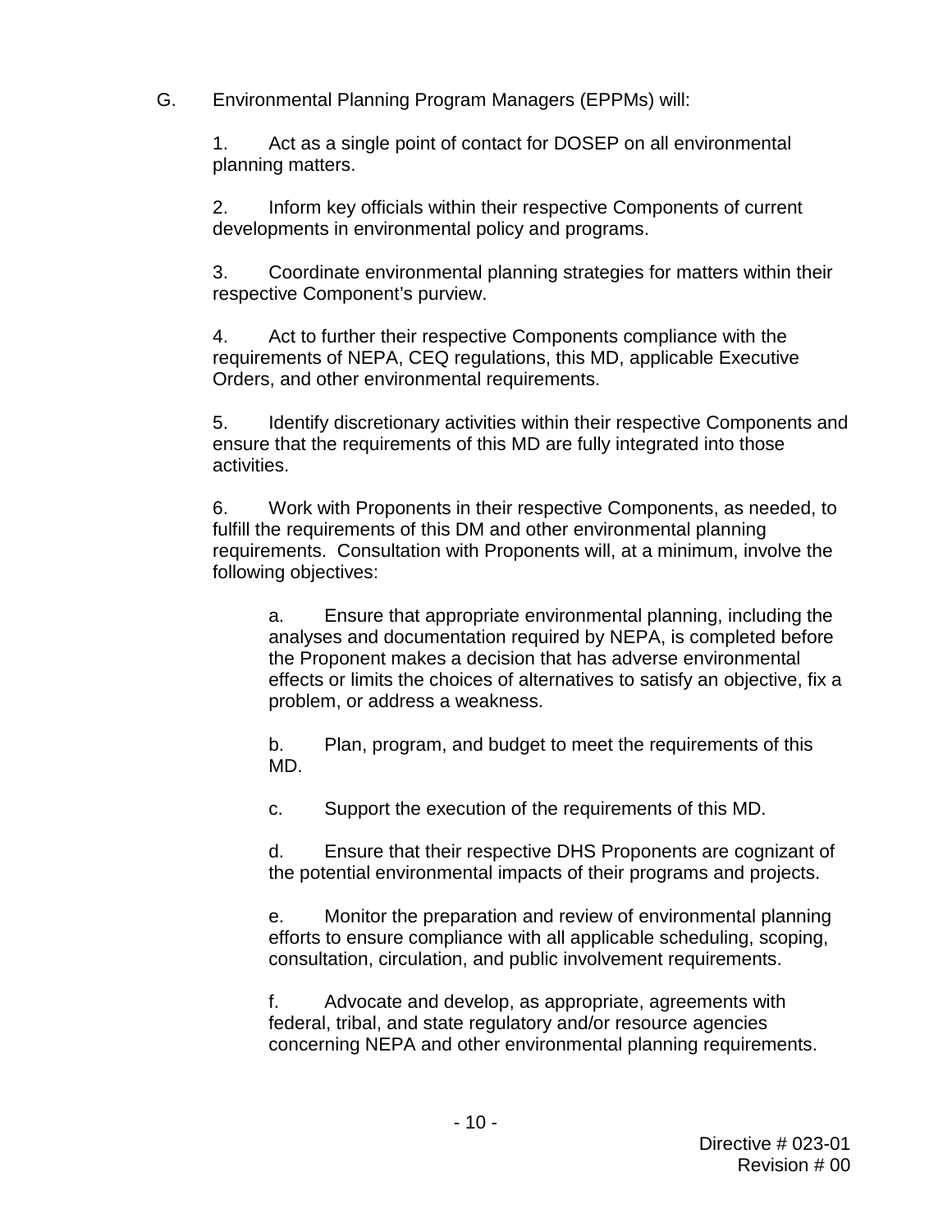G. Environmental Planning Program Managers (EPPMs) will:

1. Act as a single point of contact for DOSEP on all environmental planning matters.

2. Inform key officials within their respective Components of current developments in environmental policy and programs.

3. Coordinate environmental planning strategies for matters within their respective Component's purview.

4. Act to further their respective Components compliance with the requirements of NEPA, CEQ regulations, this MD, applicable Executive Orders, and other environmental requirements.

5. Identify discretionary activities within their respective Components and ensure that the requirements of this MD are fully integrated into those activities.

6. Work with Proponents in their respective Components, as needed, to fulfill the requirements of this DM and other environmental planning requirements. Consultation with Proponents will, at a minimum, involve the following objectives:

   a. Ensure that appropriate environmental planning, including the analyses and documentation required by NEPA, is completed before the Proponent makes a decision that has adverse environmental effects or limits the choices of alternatives to satisfy an objective, fix a problem, or address a weakness.

   b. Plan, program, and budget to meet the requirements of this MD.

   c. Support the execution of the requirements of this MD.

   d. Ensure that their respective DHS Proponents are cognizant of the potential environmental impacts of their programs and projects.

   e. Monitor the preparation and review of environmental planning efforts to ensure compliance with all applicable scheduling, scoping, consultation, circulation, and public involvement requirements.

   f. Advocate and develop, as appropriate, agreements with federal, tribal, and state regulatory and/or resource agencies concerning NEPA and other environmental planning requirements.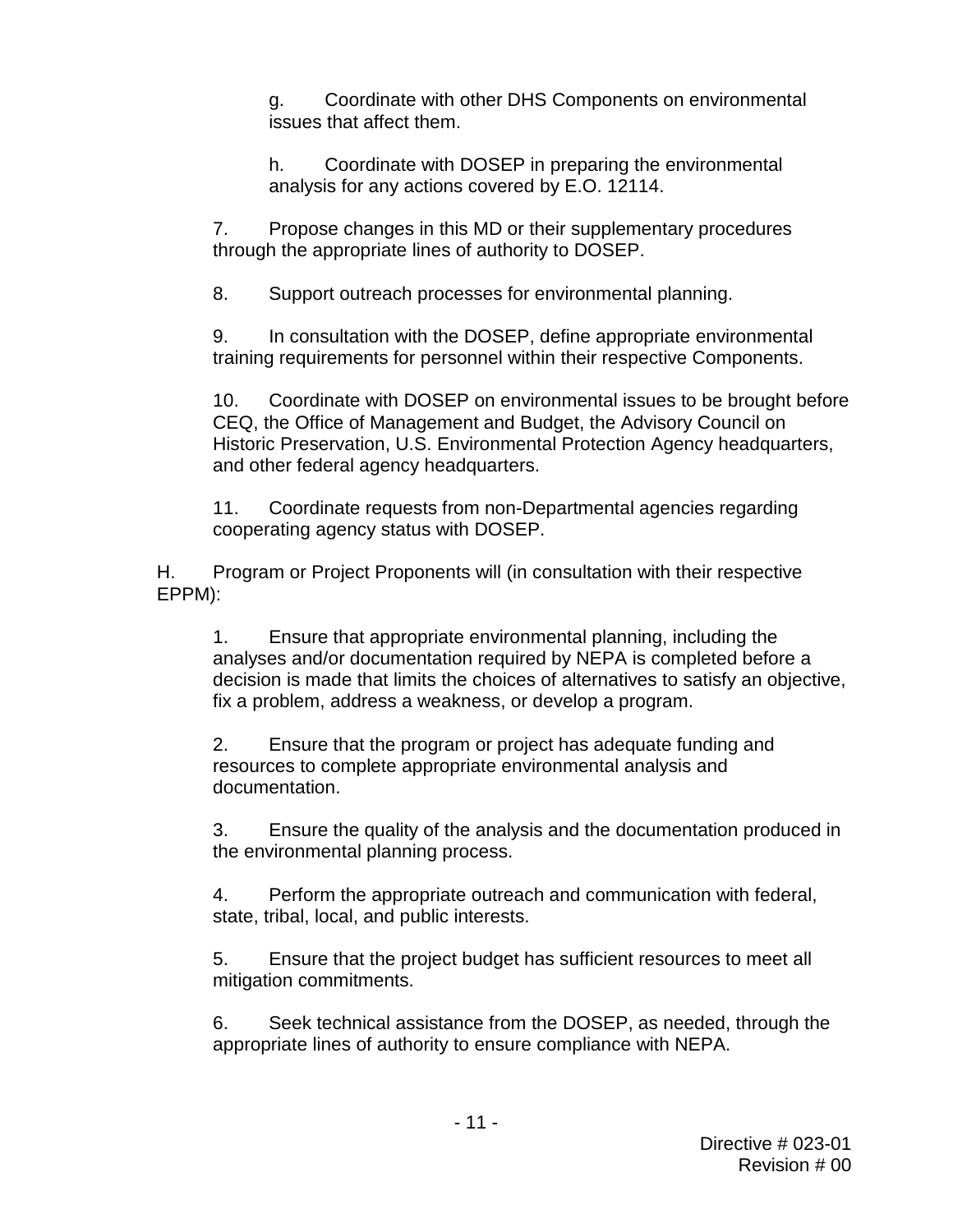g. Coordinate with other DHS Components on environmental issues that affect them.

h. Coordinate with DOSEP in preparing the environmental analysis for any actions covered by E.O. 12114.

7. Propose changes in this MD or their supplementary procedures through the appropriate lines of authority to DOSEP.

8. Support outreach processes for environmental planning.

9. In consultation with the DOSEP, define appropriate environmental training requirements for personnel within their respective Components.

10. Coordinate with DOSEP on environmental issues to be brought before CEQ, the Office of Management and Budget, the Advisory Council on Historic Preservation, U.S. Environmental Protection Agency headquarters, and other federal agency headquarters.

11. Coordinate requests from non-Departmental agencies regarding cooperating agency status with DOSEP.

H. Program or Project Proponents will (in consultation with their respective EPPM):

1. Ensure that appropriate environmental planning, including the analyses and/or documentation required by NEPA is completed before a decision is made that limits the choices of alternatives to satisfy an objective, fix a problem, address a weakness, or develop a program.

2. Ensure that the program or project has adequate funding and resources to complete appropriate environmental analysis and documentation.

3. Ensure the quality of the analysis and the documentation produced in the environmental planning process.

4. Perform the appropriate outreach and communication with federal, state, tribal, local, and public interests.

5. Ensure that the project budget has sufficient resources to meet all mitigation commitments.

6. Seek technical assistance from the DOSEP, as needed, through the appropriate lines of authority to ensure compliance with NEPA.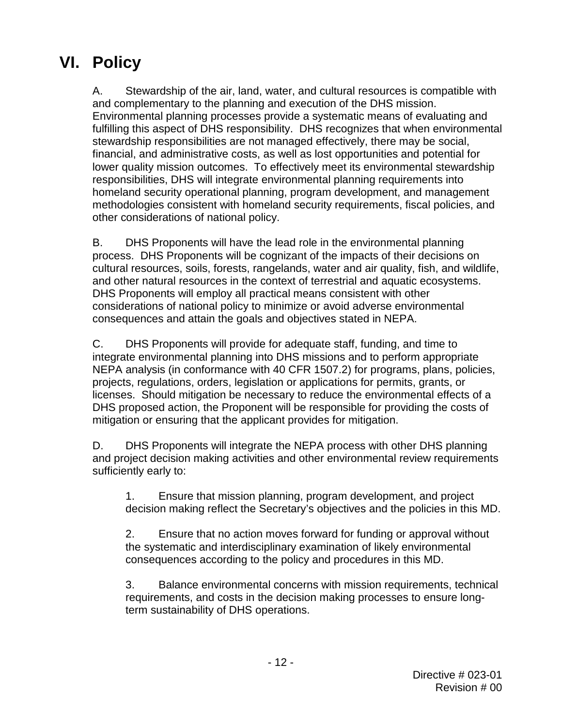# VI. Policy

A. Stewardship of the air, land, water, and cultural resources is compatible with and complementary to the planning and execution of the DHS mission. Environmental planning processes provide a systematic means of evaluating and fulfilling this aspect of DHS responsibility. DHS recognizes that when environmental stewardship responsibilities are not managed effectively, there may be social, financial, and administrative costs, as well as lost opportunities and potential for lower quality mission outcomes. To effectively meet its environmental stewardship responsibilities, DHS will integrate environmental planning requirements into homeland security operational planning, program development, and management methodologies consistent with homeland security requirements, fiscal policies, and other considerations of national policy.

B. DHS Proponents will have the lead role in the environmental planning process. DHS Proponents will be cognizant of the impacts of their decisions on cultural resources, soils, forests, rangelands, water and air quality, fish, and wildlife, and other natural resources in the context of terrestrial and aquatic ecosystems. DHS Proponents will employ all practical means consistent with other considerations of national policy to minimize or avoid adverse environmental consequences and attain the goals and objectives stated in NEPA.

C. DHS Proponents will provide for adequate staff, funding, and time to integrate environmental planning into DHS missions and to perform appropriate NEPA analysis (in conformance with 40 CFR 1507.2) for programs, plans, policies, projects, regulations, orders, legislation or applications for permits, grants, or licenses. Should mitigation be necessary to reduce the environmental effects of a DHS proposed action, the Proponent will be responsible for providing the costs of mitigation or ensuring that the applicant provides for mitigation.

D. DHS Proponents will integrate the NEPA process with other DHS planning and project decision making activities and other environmental review requirements sufficiently early to:

1. Ensure that mission planning, program development, and project decision making reflect the Secretary's objectives and the policies in this MD.

2. Ensure that no action moves forward for funding or approval without the systematic and interdisciplinary examination of likely environmental consequences according to the policy and procedures in this MD.

3. Balance environmental concerns with mission requirements, technical requirements, and costs in the decision making processes to ensure long-term sustainability of DHS operations.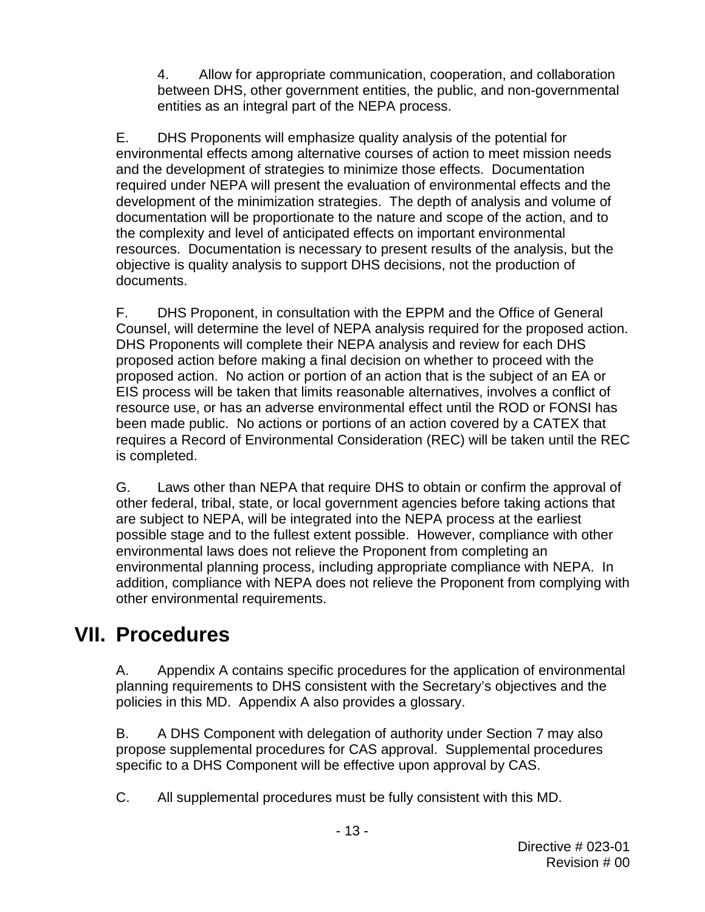4. Allow for appropriate communication, cooperation, and collaboration between DHS, other government entities, the public, and non-governmental entities as an integral part of the NEPA process.

E. DHS Proponents will emphasize quality analysis of the potential for environmental effects among alternative courses of action to meet mission needs and the development of strategies to minimize those effects. Documentation required under NEPA will present the evaluation of environmental effects and the development of the minimization strategies. The depth of analysis and volume of documentation will be proportionate to the nature and scope of the action, and to the complexity and level of anticipated effects on important environmental resources. Documentation is necessary to present results of the analysis, but the objective is quality analysis to support DHS decisions, not the production of documents.

F. DHS Proponent, in consultation with the EPPM and the Office of General Counsel, will determine the level of NEPA analysis required for the proposed action. DHS Proponents will complete their NEPA analysis and review for each DHS proposed action before making a final decision on whether to proceed with the proposed action. No action or portion of an action that is the subject of an EA or EIS process will be taken that limits reasonable alternatives, involves a conflict of resource use, or has an adverse environmental effect until the ROD or FONSI has been made public. No actions or portions of an action covered by a CATEX that requires a Record of Environmental Consideration (REC) will be taken until the REC is completed.

G. Laws other than NEPA that require DHS to obtain or confirm the approval of other federal, tribal, state, or local government agencies before taking actions that are subject to NEPA, will be integrated into the NEPA process at the earliest possible stage and to the fullest extent possible. However, compliance with other environmental laws does not relieve the Proponent from completing an environmental planning process, including appropriate compliance with NEPA. In addition, compliance with NEPA does not relieve the Proponent from complying with other environmental requirements.

# VII. Procedures

A. Appendix A contains specific procedures for the application of environmental planning requirements to DHS consistent with the Secretary's objectives and the policies in this MD. Appendix A also provides a glossary.

B. A DHS Component with delegation of authority under Section 7 may also propose supplemental procedures for CAS approval. Supplemental procedures specific to a DHS Component will be effective upon approval by CAS.

C. All supplemental procedures must be fully consistent with this MD.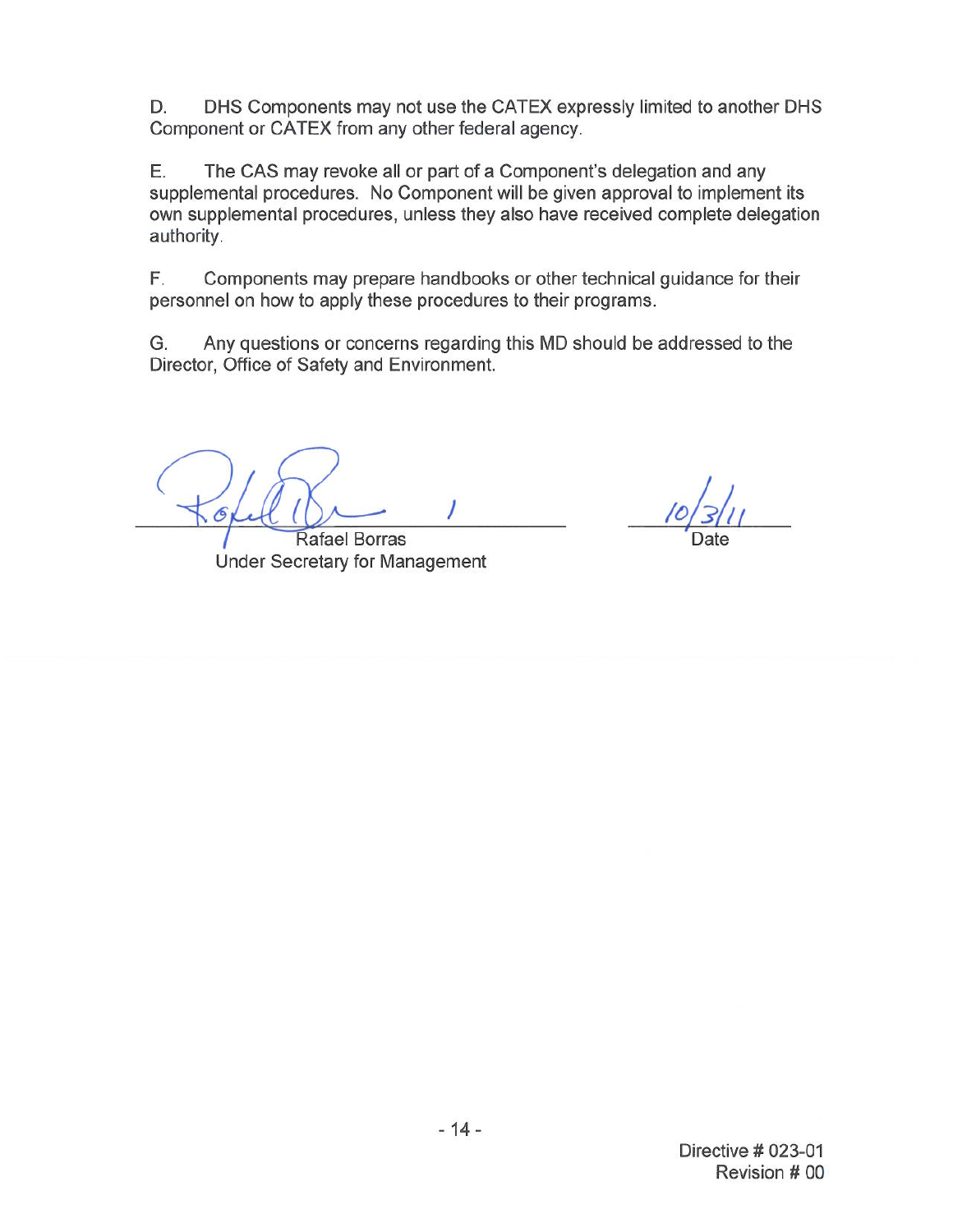D. DHS Components may not use the CATEX expressly limited to another DHS Component or CATEX from any other federal agency.

E. The CAS may revoke all or part of a Component's delegation and any supplemental procedures. No Component will be given approval to implement its own supplemental procedures, unless they also have received complete delegation authority.

F. Components may prepare handbooks or other technical guidance for their personnel on how to apply these procedures to their programs.

G. Any questions or concerns regarding this MD should be addressed to the Director, Office of Safety and Environment.

Rafael Borras
Under Secretary for Management

10/3/11
Date

Directive # 023-01
Revision # 00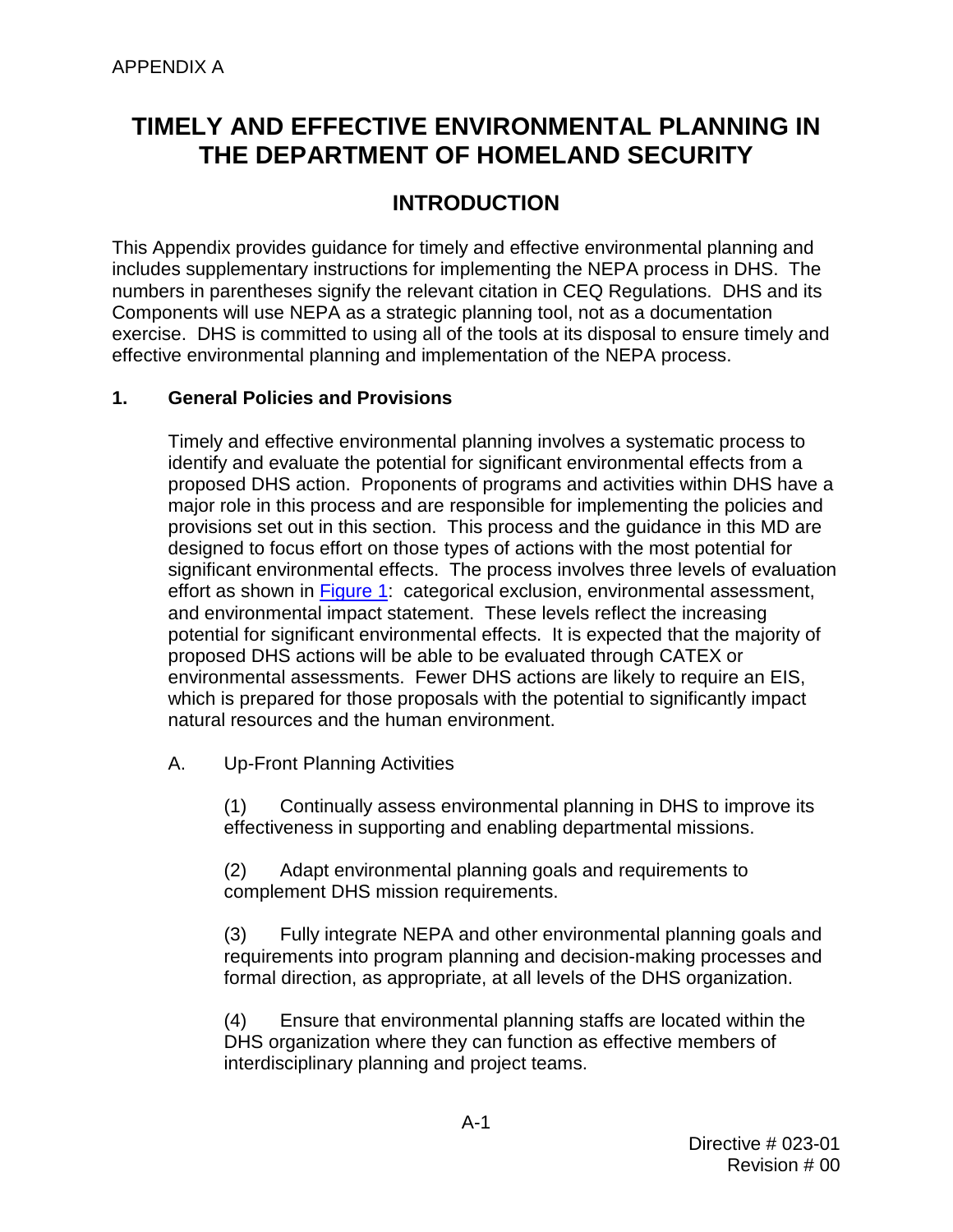APPENDIX A

# TIMELY AND EFFECTIVE ENVIRONMENTAL PLANNING IN THE DEPARTMENT OF HOMELAND SECURITY

## INTRODUCTION

This Appendix provides guidance for timely and effective environmental planning and includes supplementary instructions for implementing the NEPA process in DHS. The numbers in parentheses signify the relevant citation in CEQ Regulations. DHS and its Components will use NEPA as a strategic planning tool, not as a documentation exercise. DHS is committed to using all of the tools at its disposal to ensure timely and effective environmental planning and implementation of the NEPA process.

### 1. General Policies and Provisions

Timely and effective environmental planning involves a systematic process to identify and evaluate the potential for significant environmental effects from a proposed DHS action. Proponents of programs and activities within DHS have a major role in this process and are responsible for implementing the policies and provisions set out in this section. This process and the guidance in this MD are designed to focus effort on those types of actions with the most potential for significant environmental effects. The process involves three levels of evaluation effort as shown in Figure 1: categorical exclusion, environmental assessment, and environmental impact statement. These levels reflect the increasing potential for significant environmental effects. It is expected that the majority of proposed DHS actions will be able to be evaluated through CATEX or environmental assessments. Fewer DHS actions are likely to require an EIS, which is prepared for those proposals with the potential to significantly impact natural resources and the human environment.

A. Up-Front Planning Activities

(1) Continually assess environmental planning in DHS to improve its effectiveness in supporting and enabling departmental missions.

(2) Adapt environmental planning goals and requirements to complement DHS mission requirements.

(3) Fully integrate NEPA and other environmental planning goals and requirements into program planning and decision-making processes and formal direction, as appropriate, at all levels of the DHS organization.

(4) Ensure that environmental planning staffs are located within the DHS organization where they can function as effective members of interdisciplinary planning and project teams.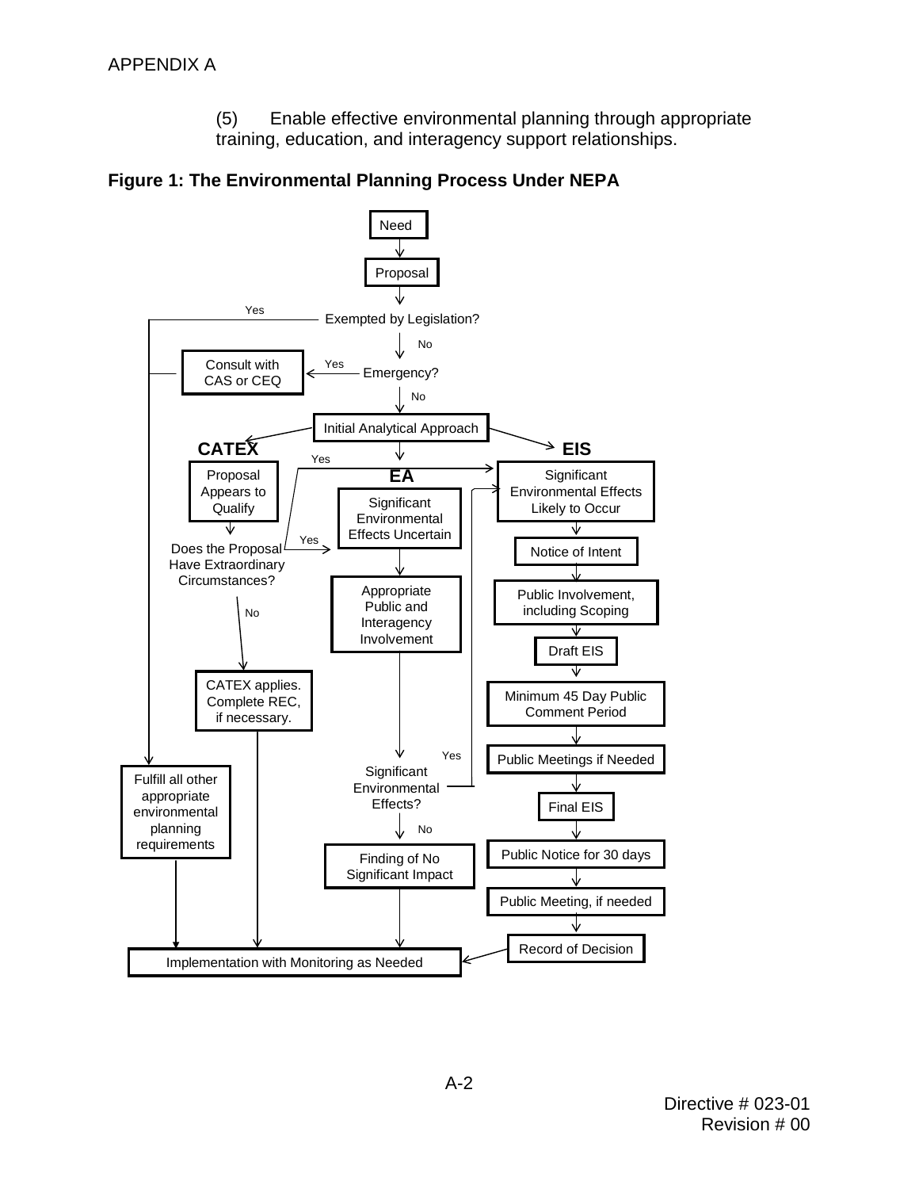(5) Enable effective environmental planning through appropriate training, education, and interagency support relationships.

**Figure 1: The Environmental Planning Process Under NEPA**

Need → Proposal → Exempted by Legislation?

- Yes → Fulfill all other appropriate environmental planning requirements → Implementation with Monitoring as Needed
- No → Emergency?
  - Yes → Consult with CAS or CEQ → Fulfill all other appropriate environmental planning requirements
  - No → Initial Analytical Approach

**Initial Analytical Approach:**

**CATEX**

- Proposal Appears to Qualify → Does the Proposal Have Extraordinary Circumstances?
  - Yes → EA (Significant Environmental Effects Uncertain) or EIS (Significant Environmental Effects Likely to Occur)
  - No → CATEX applies. Complete REC, if necessary. → Implementation with Monitoring as Needed

**EA**

- Significant Environmental Effects Uncertain → Appropriate Public and Interagency Involvement → Significant Environmental Effects?
  - Yes → EIS (Significant Environmental Effects Likely to Occur)
  - No → Finding of No Significant Impact → Implementation with Monitoring as Needed

**EIS**

- Significant Environmental Effects Likely to Occur → Notice of Intent → Public Involvement, including Scoping → Draft EIS → Minimum 45 Day Public Comment Period → Public Meetings if Needed → Final EIS → Public Notice for 30 days → Public Meeting, if needed → Record of Decision → Implementation with Monitoring as Needed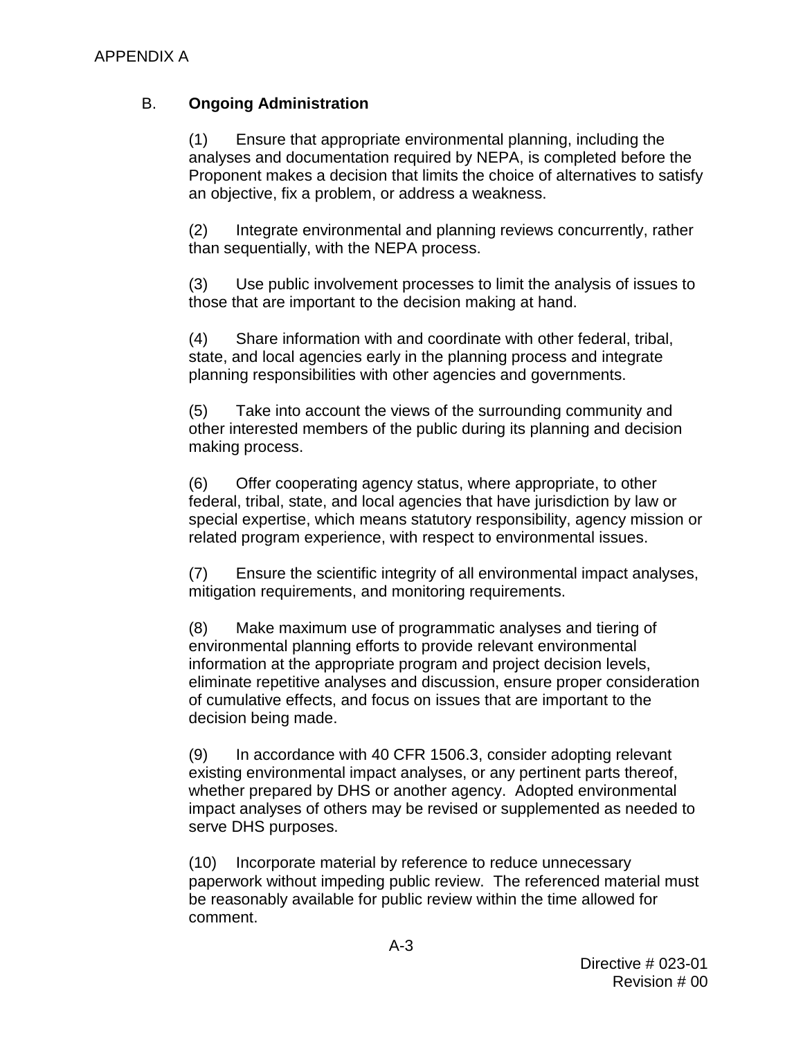## B. **Ongoing Administration**

(1) Ensure that appropriate environmental planning, including the analyses and documentation required by NEPA, is completed before the Proponent makes a decision that limits the choice of alternatives to satisfy an objective, fix a problem, or address a weakness.

(2) Integrate environmental and planning reviews concurrently, rather than sequentially, with the NEPA process.

(3) Use public involvement processes to limit the analysis of issues to those that are important to the decision making at hand.

(4) Share information with and coordinate with other federal, tribal, state, and local agencies early in the planning process and integrate planning responsibilities with other agencies and governments.

(5) Take into account the views of the surrounding community and other interested members of the public during its planning and decision making process.

(6) Offer cooperating agency status, where appropriate, to other federal, tribal, state, and local agencies that have jurisdiction by law or special expertise, which means statutory responsibility, agency mission or related program experience, with respect to environmental issues.

(7) Ensure the scientific integrity of all environmental impact analyses, mitigation requirements, and monitoring requirements.

(8) Make maximum use of programmatic analyses and tiering of environmental planning efforts to provide relevant environmental information at the appropriate program and project decision levels, eliminate repetitive analyses and discussion, ensure proper consideration of cumulative effects, and focus on issues that are important to the decision being made.

(9) In accordance with 40 CFR 1506.3, consider adopting relevant existing environmental impact analyses, or any pertinent parts thereof, whether prepared by DHS or another agency. Adopted environmental impact analyses of others may be revised or supplemented as needed to serve DHS purposes.

(10) Incorporate material by reference to reduce unnecessary paperwork without impeding public review. The referenced material must be reasonably available for public review within the time allowed for comment.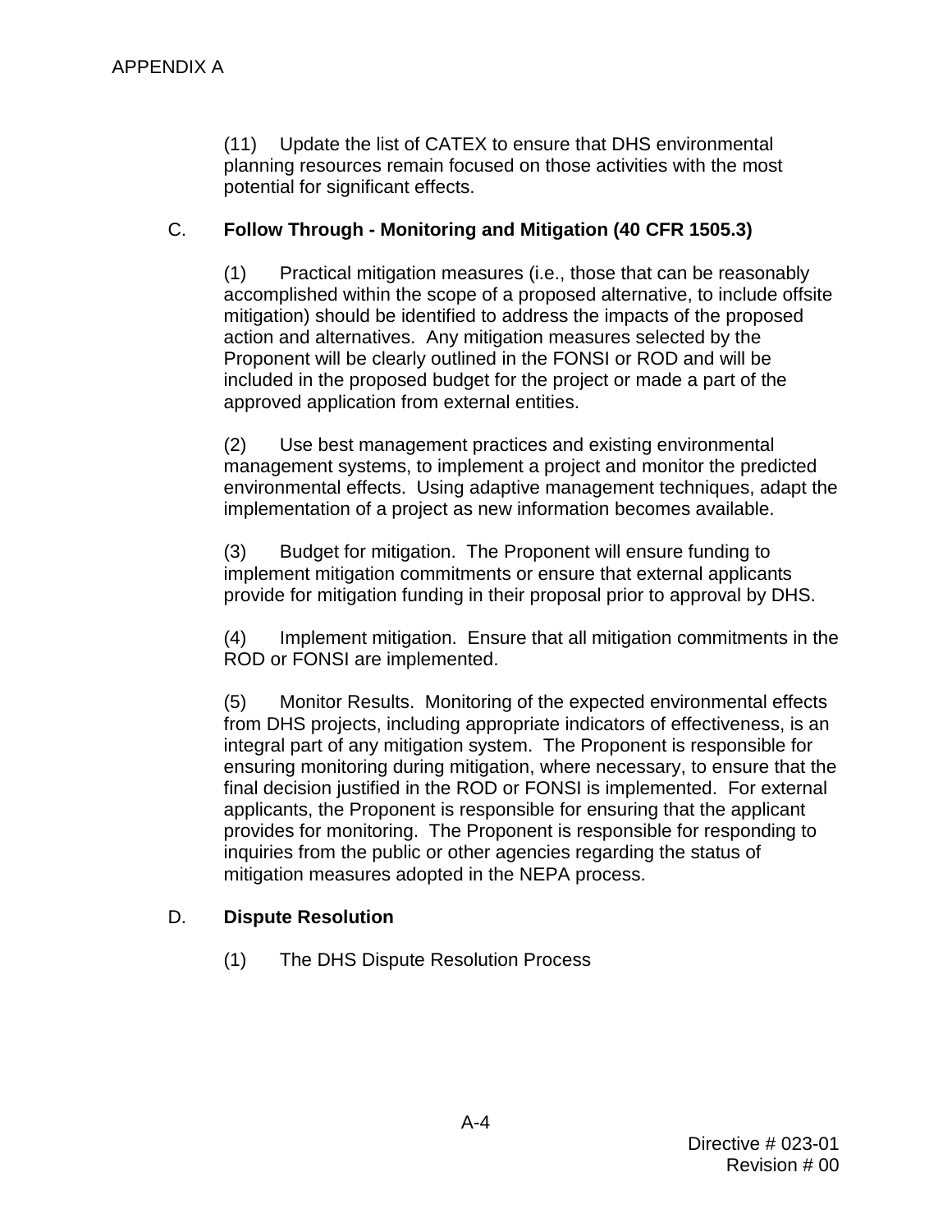(11) Update the list of CATEX to ensure that DHS environmental planning resources remain focused on those activities with the most potential for significant effects.

C. **Follow Through - Monitoring and Mitigation (40 CFR 1505.3)**

(1) Practical mitigation measures (i.e., those that can be reasonably accomplished within the scope of a proposed alternative, to include offsite mitigation) should be identified to address the impacts of the proposed action and alternatives. Any mitigation measures selected by the Proponent will be clearly outlined in the FONSI or ROD and will be included in the proposed budget for the project or made a part of the approved application from external entities.

(2) Use best management practices and existing environmental management systems, to implement a project and monitor the predicted environmental effects. Using adaptive management techniques, adapt the implementation of a project as new information becomes available.

(3) Budget for mitigation. The Proponent will ensure funding to implement mitigation commitments or ensure that external applicants provide for mitigation funding in their proposal prior to approval by DHS.

(4) Implement mitigation. Ensure that all mitigation commitments in the ROD or FONSI are implemented.

(5) Monitor Results. Monitoring of the expected environmental effects from DHS projects, including appropriate indicators of effectiveness, is an integral part of any mitigation system. The Proponent is responsible for ensuring monitoring during mitigation, where necessary, to ensure that the final decision justified in the ROD or FONSI is implemented. For external applicants, the Proponent is responsible for ensuring that the applicant provides for monitoring. The Proponent is responsible for responding to inquiries from the public or other agencies regarding the status of mitigation measures adopted in the NEPA process.

D. **Dispute Resolution**

(1) The DHS Dispute Resolution Process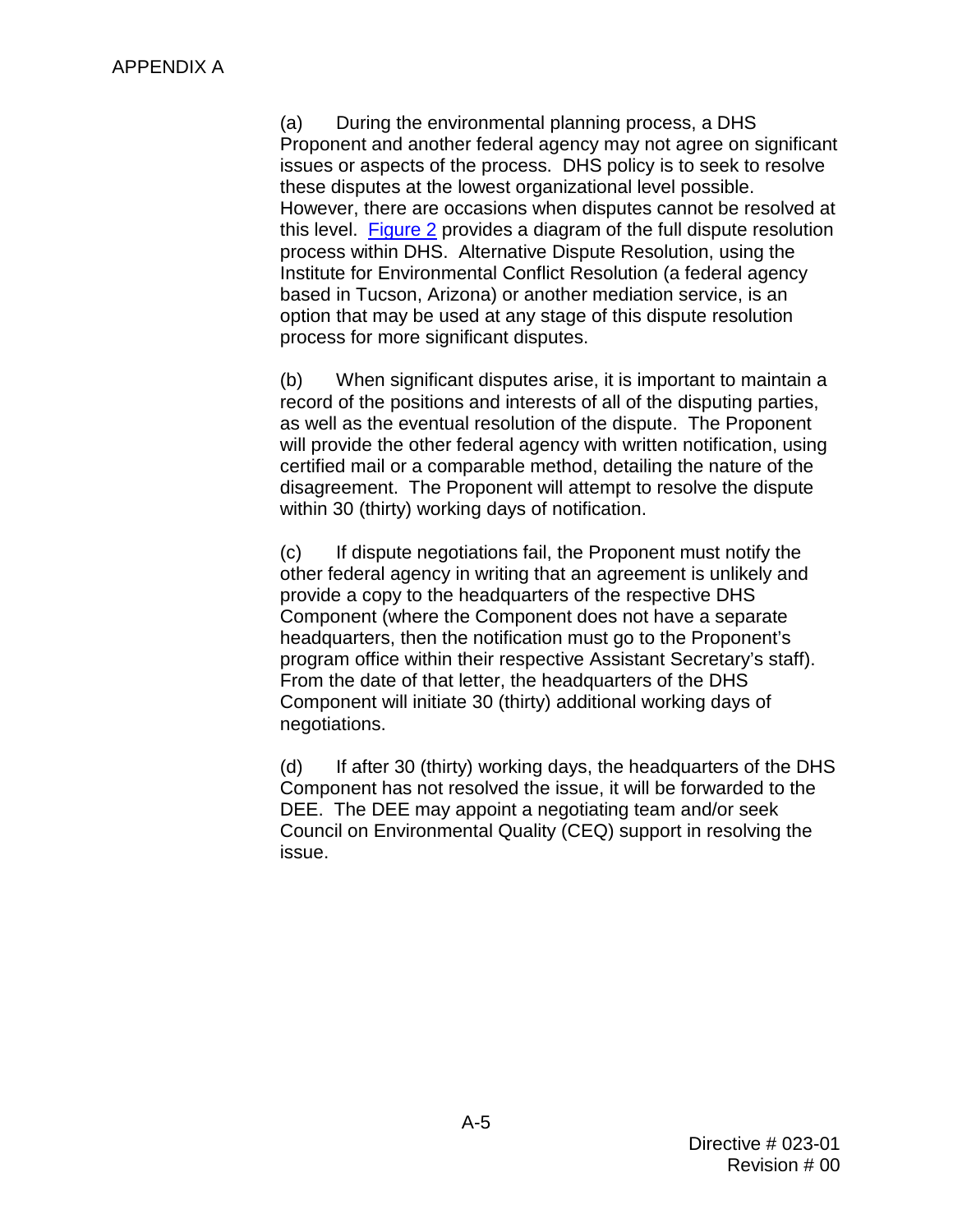APPENDIX A

(a) During the environmental planning process, a DHS Proponent and another federal agency may not agree on significant issues or aspects of the process. DHS policy is to seek to resolve these disputes at the lowest organizational level possible. However, there are occasions when disputes cannot be resolved at this level. Figure 2 provides a diagram of the full dispute resolution process within DHS. Alternative Dispute Resolution, using the Institute for Environmental Conflict Resolution (a federal agency based in Tucson, Arizona) or another mediation service, is an option that may be used at any stage of this dispute resolution process for more significant disputes.

(b) When significant disputes arise, it is important to maintain a record of the positions and interests of all of the disputing parties, as well as the eventual resolution of the dispute. The Proponent will provide the other federal agency with written notification, using certified mail or a comparable method, detailing the nature of the disagreement. The Proponent will attempt to resolve the dispute within 30 (thirty) working days of notification.

(c) If dispute negotiations fail, the Proponent must notify the other federal agency in writing that an agreement is unlikely and provide a copy to the headquarters of the respective DHS Component (where the Component does not have a separate headquarters, then the notification must go to the Proponent's program office within their respective Assistant Secretary's staff). From the date of that letter, the headquarters of the DHS Component will initiate 30 (thirty) additional working days of negotiations.

(d) If after 30 (thirty) working days, the headquarters of the DHS Component has not resolved the issue, it will be forwarded to the DEE. The DEE may appoint a negotiating team and/or seek Council on Environmental Quality (CEQ) support in resolving the issue.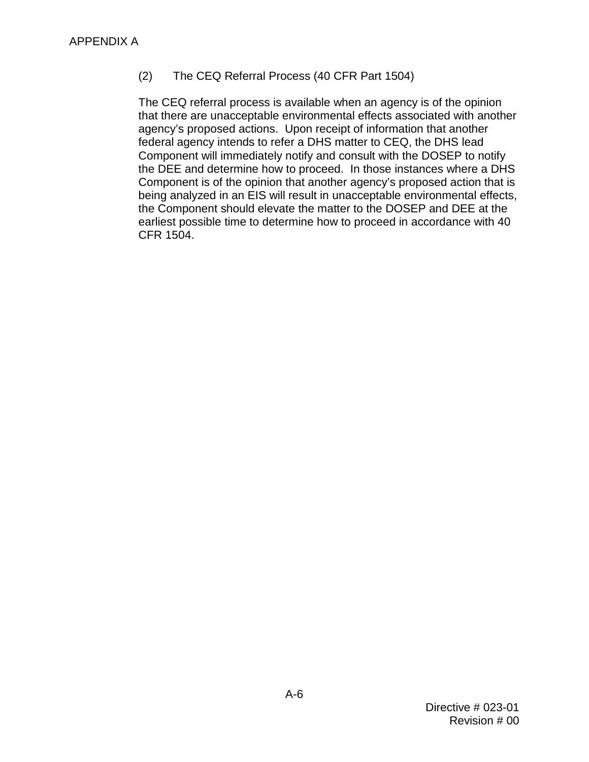(2) The CEQ Referral Process (40 CFR Part 1504)

The CEQ referral process is available when an agency is of the opinion that there are unacceptable environmental effects associated with another agency's proposed actions. Upon receipt of information that another federal agency intends to refer a DHS matter to CEQ, the DHS lead Component will immediately notify and consult with the DOSEP to notify the DEE and determine how to proceed. In those instances where a DHS Component is of the opinion that another agency's proposed action that is being analyzed in an EIS will result in unacceptable environmental effects, the Component should elevate the matter to the DOSEP and DEE at the earliest possible time to determine how to proceed in accordance with 40 CFR 1504.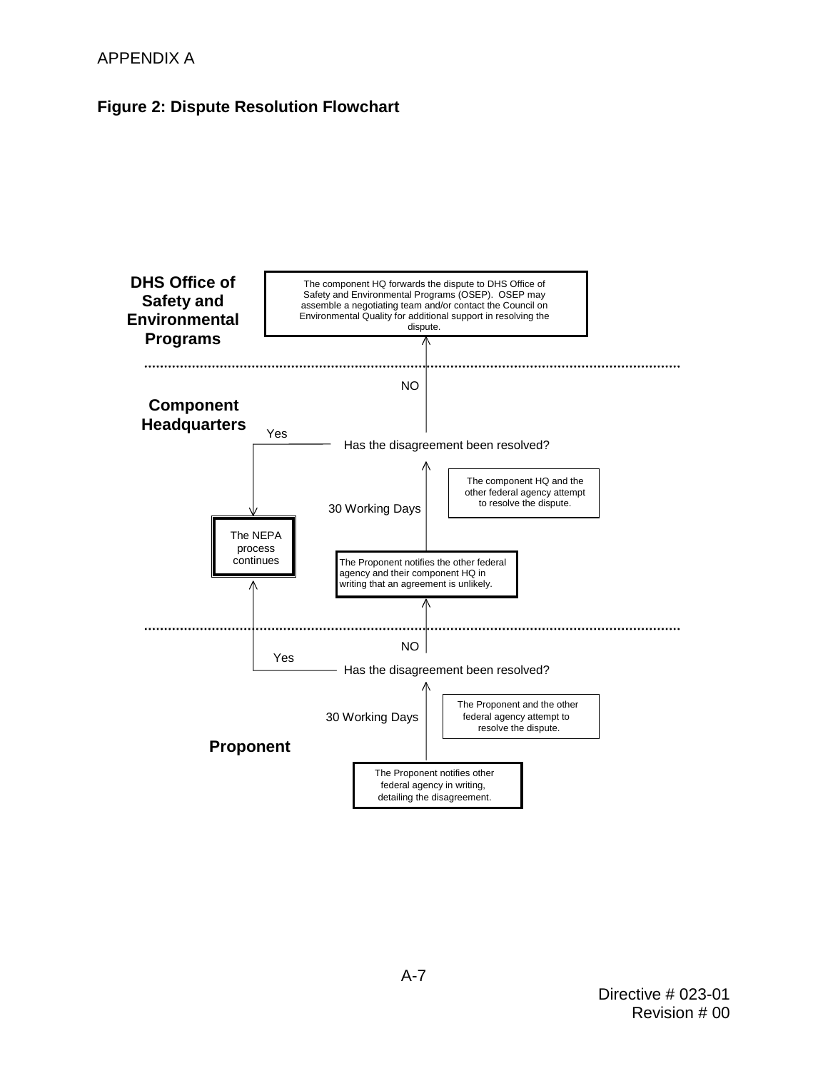APPENDIX A

**Figure 2: Dispute Resolution Flowchart**

**DHS Office of Safety and Environmental Programs**

The component HQ forwards the dispute to DHS Office of Safety and Environmental Programs (OSEP). OSEP may assemble a negotiating team and/or contact the Council on Environmental Quality for additional support in resolving the dispute.

NO

**Component Headquarters**

Yes

Has the disagreement been resolved?

The component HQ and the other federal agency attempt to resolve the dispute.

30 Working Days

The NEPA process continues

The Proponent notifies the other federal agency and their component HQ in writing that an agreement is unlikely.

NO

Yes

Has the disagreement been resolved?

The Proponent and the other federal agency attempt to resolve the dispute.

30 Working Days

**Proponent**

The Proponent notifies other federal agency in writing, detailing the disagreement.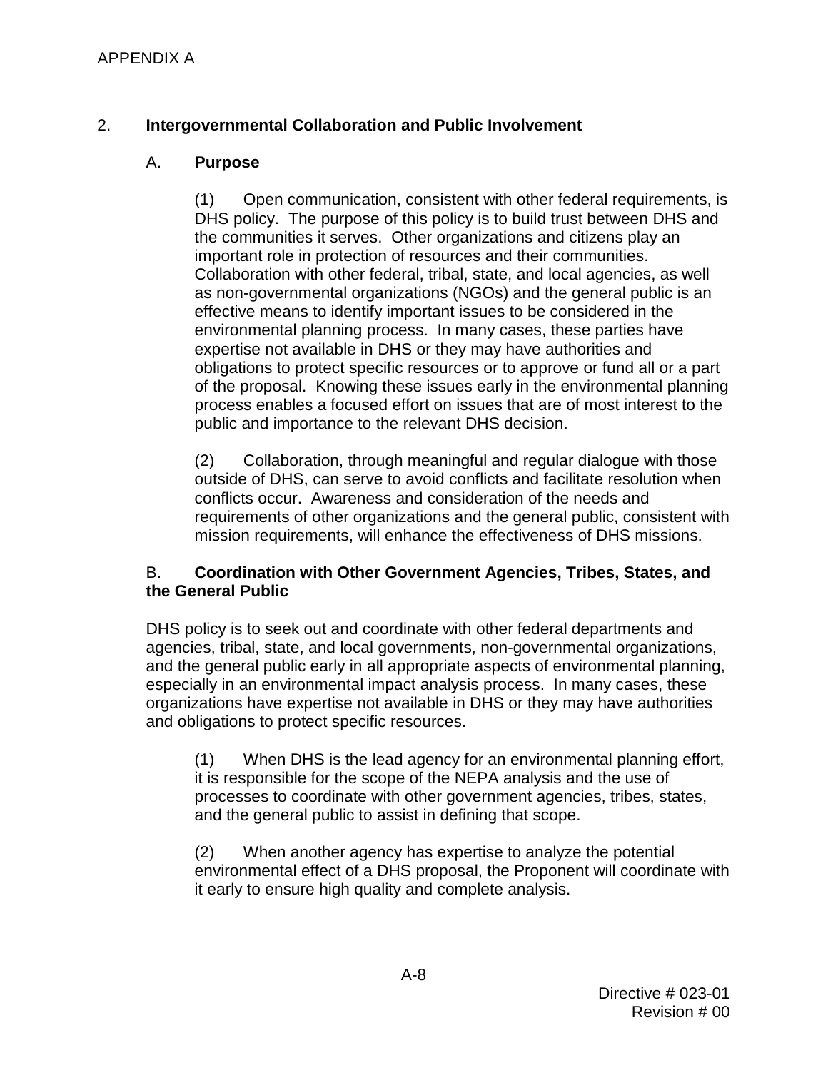APPENDIX A

## 2. Intergovernmental Collaboration and Public Involvement

### A. Purpose

(1) Open communication, consistent with other federal requirements, is DHS policy. The purpose of this policy is to build trust between DHS and the communities it serves. Other organizations and citizens play an important role in protection of resources and their communities. Collaboration with other federal, tribal, state, and local agencies, as well as non-governmental organizations (NGOs) and the general public is an effective means to identify important issues to be considered in the environmental planning process. In many cases, these parties have expertise not available in DHS or they may have authorities and obligations to protect specific resources or to approve or fund all or a part of the proposal. Knowing these issues early in the environmental planning process enables a focused effort on issues that are of most interest to the public and importance to the relevant DHS decision.

(2) Collaboration, through meaningful and regular dialogue with those outside of DHS, can serve to avoid conflicts and facilitate resolution when conflicts occur. Awareness and consideration of the needs and requirements of other organizations and the general public, consistent with mission requirements, will enhance the effectiveness of DHS missions.

### B. Coordination with Other Government Agencies, Tribes, States, and the General Public

DHS policy is to seek out and coordinate with other federal departments and agencies, tribal, state, and local governments, non-governmental organizations, and the general public early in all appropriate aspects of environmental planning, especially in an environmental impact analysis process. In many cases, these organizations have expertise not available in DHS or they may have authorities and obligations to protect specific resources.

(1) When DHS is the lead agency for an environmental planning effort, it is responsible for the scope of the NEPA analysis and the use of processes to coordinate with other government agencies, tribes, states, and the general public to assist in defining that scope.

(2) When another agency has expertise to analyze the potential environmental effect of a DHS proposal, the Proponent will coordinate with it early to ensure high quality and complete analysis.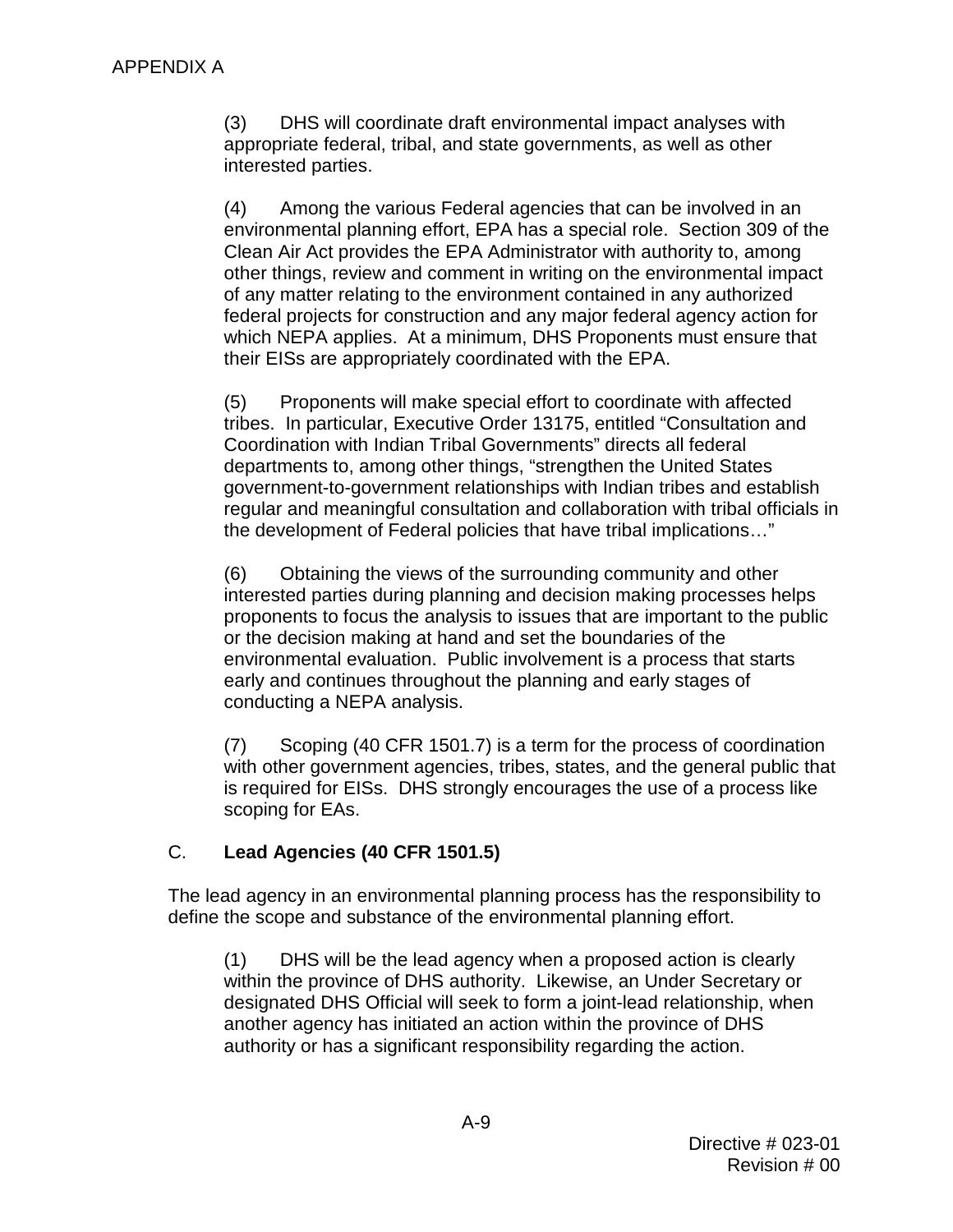(3) DHS will coordinate draft environmental impact analyses with appropriate federal, tribal, and state governments, as well as other interested parties.

(4) Among the various Federal agencies that can be involved in an environmental planning effort, EPA has a special role. Section 309 of the Clean Air Act provides the EPA Administrator with authority to, among other things, review and comment in writing on the environmental impact of any matter relating to the environment contained in any authorized federal projects for construction and any major federal agency action for which NEPA applies. At a minimum, DHS Proponents must ensure that their EISs are appropriately coordinated with the EPA.

(5) Proponents will make special effort to coordinate with affected tribes. In particular, Executive Order 13175, entitled "Consultation and Coordination with Indian Tribal Governments" directs all federal departments to, among other things, "strengthen the United States government-to-government relationships with Indian tribes and establish regular and meaningful consultation and collaboration with tribal officials in the development of Federal policies that have tribal implications…"

(6) Obtaining the views of the surrounding community and other interested parties during planning and decision making processes helps proponents to focus the analysis to issues that are important to the public or the decision making at hand and set the boundaries of the environmental evaluation. Public involvement is a process that starts early and continues throughout the planning and early stages of conducting a NEPA analysis.

(7) Scoping (40 CFR 1501.7) is a term for the process of coordination with other government agencies, tribes, states, and the general public that is required for EISs. DHS strongly encourages the use of a process like scoping for EAs.

## C. **Lead Agencies (40 CFR 1501.5)**

The lead agency in an environmental planning process has the responsibility to define the scope and substance of the environmental planning effort.

(1) DHS will be the lead agency when a proposed action is clearly within the province of DHS authority. Likewise, an Under Secretary or designated DHS Official will seek to form a joint-lead relationship, when another agency has initiated an action within the province of DHS authority or has a significant responsibility regarding the action.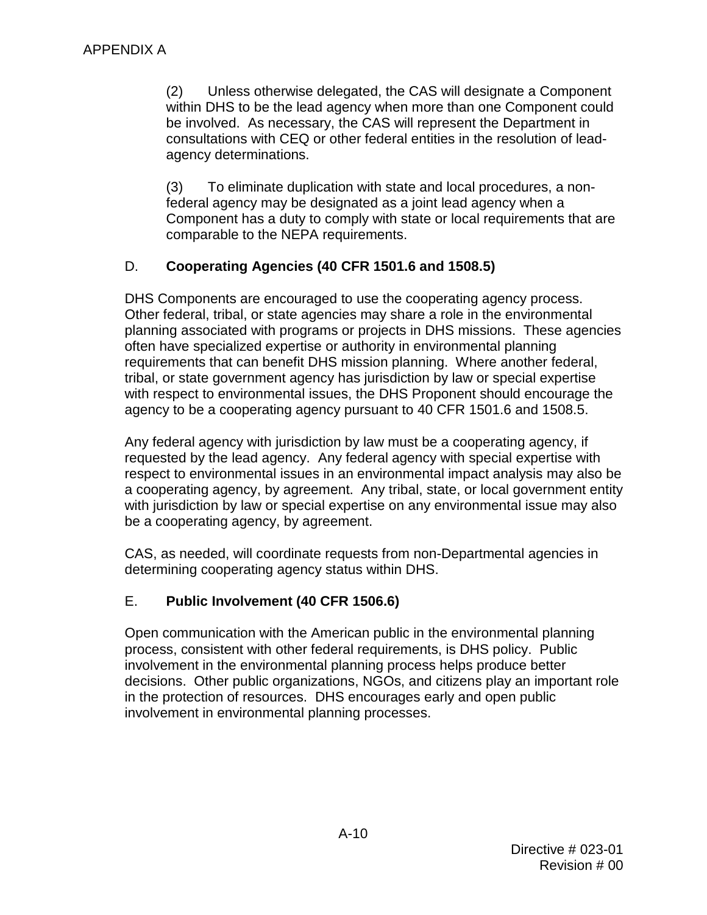(2) Unless otherwise delegated, the CAS will designate a Component within DHS to be the lead agency when more than one Component could be involved. As necessary, the CAS will represent the Department in consultations with CEQ or other federal entities in the resolution of lead-agency determinations.

(3) To eliminate duplication with state and local procedures, a non-federal agency may be designated as a joint lead agency when a Component has a duty to comply with state or local requirements that are comparable to the NEPA requirements.

D. **Cooperating Agencies (40 CFR 1501.6 and 1508.5)**

DHS Components are encouraged to use the cooperating agency process. Other federal, tribal, or state agencies may share a role in the environmental planning associated with programs or projects in DHS missions. These agencies often have specialized expertise or authority in environmental planning requirements that can benefit DHS mission planning. Where another federal, tribal, or state government agency has jurisdiction by law or special expertise with respect to environmental issues, the DHS Proponent should encourage the agency to be a cooperating agency pursuant to 40 CFR 1501.6 and 1508.5.

Any federal agency with jurisdiction by law must be a cooperating agency, if requested by the lead agency. Any federal agency with special expertise with respect to environmental issues in an environmental impact analysis may also be a cooperating agency, by agreement. Any tribal, state, or local government entity with jurisdiction by law or special expertise on any environmental issue may also be a cooperating agency, by agreement.

CAS, as needed, will coordinate requests from non-Departmental agencies in determining cooperating agency status within DHS.

E. **Public Involvement (40 CFR 1506.6)**

Open communication with the American public in the environmental planning process, consistent with other federal requirements, is DHS policy. Public involvement in the environmental planning process helps produce better decisions. Other public organizations, NGOs, and citizens play an important role in the protection of resources. DHS encourages early and open public involvement in environmental planning processes.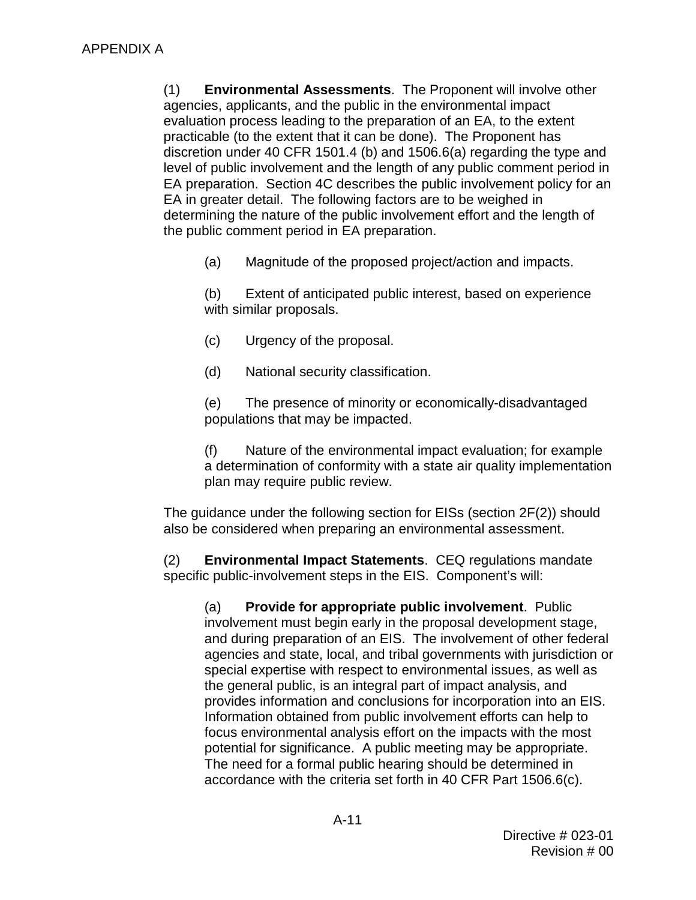(1) **Environmental Assessments**. The Proponent will involve other agencies, applicants, and the public in the environmental impact evaluation process leading to the preparation of an EA, to the extent practicable (to the extent that it can be done). The Proponent has discretion under 40 CFR 1501.4 (b) and 1506.6(a) regarding the type and level of public involvement and the length of any public comment period in EA preparation. Section 4C describes the public involvement policy for an EA in greater detail. The following factors are to be weighed in determining the nature of the public involvement effort and the length of the public comment period in EA preparation.

(a) Magnitude of the proposed project/action and impacts.

(b) Extent of anticipated public interest, based on experience with similar proposals.

(c) Urgency of the proposal.

(d) National security classification.

(e) The presence of minority or economically-disadvantaged populations that may be impacted.

(f) Nature of the environmental impact evaluation; for example a determination of conformity with a state air quality implementation plan may require public review.

The guidance under the following section for EISs (section 2F(2)) should also be considered when preparing an environmental assessment.

(2) **Environmental Impact Statements**. CEQ regulations mandate specific public-involvement steps in the EIS. Component's will:

(a) **Provide for appropriate public involvement**. Public involvement must begin early in the proposal development stage, and during preparation of an EIS. The involvement of other federal agencies and state, local, and tribal governments with jurisdiction or special expertise with respect to environmental issues, as well as the general public, is an integral part of impact analysis, and provides information and conclusions for incorporation into an EIS. Information obtained from public involvement efforts can help to focus environmental analysis effort on the impacts with the most potential for significance. A public meeting may be appropriate. The need for a formal public hearing should be determined in accordance with the criteria set forth in 40 CFR Part 1506.6(c).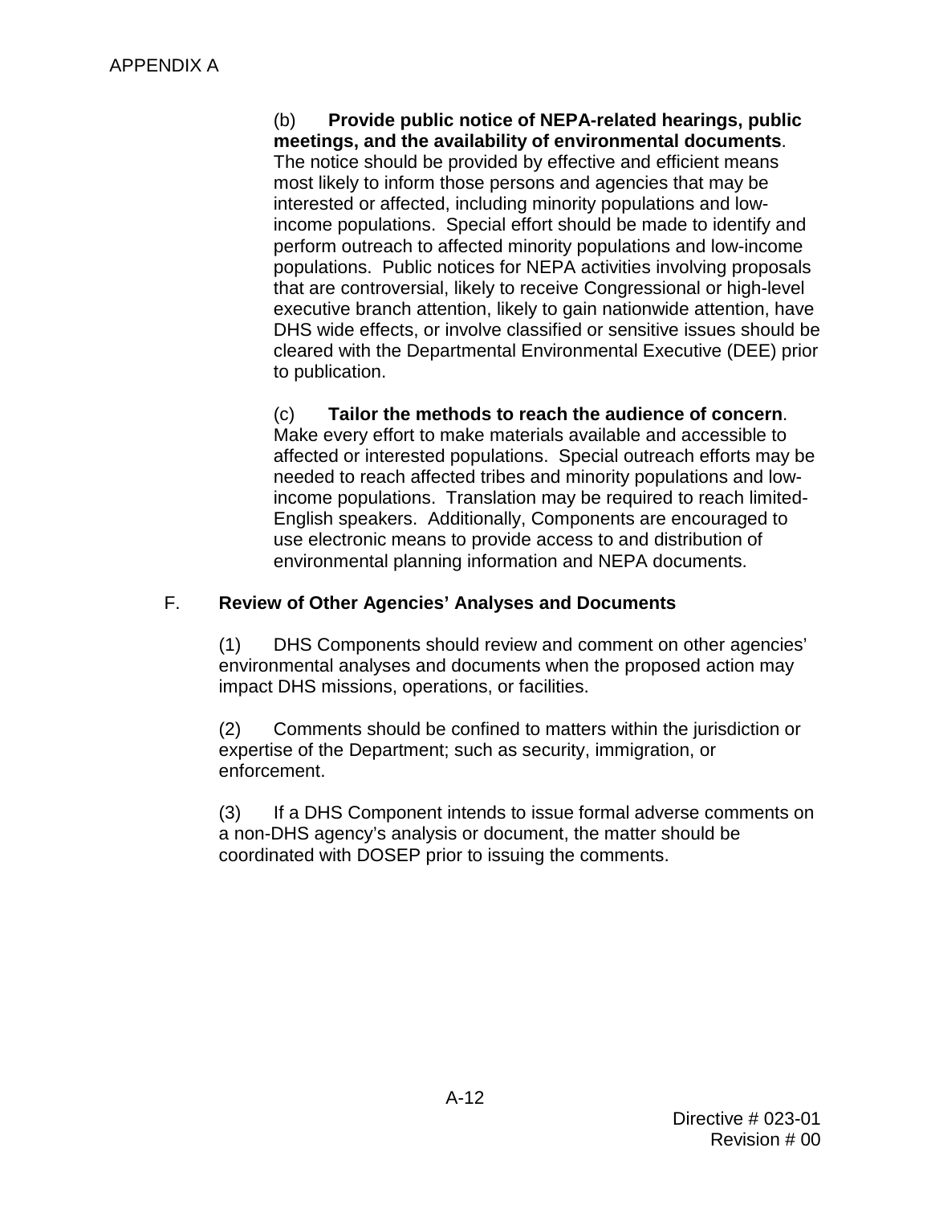(b) **Provide public notice of NEPA-related hearings, public meetings, and the availability of environmental documents**. The notice should be provided by effective and efficient means most likely to inform those persons and agencies that may be interested or affected, including minority populations and low-income populations. Special effort should be made to identify and perform outreach to affected minority populations and low-income populations. Public notices for NEPA activities involving proposals that are controversial, likely to receive Congressional or high-level executive branch attention, likely to gain nationwide attention, have DHS wide effects, or involve classified or sensitive issues should be cleared with the Departmental Environmental Executive (DEE) prior to publication.

(c) **Tailor the methods to reach the audience of concern**. Make every effort to make materials available and accessible to affected or interested populations. Special outreach efforts may be needed to reach affected tribes and minority populations and low-income populations. Translation may be required to reach limited-English speakers. Additionally, Components are encouraged to use electronic means to provide access to and distribution of environmental planning information and NEPA documents.

## F. Review of Other Agencies' Analyses and Documents

(1) DHS Components should review and comment on other agencies' environmental analyses and documents when the proposed action may impact DHS missions, operations, or facilities.

(2) Comments should be confined to matters within the jurisdiction or expertise of the Department; such as security, immigration, or enforcement.

(3) If a DHS Component intends to issue formal adverse comments on a non-DHS agency's analysis or document, the matter should be coordinated with DOSEP prior to issuing the comments.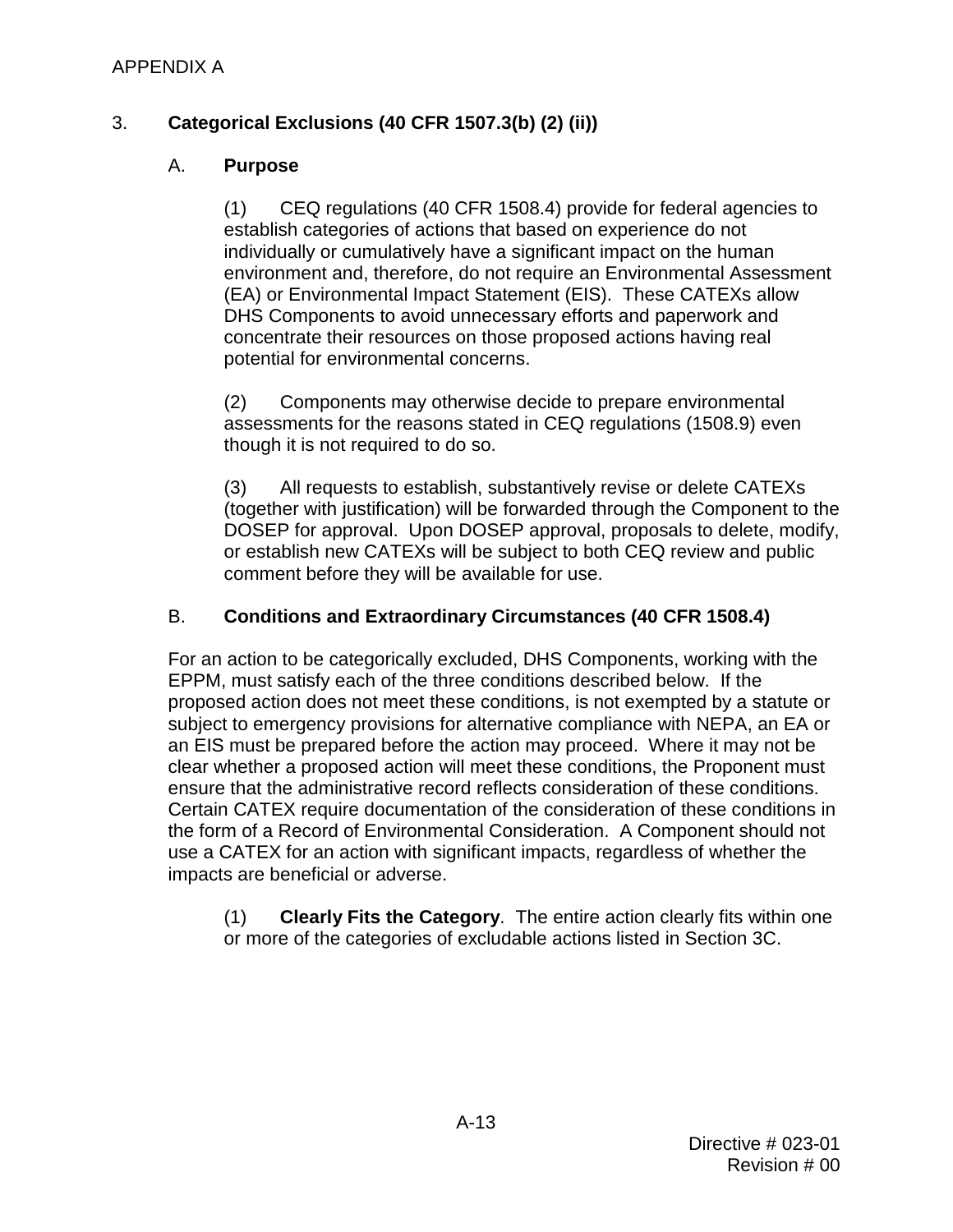## 3. **Categorical Exclusions (40 CFR 1507.3(b) (2) (ii))**

### A. **Purpose**

(1) CEQ regulations (40 CFR 1508.4) provide for federal agencies to establish categories of actions that based on experience do not individually or cumulatively have a significant impact on the human environment and, therefore, do not require an Environmental Assessment (EA) or Environmental Impact Statement (EIS). These CATEXs allow DHS Components to avoid unnecessary efforts and paperwork and concentrate their resources on those proposed actions having real potential for environmental concerns.

(2) Components may otherwise decide to prepare environmental assessments for the reasons stated in CEQ regulations (1508.9) even though it is not required to do so.

(3) All requests to establish, substantively revise or delete CATEXs (together with justification) will be forwarded through the Component to the DOSEP for approval. Upon DOSEP approval, proposals to delete, modify, or establish new CATEXs will be subject to both CEQ review and public comment before they will be available for use.

### B. **Conditions and Extraordinary Circumstances (40 CFR 1508.4)**

For an action to be categorically excluded, DHS Components, working with the EPPM, must satisfy each of the three conditions described below. If the proposed action does not meet these conditions, is not exempted by a statute or subject to emergency provisions for alternative compliance with NEPA, an EA or an EIS must be prepared before the action may proceed. Where it may not be clear whether a proposed action will meet these conditions, the Proponent must ensure that the administrative record reflects consideration of these conditions. Certain CATEX require documentation of the consideration of these conditions in the form of a Record of Environmental Consideration. A Component should not use a CATEX for an action with significant impacts, regardless of whether the impacts are beneficial or adverse.

(1) **Clearly Fits the Category**. The entire action clearly fits within one or more of the categories of excludable actions listed in Section 3C.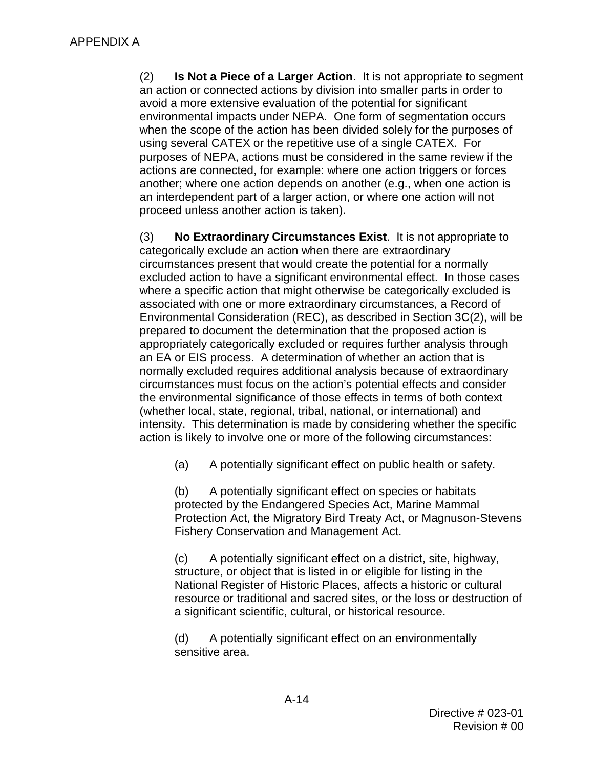(2) **Is Not a Piece of a Larger Action**. It is not appropriate to segment an action or connected actions by division into smaller parts in order to avoid a more extensive evaluation of the potential for significant environmental impacts under NEPA. One form of segmentation occurs when the scope of the action has been divided solely for the purposes of using several CATEX or the repetitive use of a single CATEX. For purposes of NEPA, actions must be considered in the same review if the actions are connected, for example: where one action triggers or forces another; where one action depends on another (e.g., when one action is an interdependent part of a larger action, or where one action will not proceed unless another action is taken).

(3) **No Extraordinary Circumstances Exist**. It is not appropriate to categorically exclude an action when there are extraordinary circumstances present that would create the potential for a normally excluded action to have a significant environmental effect. In those cases where a specific action that might otherwise be categorically excluded is associated with one or more extraordinary circumstances, a Record of Environmental Consideration (REC), as described in Section 3C(2), will be prepared to document the determination that the proposed action is appropriately categorically excluded or requires further analysis through an EA or EIS process. A determination of whether an action that is normally excluded requires additional analysis because of extraordinary circumstances must focus on the action's potential effects and consider the environmental significance of those effects in terms of both context (whether local, state, regional, tribal, national, or international) and intensity. This determination is made by considering whether the specific action is likely to involve one or more of the following circumstances:

(a) A potentially significant effect on public health or safety.

(b) A potentially significant effect on species or habitats protected by the Endangered Species Act, Marine Mammal Protection Act, the Migratory Bird Treaty Act, or Magnuson-Stevens Fishery Conservation and Management Act.

(c) A potentially significant effect on a district, site, highway, structure, or object that is listed in or eligible for listing in the National Register of Historic Places, affects a historic or cultural resource or traditional and sacred sites, or the loss or destruction of a significant scientific, cultural, or historical resource.

(d) A potentially significant effect on an environmentally sensitive area.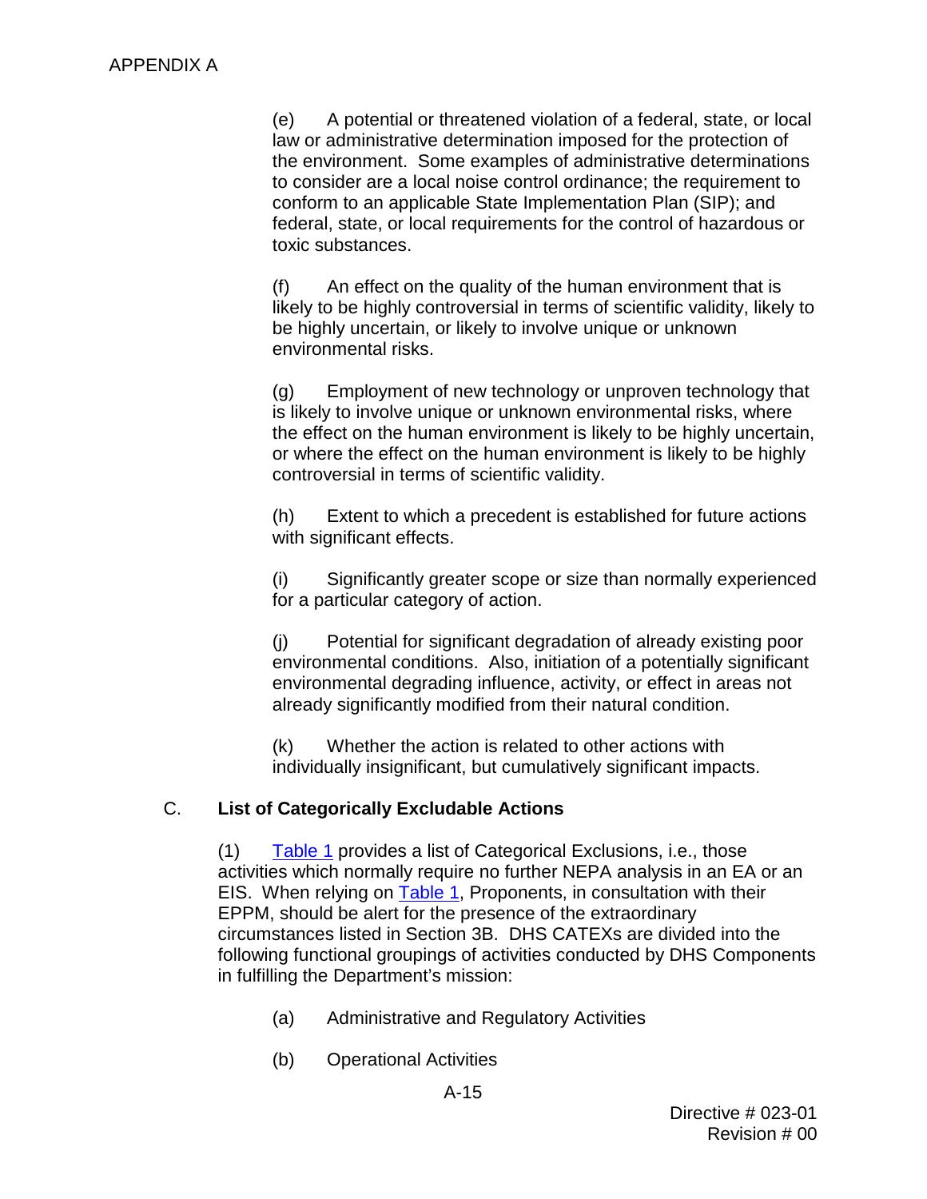(e) A potential or threatened violation of a federal, state, or local law or administrative determination imposed for the protection of the environment. Some examples of administrative determinations to consider are a local noise control ordinance; the requirement to conform to an applicable State Implementation Plan (SIP); and federal, state, or local requirements for the control of hazardous or toxic substances.

(f) An effect on the quality of the human environment that is likely to be highly controversial in terms of scientific validity, likely to be highly uncertain, or likely to involve unique or unknown environmental risks.

(g) Employment of new technology or unproven technology that is likely to involve unique or unknown environmental risks, where the effect on the human environment is likely to be highly uncertain, or where the effect on the human environment is likely to be highly controversial in terms of scientific validity.

(h) Extent to which a precedent is established for future actions with significant effects.

(i) Significantly greater scope or size than normally experienced for a particular category of action.

(j) Potential for significant degradation of already existing poor environmental conditions. Also, initiation of a potentially significant environmental degrading influence, activity, or effect in areas not already significantly modified from their natural condition.

(k) Whether the action is related to other actions with individually insignificant, but cumulatively significant impacts.

## C. List of Categorically Excludable Actions

(1) Table 1 provides a list of Categorical Exclusions, i.e., those activities which normally require no further NEPA analysis in an EA or an EIS. When relying on Table 1, Proponents, in consultation with their EPPM, should be alert for the presence of the extraordinary circumstances listed in Section 3B. DHS CATEXs are divided into the following functional groupings of activities conducted by DHS Components in fulfilling the Department's mission:

(a) Administrative and Regulatory Activities

(b) Operational Activities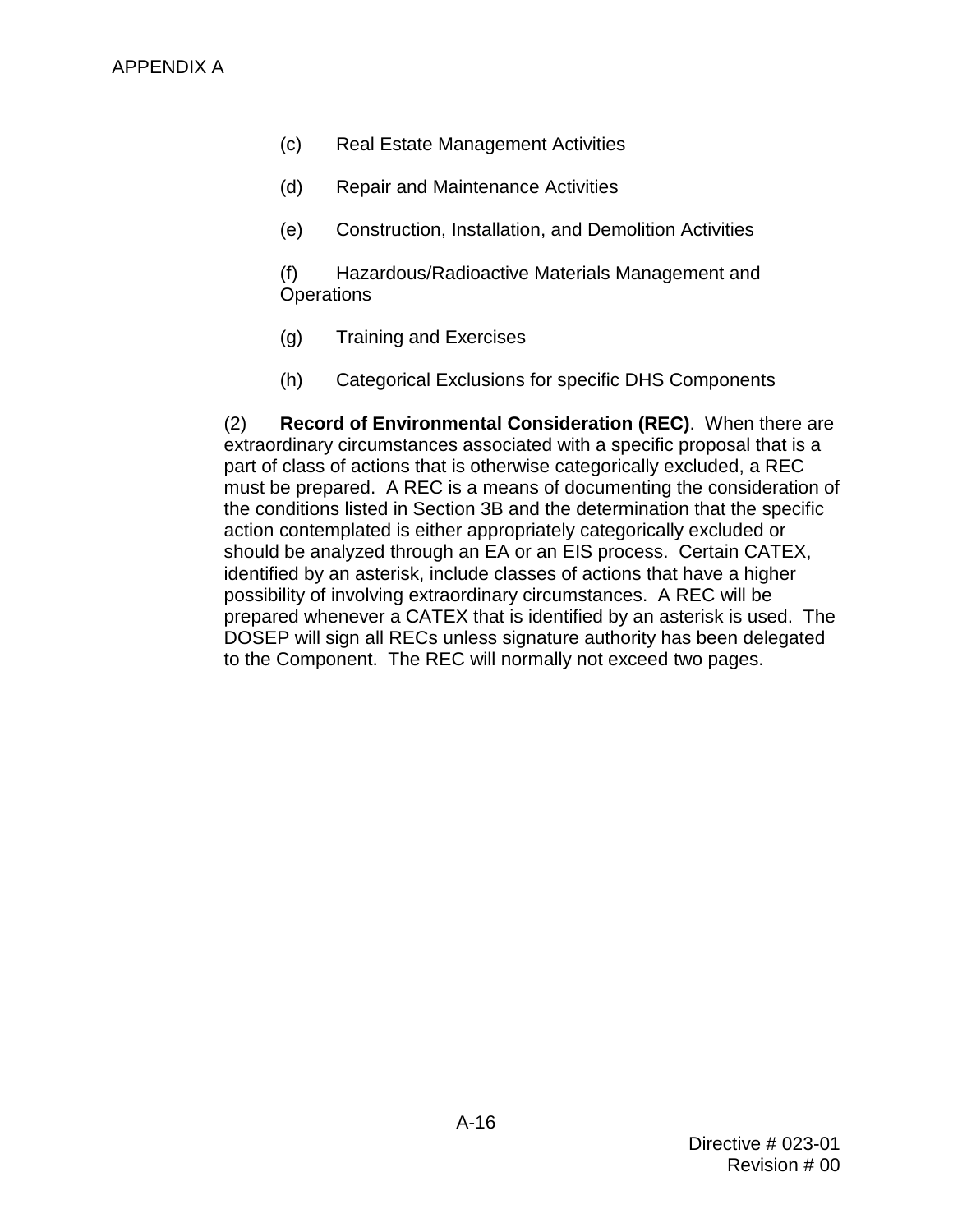(c) Real Estate Management Activities

(d) Repair and Maintenance Activities

(e) Construction, Installation, and Demolition Activities

(f) Hazardous/Radioactive Materials Management and Operations

(g) Training and Exercises

(h) Categorical Exclusions for specific DHS Components

(2) **Record of Environmental Consideration (REC)**. When there are extraordinary circumstances associated with a specific proposal that is a part of class of actions that is otherwise categorically excluded, a REC must be prepared. A REC is a means of documenting the consideration of the conditions listed in Section 3B and the determination that the specific action contemplated is either appropriately categorically excluded or should be analyzed through an EA or an EIS process. Certain CATEX, identified by an asterisk, include classes of actions that have a higher possibility of involving extraordinary circumstances. A REC will be prepared whenever a CATEX that is identified by an asterisk is used. The DOSEP will sign all RECs unless signature authority has been delegated to the Component. The REC will normally not exceed two pages.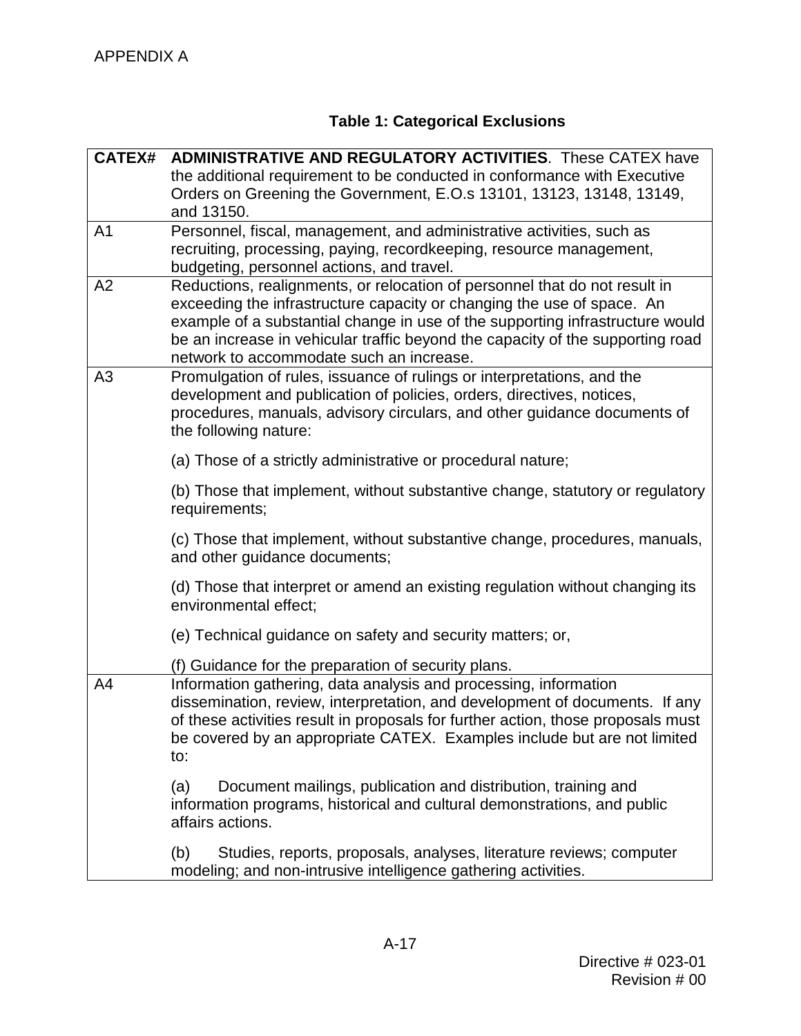APPENDIX A

## Table 1: Categorical Exclusions

| CATEX# | ADMINISTRATIVE AND REGULATORY ACTIVITIES. These CATEX have the additional requirement to be conducted in conformance with Executive Orders on Greening the Government, E.O.s 13101, 13123, 13148, 13149, and 13150. |
|---|---|
| A1 | Personnel, fiscal, management, and administrative activities, such as recruiting, processing, paying, recordkeeping, resource management, budgeting, personnel actions, and travel. |
| A2 | Reductions, realignments, or relocation of personnel that do not result in exceeding the infrastructure capacity or changing the use of space. An example of a substantial change in use of the supporting infrastructure would be an increase in vehicular traffic beyond the capacity of the supporting road network to accommodate such an increase. |
| A3 | Promulgation of rules, issuance of rulings or interpretations, and the development and publication of policies, orders, directives, notices, procedures, manuals, advisory circulars, and other guidance documents of the following nature:<br><br>(a) Those of a strictly administrative or procedural nature;<br><br>(b) Those that implement, without substantive change, statutory or regulatory requirements;<br><br>(c) Those that implement, without substantive change, procedures, manuals, and other guidance documents;<br><br>(d) Those that interpret or amend an existing regulation without changing its environmental effect;<br><br>(e) Technical guidance on safety and security matters; or,<br><br>(f) Guidance for the preparation of security plans. |
| A4 | Information gathering, data analysis and processing, information dissemination, review, interpretation, and development of documents. If any of these activities result in proposals for further action, those proposals must be covered by an appropriate CATEX. Examples include but are not limited to:<br><br>(a) Document mailings, publication and distribution, training and information programs, historical and cultural demonstrations, and public affairs actions.<br><br>(b) Studies, reports, proposals, analyses, literature reviews; computer modeling; and non-intrusive intelligence gathering activities. |

Directive # 023-01
Revision # 00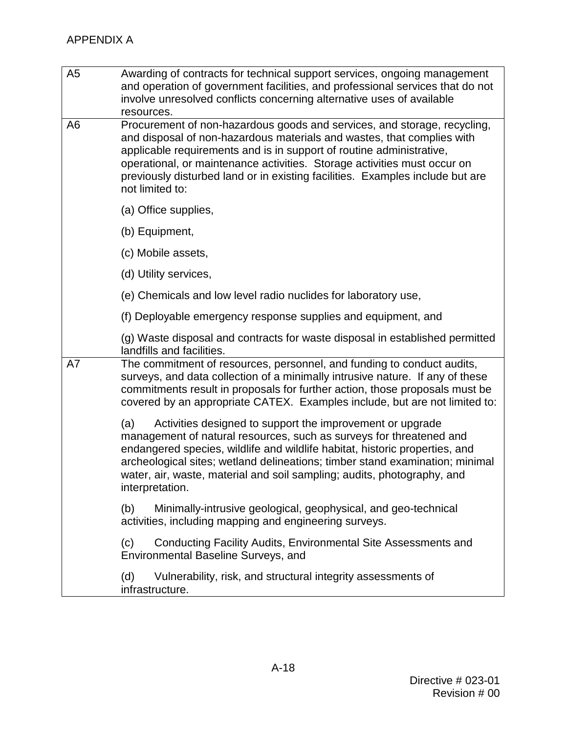APPENDIX A

| | |
|---|---|
| A5 | Awarding of contracts for technical support services, ongoing management and operation of government facilities, and professional services that do not involve unresolved conflicts concerning alternative uses of available resources. |
| A6 | Procurement of non-hazardous goods and services, and storage, recycling, and disposal of non-hazardous materials and wastes, that complies with applicable requirements and is in support of routine administrative, operational, or maintenance activities. Storage activities must occur on previously disturbed land or in existing facilities. Examples include but are not limited to:<br><br>(a) Office supplies,<br><br>(b) Equipment,<br><br>(c) Mobile assets,<br><br>(d) Utility services,<br><br>(e) Chemicals and low level radio nuclides for laboratory use,<br><br>(f) Deployable emergency response supplies and equipment, and<br><br>(g) Waste disposal and contracts for waste disposal in established permitted landfills and facilities. |
| A7 | The commitment of resources, personnel, and funding to conduct audits, surveys, and data collection of a minimally intrusive nature. If any of these commitments result in proposals for further action, those proposals must be covered by an appropriate CATEX. Examples include, but are not limited to:<br><br>(a) Activities designed to support the improvement or upgrade management of natural resources, such as surveys for threatened and endangered species, wildlife and wildlife habitat, historic properties, and archeological sites; wetland delineations; timber stand examination; minimal water, air, waste, material and soil sampling; audits, photography, and interpretation.<br><br>(b) Minimally-intrusive geological, geophysical, and geo-technical activities, including mapping and engineering surveys.<br><br>(c) Conducting Facility Audits, Environmental Site Assessments and Environmental Baseline Surveys, and<br><br>(d) Vulnerability, risk, and structural integrity assessments of infrastructure. |

Directive # 023-01
Revision # 00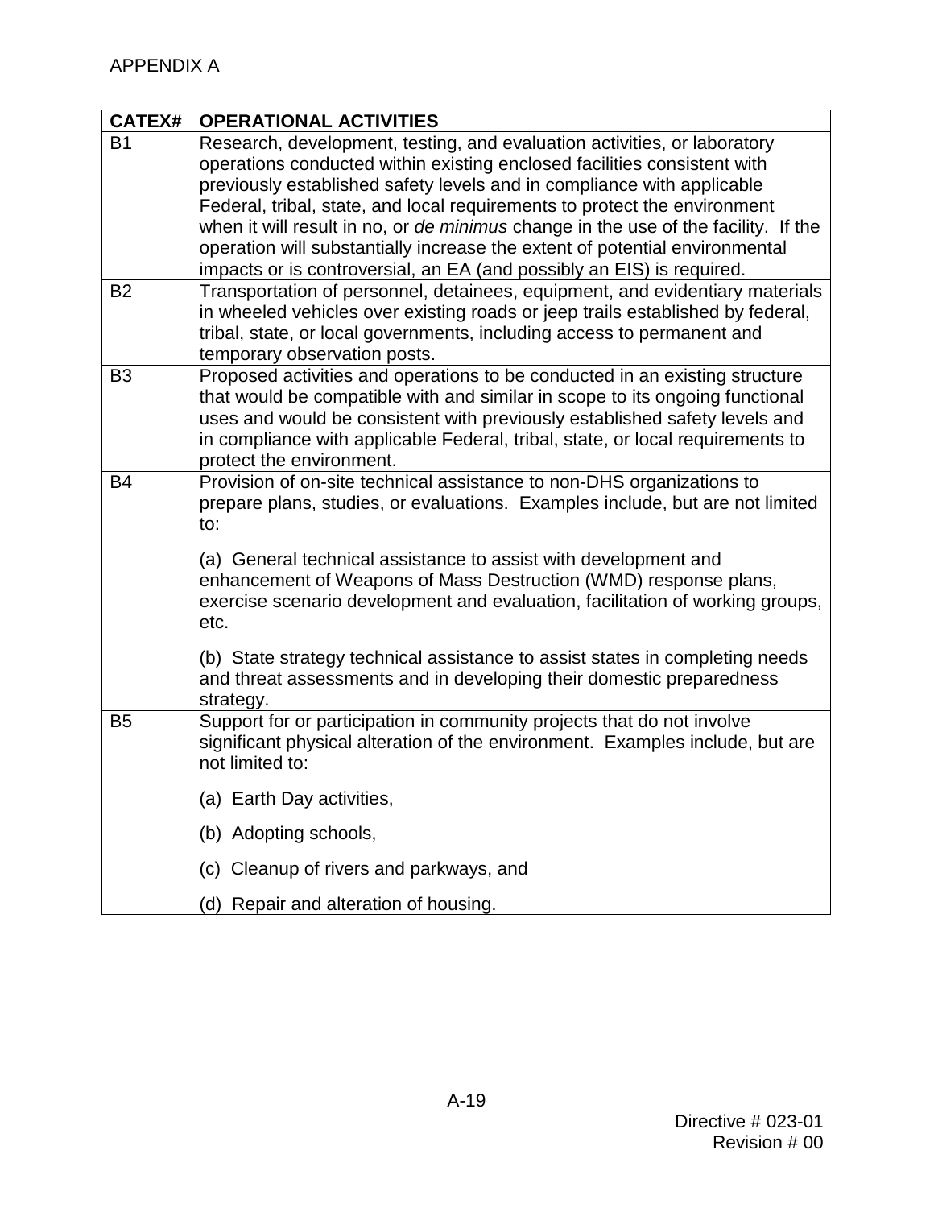APPENDIX A

| CATEX# | OPERATIONAL ACTIVITIES |
|---|---|
| B1 | Research, development, testing, and evaluation activities, or laboratory operations conducted within existing enclosed facilities consistent with previously established safety levels and in compliance with applicable Federal, tribal, state, and local requirements to protect the environment when it will result in no, or *de minimus* change in the use of the facility. If the operation will substantially increase the extent of potential environmental impacts or is controversial, an EA (and possibly an EIS) is required. |
| B2 | Transportation of personnel, detainees, equipment, and evidentiary materials in wheeled vehicles over existing roads or jeep trails established by federal, tribal, state, or local governments, including access to permanent and temporary observation posts. |
| B3 | Proposed activities and operations to be conducted in an existing structure that would be compatible with and similar in scope to its ongoing functional uses and would be consistent with previously established safety levels and in compliance with applicable Federal, tribal, state, or local requirements to protect the environment. |
| B4 | Provision of on-site technical assistance to non-DHS organizations to prepare plans, studies, or evaluations. Examples include, but are not limited to:<br><br>(a) General technical assistance to assist with development and enhancement of Weapons of Mass Destruction (WMD) response plans, exercise scenario development and evaluation, facilitation of working groups, etc.<br><br>(b) State strategy technical assistance to assist states in completing needs and threat assessments and in developing their domestic preparedness strategy. |
| B5 | Support for or participation in community projects that do not involve significant physical alteration of the environment. Examples include, but are not limited to:<br><br>(a) Earth Day activities,<br><br>(b) Adopting schools,<br><br>(c) Cleanup of rivers and parkways, and<br><br>(d) Repair and alteration of housing. |

Directive # 023-01
Revision # 00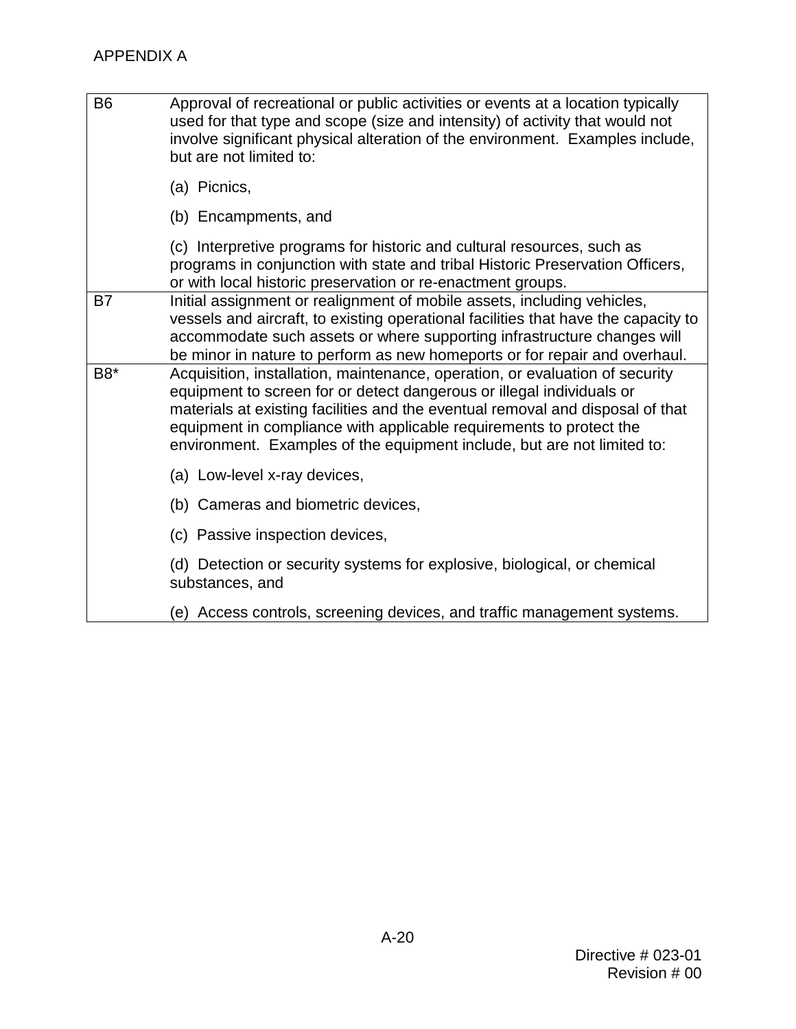APPENDIX A

| | |
|---|---|
| B6 | Approval of recreational or public activities or events at a location typically used for that type and scope (size and intensity) of activity that would not involve significant physical alteration of the environment. Examples include, but are not limited to:<br><br>(a) Picnics,<br><br>(b) Encampments, and<br><br>(c) Interpretive programs for historic and cultural resources, such as programs in conjunction with state and tribal Historic Preservation Officers, or with local historic preservation or re-enactment groups. |
| B7 | Initial assignment or realignment of mobile assets, including vehicles, vessels and aircraft, to existing operational facilities that have the capacity to accommodate such assets or where supporting infrastructure changes will be minor in nature to perform as new homeports or for repair and overhaul. |
| B8* | Acquisition, installation, maintenance, operation, or evaluation of security equipment to screen for or detect dangerous or illegal individuals or materials at existing facilities and the eventual removal and disposal of that equipment in compliance with applicable requirements to protect the environment. Examples of the equipment include, but are not limited to:<br><br>(a) Low-level x-ray devices,<br><br>(b) Cameras and biometric devices,<br><br>(c) Passive inspection devices,<br><br>(d) Detection or security systems for explosive, biological, or chemical substances, and<br><br>(e) Access controls, screening devices, and traffic management systems. |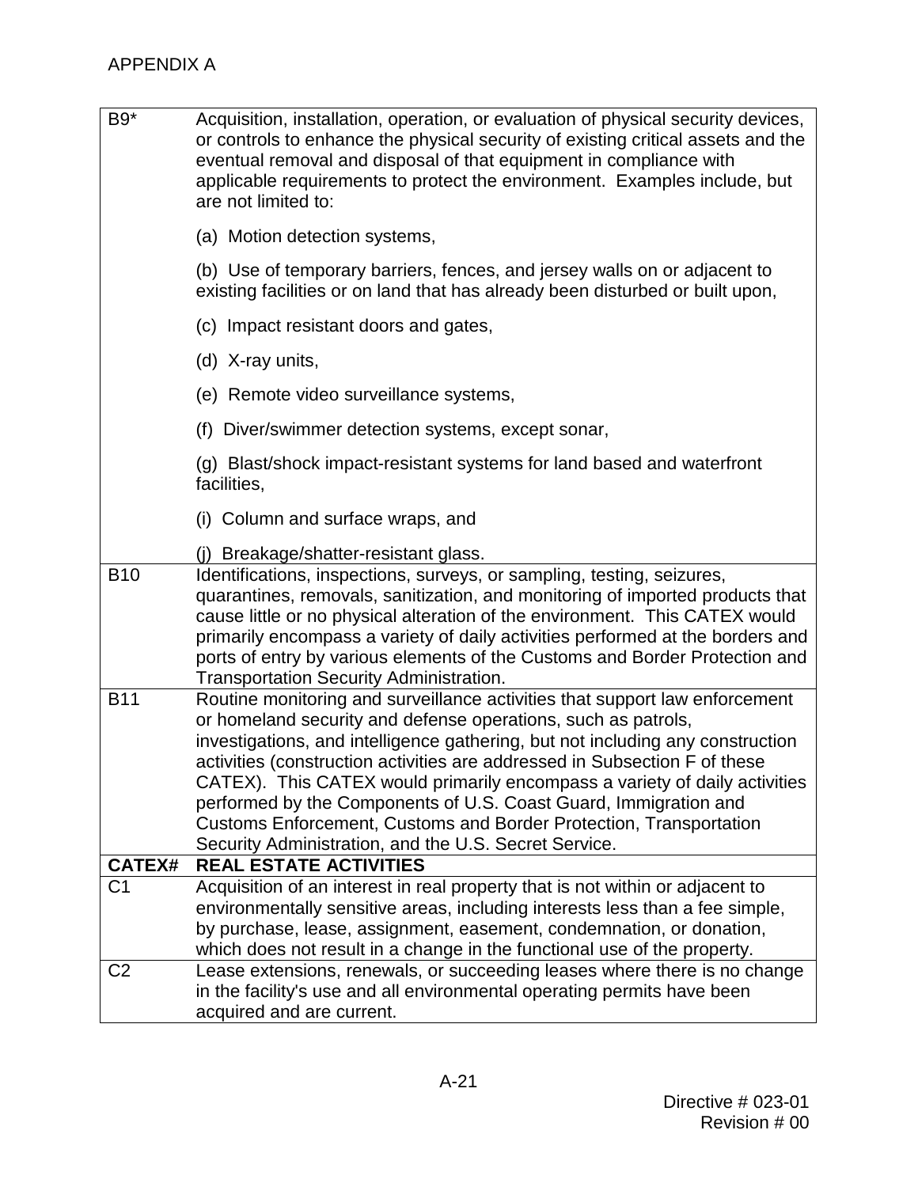APPENDIX A

| B9* | Acquisition, installation, operation, or evaluation of physical security devices, or controls to enhance the physical security of existing critical assets and the eventual removal and disposal of that equipment in compliance with applicable requirements to protect the environment. Examples include, but are not limited to:<br><br>(a) Motion detection systems,<br><br>(b) Use of temporary barriers, fences, and jersey walls on or adjacent to existing facilities or on land that has already been disturbed or built upon,<br><br>(c) Impact resistant doors and gates,<br><br>(d) X-ray units,<br><br>(e) Remote video surveillance systems,<br><br>(f) Diver/swimmer detection systems, except sonar,<br><br>(g) Blast/shock impact-resistant systems for land based and waterfront facilities,<br><br>(i) Column and surface wraps, and<br><br>(j) Breakage/shatter-resistant glass. |
|---|---|
| B10 | Identifications, inspections, surveys, or sampling, testing, seizures, quarantines, removals, sanitization, and monitoring of imported products that cause little or no physical alteration of the environment. This CATEX would primarily encompass a variety of daily activities performed at the borders and ports of entry by various elements of the Customs and Border Protection and Transportation Security Administration. |
| B11 | Routine monitoring and surveillance activities that support law enforcement or homeland security and defense operations, such as patrols, investigations, and intelligence gathering, but not including any construction activities (construction activities are addressed in Subsection F of these CATEX). This CATEX would primarily encompass a variety of daily activities performed by the Components of U.S. Coast Guard, Immigration and Customs Enforcement, Customs and Border Protection, Transportation Security Administration, and the U.S. Secret Service. |
| **CATEX#** | **REAL ESTATE ACTIVITIES** |
| C1 | Acquisition of an interest in real property that is not within or adjacent to environmentally sensitive areas, including interests less than a fee simple, by purchase, lease, assignment, easement, condemnation, or donation, which does not result in a change in the functional use of the property. |
| C2 | Lease extensions, renewals, or succeeding leases where there is no change in the facility's use and all environmental operating permits have been acquired and are current. |

Directive # 023-01
Revision # 00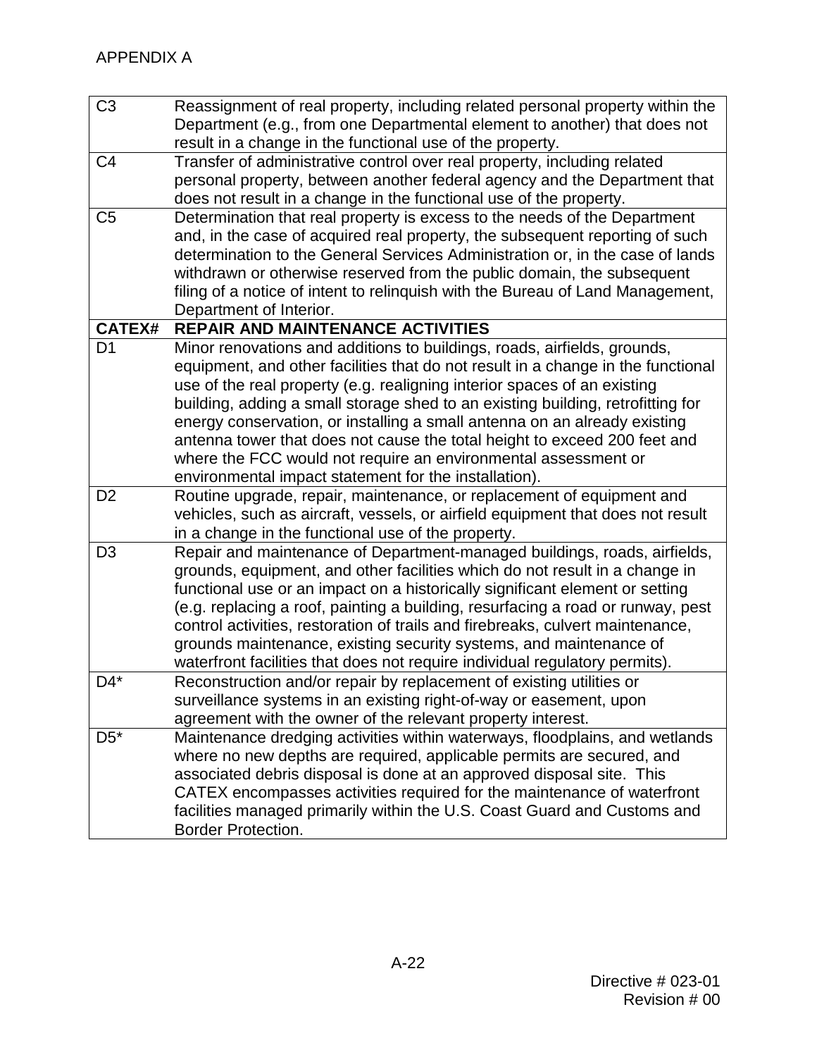APPENDIX A

| | |
|---|---|
| C3 | Reassignment of real property, including related personal property within the Department (e.g., from one Departmental element to another) that does not result in a change in the functional use of the property. |
| C4 | Transfer of administrative control over real property, including related personal property, between another federal agency and the Department that does not result in a change in the functional use of the property. |
| C5 | Determination that real property is excess to the needs of the Department and, in the case of acquired real property, the subsequent reporting of such determination to the General Services Administration or, in the case of lands withdrawn or otherwise reserved from the public domain, the subsequent filing of a notice of intent to relinquish with the Bureau of Land Management, Department of Interior. |
| **CATEX#** | **REPAIR AND MAINTENANCE ACTIVITIES** |
| D1 | Minor renovations and additions to buildings, roads, airfields, grounds, equipment, and other facilities that do not result in a change in the functional use of the real property (e.g. realigning interior spaces of an existing building, adding a small storage shed to an existing building, retrofitting for energy conservation, or installing a small antenna on an already existing antenna tower that does not cause the total height to exceed 200 feet and where the FCC would not require an environmental assessment or environmental impact statement for the installation). |
| D2 | Routine upgrade, repair, maintenance, or replacement of equipment and vehicles, such as aircraft, vessels, or airfield equipment that does not result in a change in the functional use of the property. |
| D3 | Repair and maintenance of Department-managed buildings, roads, airfields, grounds, equipment, and other facilities which do not result in a change in functional use or an impact on a historically significant element or setting (e.g. replacing a roof, painting a building, resurfacing a road or runway, pest control activities, restoration of trails and firebreaks, culvert maintenance, grounds maintenance, existing security systems, and maintenance of waterfront facilities that does not require individual regulatory permits). |
| D4* | Reconstruction and/or repair by replacement of existing utilities or surveillance systems in an existing right-of-way or easement, upon agreement with the owner of the relevant property interest. |
| D5* | Maintenance dredging activities within waterways, floodplains, and wetlands where no new depths are required, applicable permits are secured, and associated debris disposal is done at an approved disposal site. This CATEX encompasses activities required for the maintenance of waterfront facilities managed primarily within the U.S. Coast Guard and Customs and Border Protection. |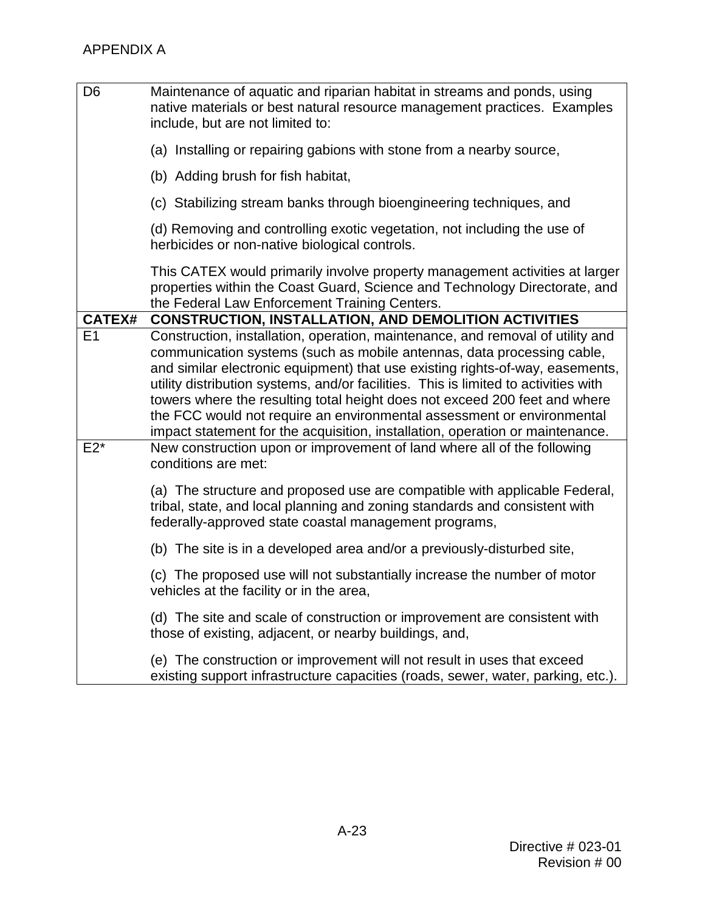APPENDIX A

| | |
|---|---|
| D6 | Maintenance of aquatic and riparian habitat in streams and ponds, using native materials or best natural resource management practices. Examples include, but are not limited to:<br><br>(a) Installing or repairing gabions with stone from a nearby source,<br><br>(b) Adding brush for fish habitat,<br><br>(c) Stabilizing stream banks through bioengineering techniques, and<br><br>(d) Removing and controlling exotic vegetation, not including the use of herbicides or non-native biological controls.<br><br>This CATEX would primarily involve property management activities at larger properties within the Coast Guard, Science and Technology Directorate, and the Federal Law Enforcement Training Centers. |
| **CATEX#** | **CONSTRUCTION, INSTALLATION, AND DEMOLITION ACTIVITIES** |
| E1 | Construction, installation, operation, maintenance, and removal of utility and communication systems (such as mobile antennas, data processing cable, and similar electronic equipment) that use existing rights-of-way, easements, utility distribution systems, and/or facilities. This is limited to activities with towers where the resulting total height does not exceed 200 feet and where the FCC would not require an environmental assessment or environmental impact statement for the acquisition, installation, operation or maintenance. |
| E2* | New construction upon or improvement of land where all of the following conditions are met:<br><br>(a) The structure and proposed use are compatible with applicable Federal, tribal, state, and local planning and zoning standards and consistent with federally-approved state coastal management programs,<br><br>(b) The site is in a developed area and/or a previously-disturbed site,<br><br>(c) The proposed use will not substantially increase the number of motor vehicles at the facility or in the area,<br><br>(d) The site and scale of construction or improvement are consistent with those of existing, adjacent, or nearby buildings, and,<br><br>(e) The construction or improvement will not result in uses that exceed existing support infrastructure capacities (roads, sewer, water, parking, etc.). |

Directive # 023-01
Revision # 00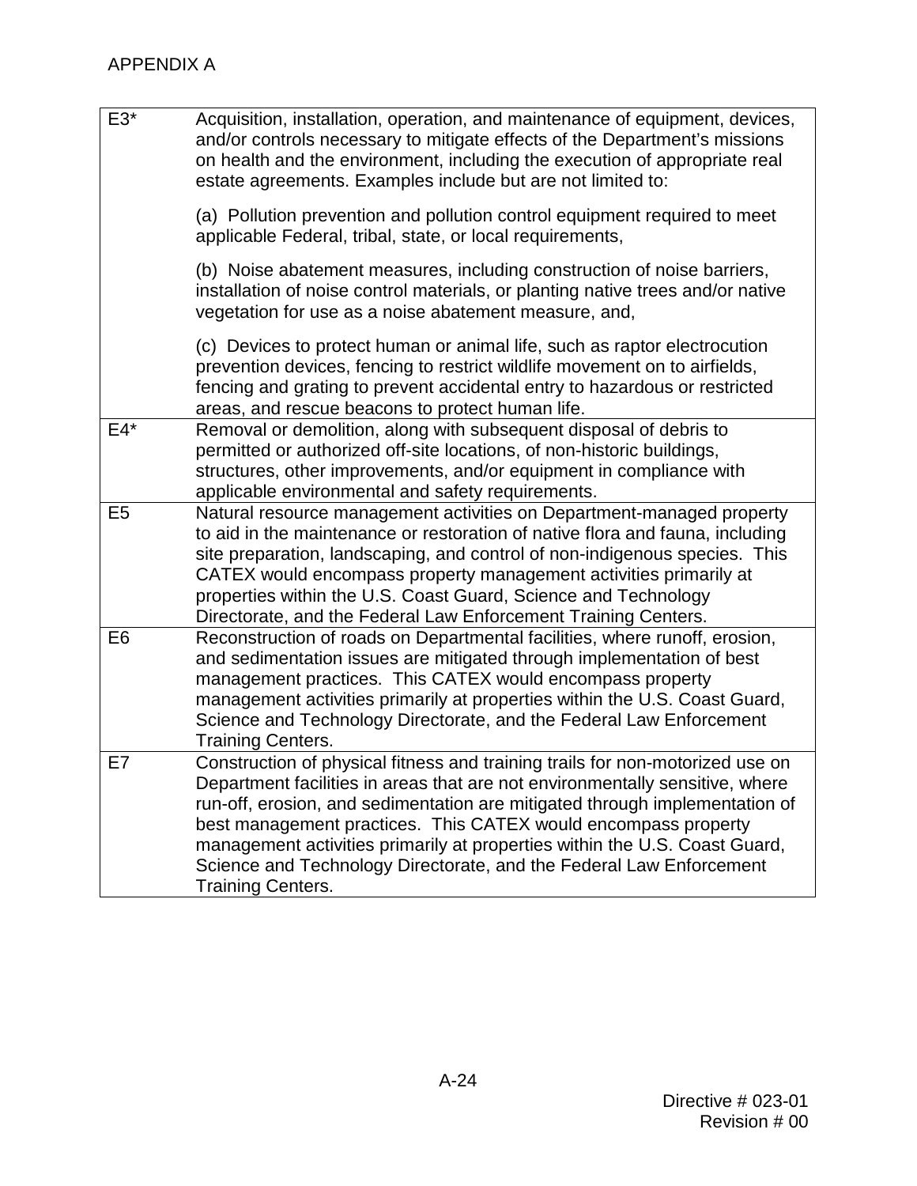APPENDIX A

| | |
|---|---|
| E3* | Acquisition, installation, operation, and maintenance of equipment, devices, and/or controls necessary to mitigate effects of the Department's missions on health and the environment, including the execution of appropriate real estate agreements. Examples include but are not limited to:<br><br>(a) Pollution prevention and pollution control equipment required to meet applicable Federal, tribal, state, or local requirements,<br><br>(b) Noise abatement measures, including construction of noise barriers, installation of noise control materials, or planting native trees and/or native vegetation for use as a noise abatement measure, and,<br><br>(c) Devices to protect human or animal life, such as raptor electrocution prevention devices, fencing to restrict wildlife movement on to airfields, fencing and grating to prevent accidental entry to hazardous or restricted areas, and rescue beacons to protect human life. |
| E4* | Removal or demolition, along with subsequent disposal of debris to permitted or authorized off-site locations, of non-historic buildings, structures, other improvements, and/or equipment in compliance with applicable environmental and safety requirements. |
| E5 | Natural resource management activities on Department-managed property to aid in the maintenance or restoration of native flora and fauna, including site preparation, landscaping, and control of non-indigenous species. This CATEX would encompass property management activities primarily at properties within the U.S. Coast Guard, Science and Technology Directorate, and the Federal Law Enforcement Training Centers. |
| E6 | Reconstruction of roads on Departmental facilities, where runoff, erosion, and sedimentation issues are mitigated through implementation of best management practices. This CATEX would encompass property management activities primarily at properties within the U.S. Coast Guard, Science and Technology Directorate, and the Federal Law Enforcement Training Centers. |
| E7 | Construction of physical fitness and training trails for non-motorized use on Department facilities in areas that are not environmentally sensitive, where run-off, erosion, and sedimentation are mitigated through implementation of best management practices. This CATEX would encompass property management activities primarily at properties within the U.S. Coast Guard, Science and Technology Directorate, and the Federal Law Enforcement Training Centers. |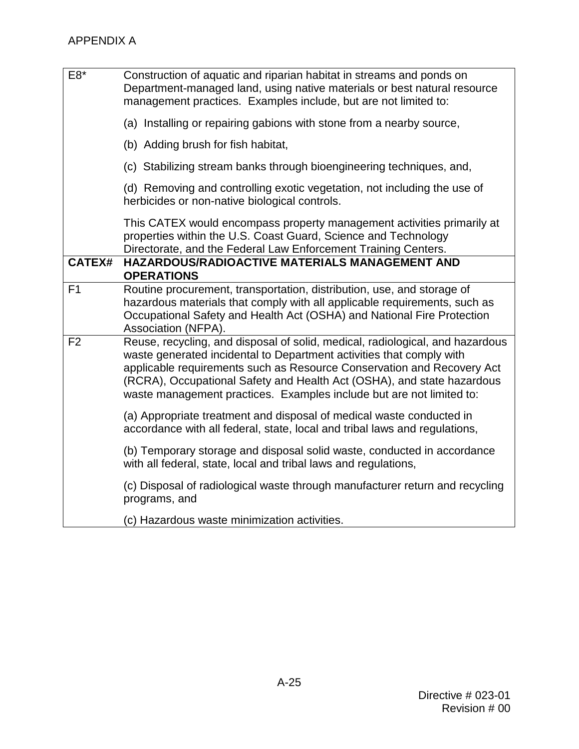APPENDIX A

| E8* | Construction of aquatic and riparian habitat in streams and ponds on Department-managed land, using native materials or best natural resource management practices. Examples include, but are not limited to:<br><br>(a) Installing or repairing gabions with stone from a nearby source,<br><br>(b) Adding brush for fish habitat,<br><br>(c) Stabilizing stream banks through bioengineering techniques, and,<br><br>(d) Removing and controlling exotic vegetation, not including the use of herbicides or non-native biological controls.<br><br>This CATEX would encompass property management activities primarily at properties within the U.S. Coast Guard, Science and Technology Directorate, and the Federal Law Enforcement Training Centers. |
|---|---|
| **CATEX#** | **HAZARDOUS/RADIOACTIVE MATERIALS MANAGEMENT AND OPERATIONS** |
| F1 | Routine procurement, transportation, distribution, use, and storage of hazardous materials that comply with all applicable requirements, such as Occupational Safety and Health Act (OSHA) and National Fire Protection Association (NFPA). |
| F2 | Reuse, recycling, and disposal of solid, medical, radiological, and hazardous waste generated incidental to Department activities that comply with applicable requirements such as Resource Conservation and Recovery Act (RCRA), Occupational Safety and Health Act (OSHA), and state hazardous waste management practices. Examples include but are not limited to:<br><br>(a) Appropriate treatment and disposal of medical waste conducted in accordance with all federal, state, local and tribal laws and regulations,<br><br>(b) Temporary storage and disposal solid waste, conducted in accordance with all federal, state, local and tribal laws and regulations,<br><br>(c) Disposal of radiological waste through manufacturer return and recycling programs, and<br><br>(c) Hazardous waste minimization activities. |

Directive # 023-01
Revision # 00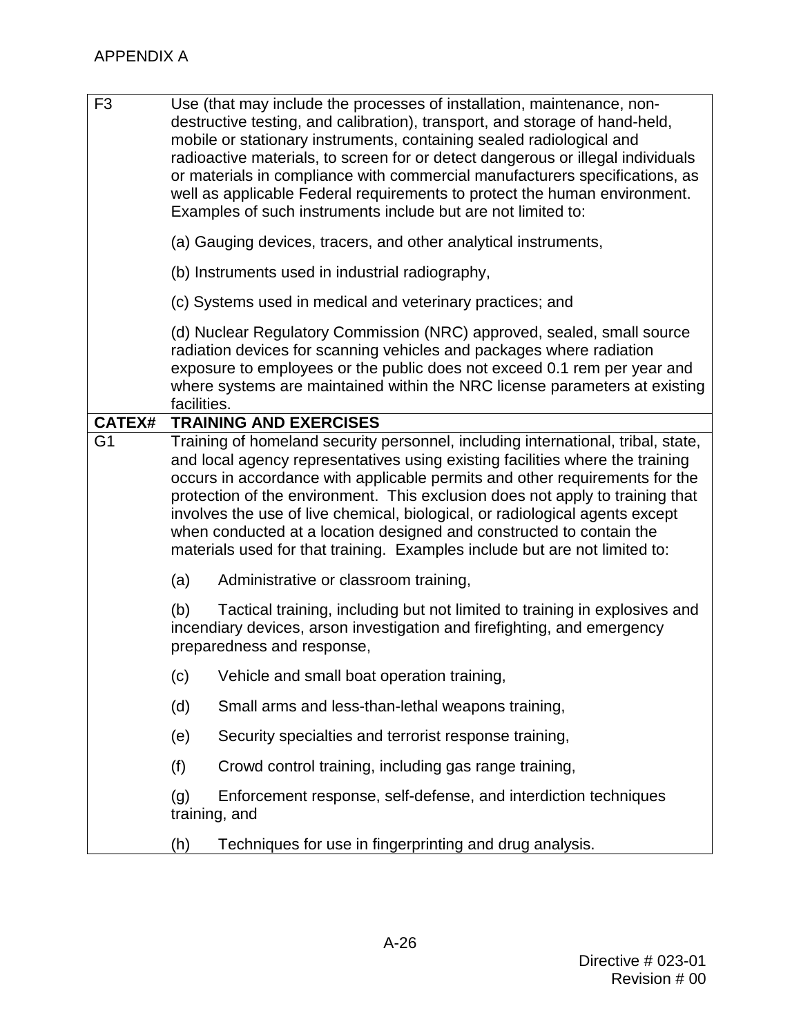APPENDIX A

| | |
|---|---|
| F3 | Use (that may include the processes of installation, maintenance, non-destructive testing, and calibration), transport, and storage of hand-held, mobile or stationary instruments, containing sealed radiological and radioactive materials, to screen for or detect dangerous or illegal individuals or materials in compliance with commercial manufacturers specifications, as well as applicable Federal requirements to protect the human environment. Examples of such instruments include but are not limited to:<br><br>(a) Gauging devices, tracers, and other analytical instruments,<br><br>(b) Instruments used in industrial radiography,<br><br>(c) Systems used in medical and veterinary practices; and<br><br>(d) Nuclear Regulatory Commission (NRC) approved, sealed, small source radiation devices for scanning vehicles and packages where radiation exposure to employees or the public does not exceed 0.1 rem per year and where systems are maintained within the NRC license parameters at existing facilities. |
| **CATEX#** | **TRAINING AND EXERCISES** |
| G1 | Training of homeland security personnel, including international, tribal, state, and local agency representatives using existing facilities where the training occurs in accordance with applicable permits and other requirements for the protection of the environment. This exclusion does not apply to training that involves the use of live chemical, biological, or radiological agents except when conducted at a location designed and constructed to contain the materials used for that training. Examples include but are not limited to:<br><br>(a) Administrative or classroom training,<br><br>(b) Tactical training, including but not limited to training in explosives and incendiary devices, arson investigation and firefighting, and emergency preparedness and response,<br><br>(c) Vehicle and small boat operation training,<br><br>(d) Small arms and less-than-lethal weapons training,<br><br>(e) Security specialties and terrorist response training,<br><br>(f) Crowd control training, including gas range training,<br><br>(g) Enforcement response, self-defense, and interdiction techniques training, and<br><br>(h) Techniques for use in fingerprinting and drug analysis. |

Directive # 023-01
Revision # 00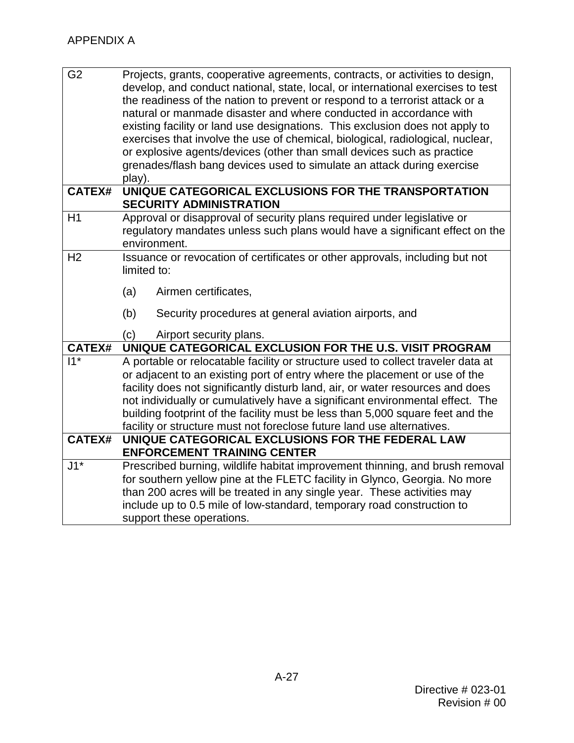APPENDIX A

| | |
|---|---|
| G2 | Projects, grants, cooperative agreements, contracts, or activities to design, develop, and conduct national, state, local, or international exercises to test the readiness of the nation to prevent or respond to a terrorist attack or a natural or manmade disaster and where conducted in accordance with existing facility or land use designations. This exclusion does not apply to exercises that involve the use of chemical, biological, radiological, nuclear, or explosive agents/devices (other than small devices such as practice grenades/flash bang devices used to simulate an attack during exercise play). |
| **CATEX#** | **UNIQUE CATEGORICAL EXCLUSIONS FOR THE TRANSPORTATION SECURITY ADMINISTRATION** |
| H1 | Approval or disapproval of security plans required under legislative or regulatory mandates unless such plans would have a significant effect on the environment. |
| H2 | Issuance or revocation of certificates or other approvals, including but not limited to:<br><br>(a) Airmen certificates,<br><br>(b) Security procedures at general aviation airports, and<br><br>(c) Airport security plans. |
| **CATEX#** | **UNIQUE CATEGORICAL EXCLUSION FOR THE U.S. VISIT PROGRAM** |
| I1* | A portable or relocatable facility or structure used to collect traveler data at or adjacent to an existing port of entry where the placement or use of the facility does not significantly disturb land, air, or water resources and does not individually or cumulatively have a significant environmental effect. The building footprint of the facility must be less than 5,000 square feet and the facility or structure must not foreclose future land use alternatives. |
| **CATEX#** | **UNIQUE CATEGORICAL EXCLUSIONS FOR THE FEDERAL LAW ENFORCEMENT TRAINING CENTER** |
| J1* | Prescribed burning, wildlife habitat improvement thinning, and brush removal for southern yellow pine at the FLETC facility in Glynco, Georgia. No more than 200 acres will be treated in any single year. These activities may include up to 0.5 mile of low-standard, temporary road construction to support these operations. |

Directive # 023-01
Revision # 00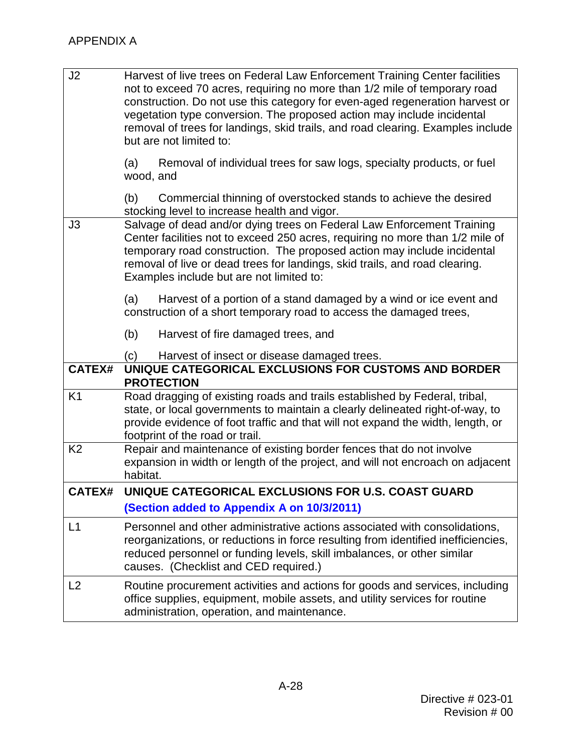APPENDIX A

| | |
|---|---|
| J2 | Harvest of live trees on Federal Law Enforcement Training Center facilities not to exceed 70 acres, requiring no more than 1/2 mile of temporary road construction. Do not use this category for even-aged regeneration harvest or vegetation type conversion. The proposed action may include incidental removal of trees for landings, skid trails, and road clearing. Examples include but are not limited to:<br><br>(a) Removal of individual trees for saw logs, specialty products, or fuel wood, and<br><br>(b) Commercial thinning of overstocked stands to achieve the desired stocking level to increase health and vigor. |
| J3 | Salvage of dead and/or dying trees on Federal Law Enforcement Training Center facilities not to exceed 250 acres, requiring no more than 1/2 mile of temporary road construction. The proposed action may include incidental removal of live or dead trees for landings, skid trails, and road clearing. Examples include but are not limited to:<br><br>(a) Harvest of a portion of a stand damaged by a wind or ice event and construction of a short temporary road to access the damaged trees,<br><br>(b) Harvest of fire damaged trees, and<br><br>(c) Harvest of insect or disease damaged trees. |
| **CATEX#** | **UNIQUE CATEGORICAL EXCLUSIONS FOR CUSTOMS AND BORDER PROTECTION** |
| K1 | Road dragging of existing roads and trails established by Federal, tribal, state, or local governments to maintain a clearly delineated right-of-way, to provide evidence of foot traffic and that will not expand the width, length, or footprint of the road or trail. |
| K2 | Repair and maintenance of existing border fences that do not involve expansion in width or length of the project, and will not encroach on adjacent habitat. |
| **CATEX#** | **UNIQUE CATEGORICAL EXCLUSIONS FOR U.S. COAST GUARD**<br>**(Section added to Appendix A on 10/3/2011)** |
| L1 | Personnel and other administrative actions associated with consolidations, reorganizations, or reductions in force resulting from identified inefficiencies, reduced personnel or funding levels, skill imbalances, or other similar causes. (Checklist and CED required.) |
| L2 | Routine procurement activities and actions for goods and services, including office supplies, equipment, mobile assets, and utility services for routine administration, operation, and maintenance. |

Directive # 023-01
Revision # 00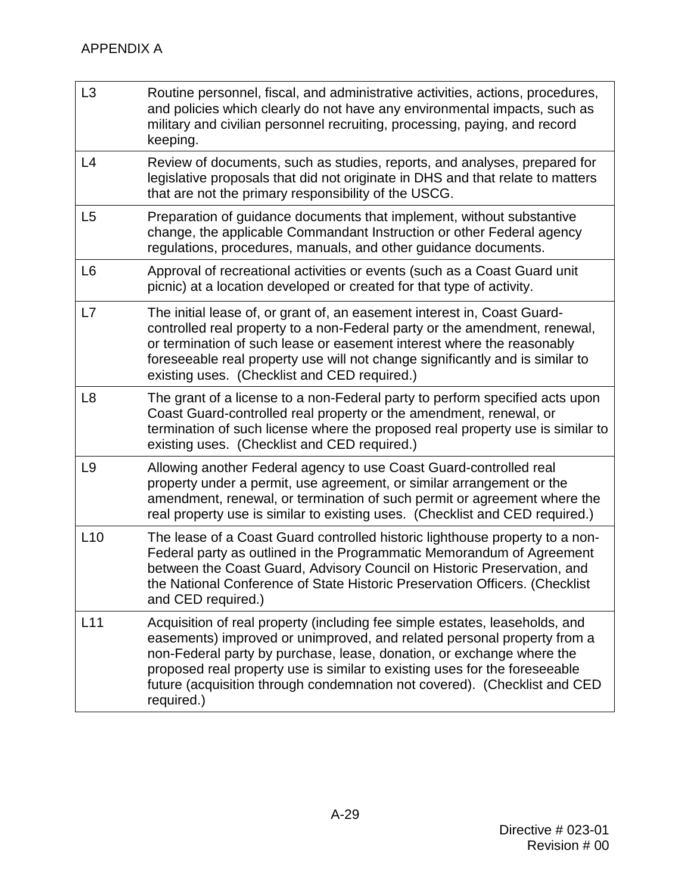APPENDIX A

| | |
|---|---|
| L3 | Routine personnel, fiscal, and administrative activities, actions, procedures, and policies which clearly do not have any environmental impacts, such as military and civilian personnel recruiting, processing, paying, and record keeping. |
| L4 | Review of documents, such as studies, reports, and analyses, prepared for legislative proposals that did not originate in DHS and that relate to matters that are not the primary responsibility of the USCG. |
| L5 | Preparation of guidance documents that implement, without substantive change, the applicable Commandant Instruction or other Federal agency regulations, procedures, manuals, and other guidance documents. |
| L6 | Approval of recreational activities or events (such as a Coast Guard unit picnic) at a location developed or created for that type of activity. |
| L7 | The initial lease of, or grant of, an easement interest in, Coast Guard-controlled real property to a non-Federal party or the amendment, renewal, or termination of such lease or easement interest where the reasonably foreseeable real property use will not change significantly and is similar to existing uses. (Checklist and CED required.) |
| L8 | The grant of a license to a non-Federal party to perform specified acts upon Coast Guard-controlled real property or the amendment, renewal, or termination of such license where the proposed real property use is similar to existing uses. (Checklist and CED required.) |
| L9 | Allowing another Federal agency to use Coast Guard-controlled real property under a permit, use agreement, or similar arrangement or the amendment, renewal, or termination of such permit or agreement where the real property use is similar to existing uses. (Checklist and CED required.) |
| L10 | The lease of a Coast Guard controlled historic lighthouse property to a non-Federal party as outlined in the Programmatic Memorandum of Agreement between the Coast Guard, Advisory Council on Historic Preservation, and the National Conference of State Historic Preservation Officers. (Checklist and CED required.) |
| L11 | Acquisition of real property (including fee simple estates, leaseholds, and easements) improved or unimproved, and related personal property from a non-Federal party by purchase, lease, donation, or exchange where the proposed real property use is similar to existing uses for the foreseeable future (acquisition through condemnation not covered). (Checklist and CED required.) |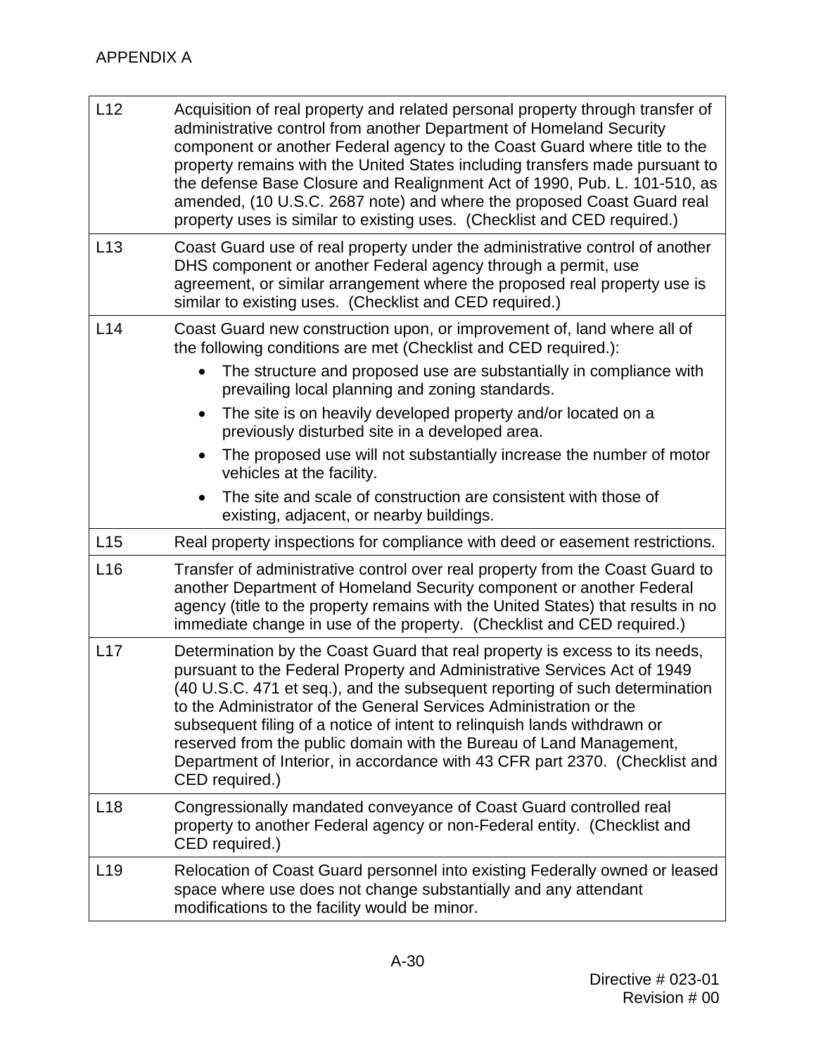APPENDIX A

| | |
|---|---|
| L12 | Acquisition of real property and related personal property through transfer of administrative control from another Department of Homeland Security component or another Federal agency to the Coast Guard where title to the property remains with the United States including transfers made pursuant to the defense Base Closure and Realignment Act of 1990, Pub. L. 101-510, as amended, (10 U.S.C. 2687 note) and where the proposed Coast Guard real property uses is similar to existing uses. (Checklist and CED required.) |
| L13 | Coast Guard use of real property under the administrative control of another DHS component or another Federal agency through a permit, use agreement, or similar arrangement where the proposed real property use is similar to existing uses. (Checklist and CED required.) |
| L14 | Coast Guard new construction upon, or improvement of, land where all of the following conditions are met (Checklist and CED required.): <br>• The structure and proposed use are substantially in compliance with prevailing local planning and zoning standards. <br>• The site is on heavily developed property and/or located on a previously disturbed site in a developed area. <br>• The proposed use will not substantially increase the number of motor vehicles at the facility. <br>• The site and scale of construction are consistent with those of existing, adjacent, or nearby buildings. |
| L15 | Real property inspections for compliance with deed or easement restrictions. |
| L16 | Transfer of administrative control over real property from the Coast Guard to another Department of Homeland Security component or another Federal agency (title to the property remains with the United States) that results in no immediate change in use of the property. (Checklist and CED required.) |
| L17 | Determination by the Coast Guard that real property is excess to its needs, pursuant to the Federal Property and Administrative Services Act of 1949 (40 U.S.C. 471 et seq.), and the subsequent reporting of such determination to the Administrator of the General Services Administration or the subsequent filing of a notice of intent to relinquish lands withdrawn or reserved from the public domain with the Bureau of Land Management, Department of Interior, in accordance with 43 CFR part 2370. (Checklist and CED required.) |
| L18 | Congressionally mandated conveyance of Coast Guard controlled real property to another Federal agency or non-Federal entity. (Checklist and CED required.) |
| L19 | Relocation of Coast Guard personnel into existing Federally owned or leased space where use does not change substantially and any attendant modifications to the facility would be minor. |

Directive # 023-01
Revision # 00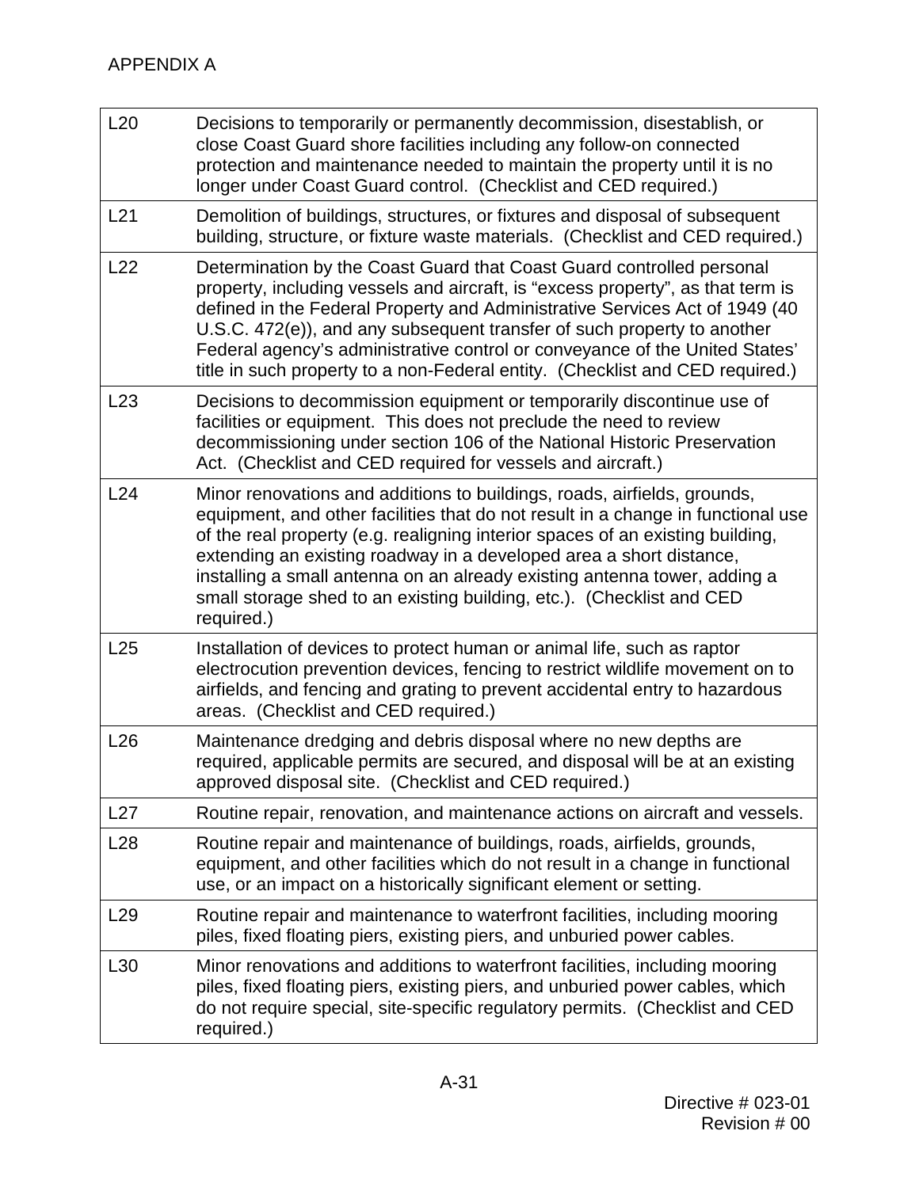APPENDIX A

| | |
|---|---|
| L20 | Decisions to temporarily or permanently decommission, disestablish, or close Coast Guard shore facilities including any follow-on connected protection and maintenance needed to maintain the property until it is no longer under Coast Guard control. (Checklist and CED required.) |
| L21 | Demolition of buildings, structures, or fixtures and disposal of subsequent building, structure, or fixture waste materials. (Checklist and CED required.) |
| L22 | Determination by the Coast Guard that Coast Guard controlled personal property, including vessels and aircraft, is "excess property", as that term is defined in the Federal Property and Administrative Services Act of 1949 (40 U.S.C. 472(e)), and any subsequent transfer of such property to another Federal agency's administrative control or conveyance of the United States' title in such property to a non-Federal entity. (Checklist and CED required.) |
| L23 | Decisions to decommission equipment or temporarily discontinue use of facilities or equipment. This does not preclude the need to review decommissioning under section 106 of the National Historic Preservation Act. (Checklist and CED required for vessels and aircraft.) |
| L24 | Minor renovations and additions to buildings, roads, airfields, grounds, equipment, and other facilities that do not result in a change in functional use of the real property (e.g. realigning interior spaces of an existing building, extending an existing roadway in a developed area a short distance, installing a small antenna on an already existing antenna tower, adding a small storage shed to an existing building, etc.). (Checklist and CED required.) |
| L25 | Installation of devices to protect human or animal life, such as raptor electrocution prevention devices, fencing to restrict wildlife movement on to airfields, and fencing and grating to prevent accidental entry to hazardous areas. (Checklist and CED required.) |
| L26 | Maintenance dredging and debris disposal where no new depths are required, applicable permits are secured, and disposal will be at an existing approved disposal site. (Checklist and CED required.) |
| L27 | Routine repair, renovation, and maintenance actions on aircraft and vessels. |
| L28 | Routine repair and maintenance of buildings, roads, airfields, grounds, equipment, and other facilities which do not result in a change in functional use, or an impact on a historically significant element or setting. |
| L29 | Routine repair and maintenance to waterfront facilities, including mooring piles, fixed floating piers, existing piers, and unburied power cables. |
| L30 | Minor renovations and additions to waterfront facilities, including mooring piles, fixed floating piers, existing piers, and unburied power cables, which do not require special, site-specific regulatory permits. (Checklist and CED required.) |

Directive # 023-01
Revision # 00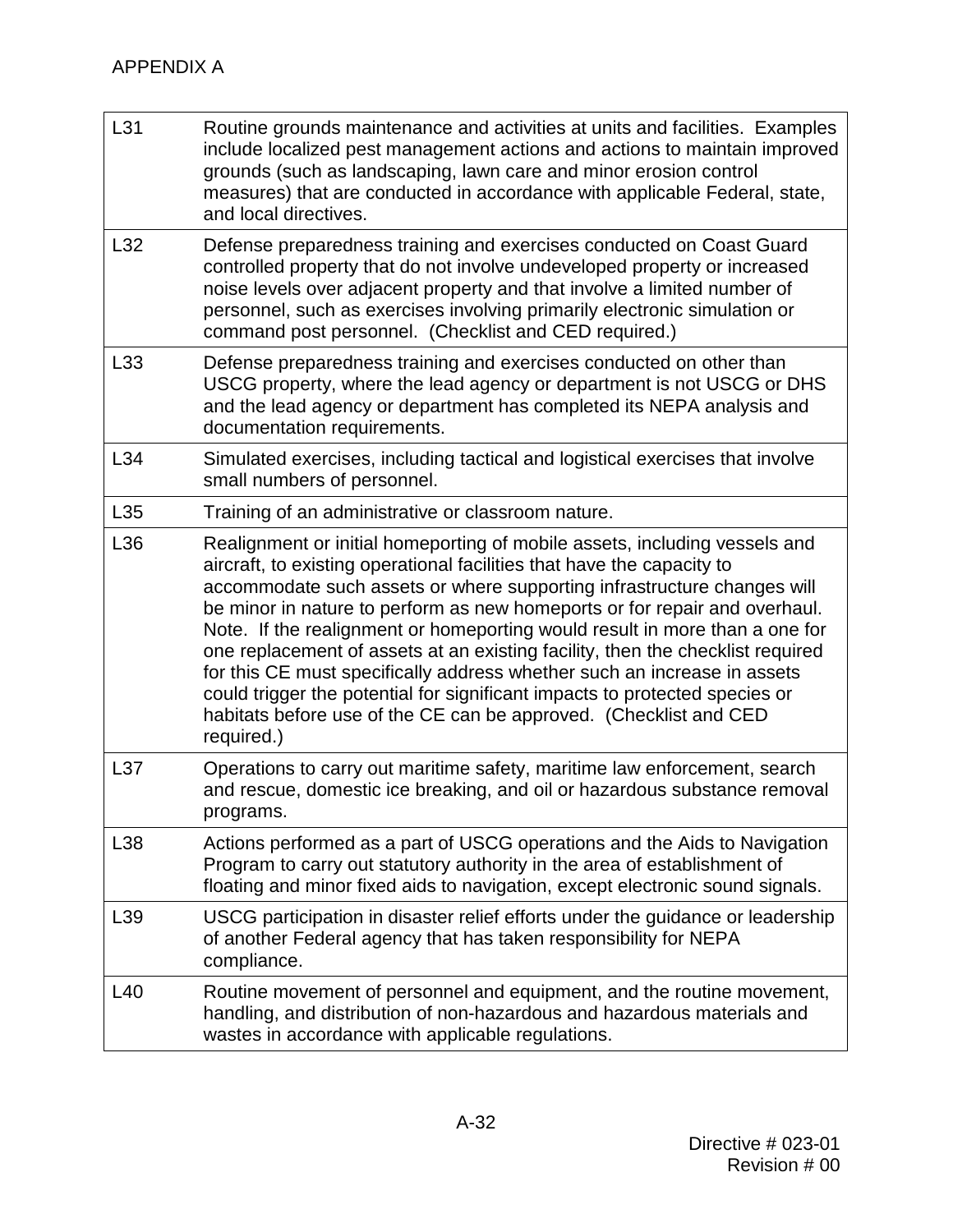APPENDIX A

| | |
|---|---|
| L31 | Routine grounds maintenance and activities at units and facilities. Examples include localized pest management actions and actions to maintain improved grounds (such as landscaping, lawn care and minor erosion control measures) that are conducted in accordance with applicable Federal, state, and local directives. |
| L32 | Defense preparedness training and exercises conducted on Coast Guard controlled property that do not involve undeveloped property or increased noise levels over adjacent property and that involve a limited number of personnel, such as exercises involving primarily electronic simulation or command post personnel. (Checklist and CED required.) |
| L33 | Defense preparedness training and exercises conducted on other than USCG property, where the lead agency or department is not USCG or DHS and the lead agency or department has completed its NEPA analysis and documentation requirements. |
| L34 | Simulated exercises, including tactical and logistical exercises that involve small numbers of personnel. |
| L35 | Training of an administrative or classroom nature. |
| L36 | Realignment or initial homeporting of mobile assets, including vessels and aircraft, to existing operational facilities that have the capacity to accommodate such assets or where supporting infrastructure changes will be minor in nature to perform as new homeports or for repair and overhaul. Note. If the realignment or homeporting would result in more than a one for one replacement of assets at an existing facility, then the checklist required for this CE must specifically address whether such an increase in assets could trigger the potential for significant impacts to protected species or habitats before use of the CE can be approved. (Checklist and CED required.) |
| L37 | Operations to carry out maritime safety, maritime law enforcement, search and rescue, domestic ice breaking, and oil or hazardous substance removal programs. |
| L38 | Actions performed as a part of USCG operations and the Aids to Navigation Program to carry out statutory authority in the area of establishment of floating and minor fixed aids to navigation, except electronic sound signals. |
| L39 | USCG participation in disaster relief efforts under the guidance or leadership of another Federal agency that has taken responsibility for NEPA compliance. |
| L40 | Routine movement of personnel and equipment, and the routine movement, handling, and distribution of non-hazardous and hazardous materials and wastes in accordance with applicable regulations. |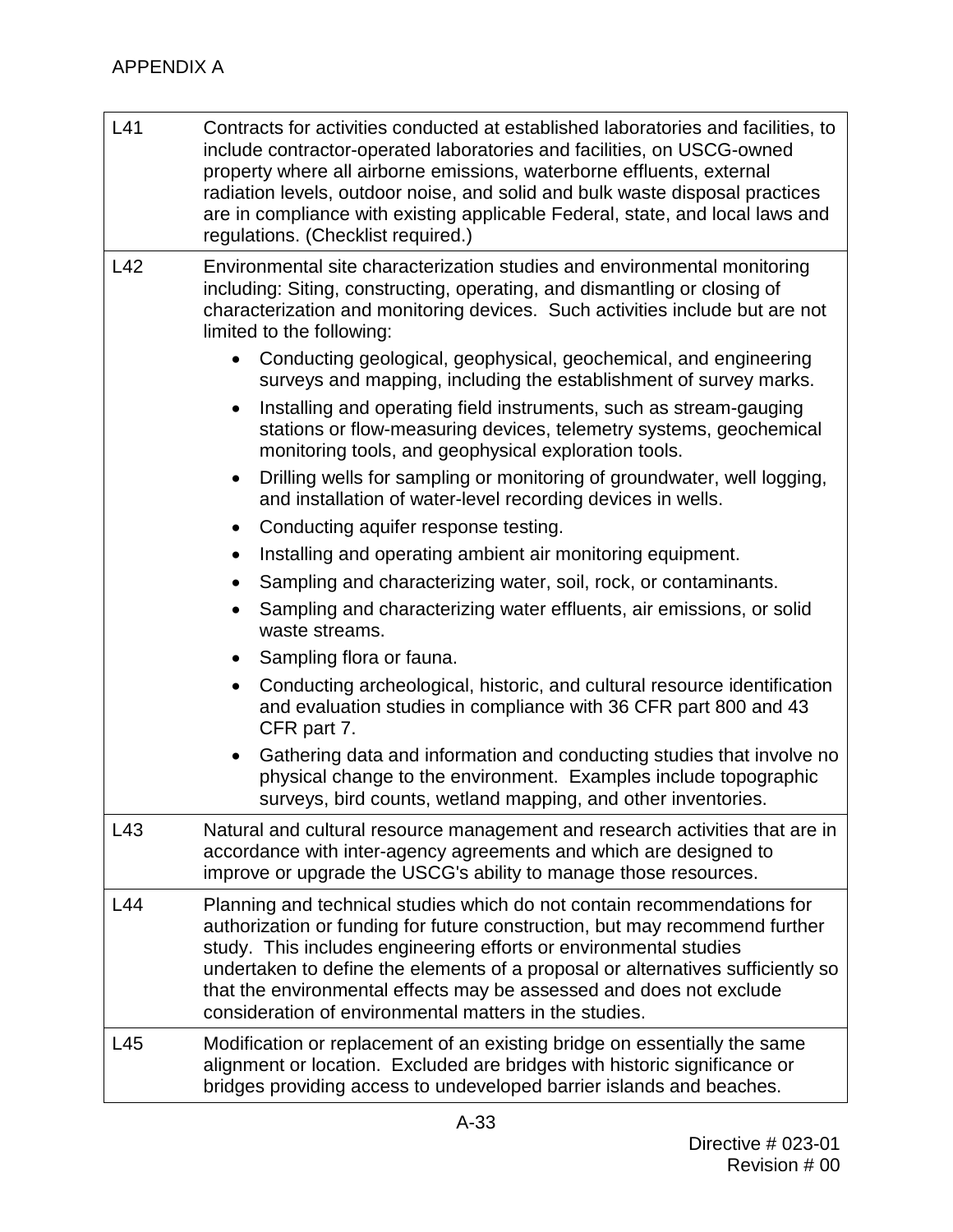APPENDIX A

| | |
|---|---|
| L41 | Contracts for activities conducted at established laboratories and facilities, to include contractor-operated laboratories and facilities, on USCG-owned property where all airborne emissions, waterborne effluents, external radiation levels, outdoor noise, and solid and bulk waste disposal practices are in compliance with existing applicable Federal, state, and local laws and regulations. (Checklist required.) |
| L42 | Environmental site characterization studies and environmental monitoring including: Siting, constructing, operating, and dismantling or closing of characterization and monitoring devices. Such activities include but are not limited to the following:<br>• Conducting geological, geophysical, geochemical, and engineering surveys and mapping, including the establishment of survey marks.<br>• Installing and operating field instruments, such as stream-gauging stations or flow-measuring devices, telemetry systems, geochemical monitoring tools, and geophysical exploration tools.<br>• Drilling wells for sampling or monitoring of groundwater, well logging, and installation of water-level recording devices in wells.<br>• Conducting aquifer response testing.<br>• Installing and operating ambient air monitoring equipment.<br>• Sampling and characterizing water, soil, rock, or contaminants.<br>• Sampling and characterizing water effluents, air emissions, or solid waste streams.<br>• Sampling flora or fauna.<br>• Conducting archeological, historic, and cultural resource identification and evaluation studies in compliance with 36 CFR part 800 and 43 CFR part 7.<br>• Gathering data and information and conducting studies that involve no physical change to the environment. Examples include topographic surveys, bird counts, wetland mapping, and other inventories. |
| L43 | Natural and cultural resource management and research activities that are in accordance with inter-agency agreements and which are designed to improve or upgrade the USCG's ability to manage those resources. |
| L44 | Planning and technical studies which do not contain recommendations for authorization or funding for future construction, but may recommend further study. This includes engineering efforts or environmental studies undertaken to define the elements of a proposal or alternatives sufficiently so that the environmental effects may be assessed and does not exclude consideration of environmental matters in the studies. |
| L45 | Modification or replacement of an existing bridge on essentially the same alignment or location. Excluded are bridges with historic significance or bridges providing access to undeveloped barrier islands and beaches. |

Directive # 023-01
Revision # 00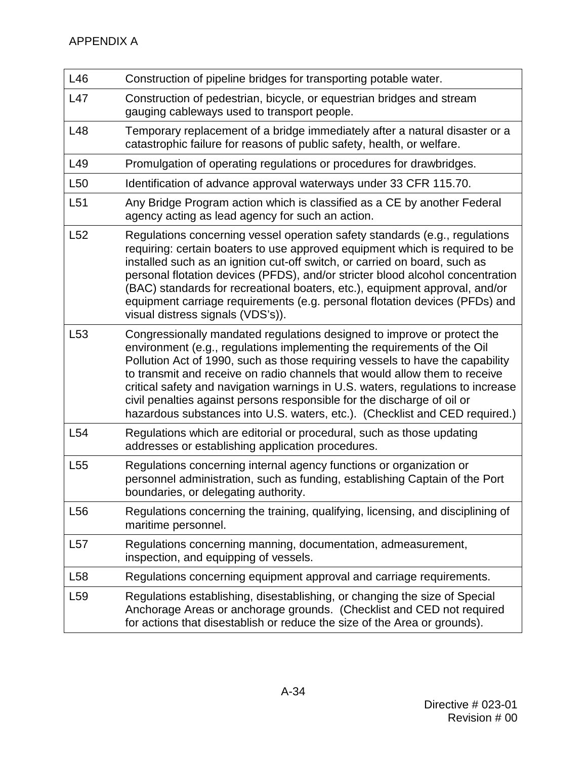APPENDIX A

| | |
|---|---|
| L46 | Construction of pipeline bridges for transporting potable water. |
| L47 | Construction of pedestrian, bicycle, or equestrian bridges and stream gauging cableways used to transport people. |
| L48 | Temporary replacement of a bridge immediately after a natural disaster or a catastrophic failure for reasons of public safety, health, or welfare. |
| L49 | Promulgation of operating regulations or procedures for drawbridges. |
| L50 | Identification of advance approval waterways under 33 CFR 115.70. |
| L51 | Any Bridge Program action which is classified as a CE by another Federal agency acting as lead agency for such an action. |
| L52 | Regulations concerning vessel operation safety standards (e.g., regulations requiring: certain boaters to use approved equipment which is required to be installed such as an ignition cut-off switch, or carried on board, such as personal flotation devices (PFDS), and/or stricter blood alcohol concentration (BAC) standards for recreational boaters, etc.), equipment approval, and/or equipment carriage requirements (e.g. personal flotation devices (PFDs) and visual distress signals (VDS's)). |
| L53 | Congressionally mandated regulations designed to improve or protect the environment (e.g., regulations implementing the requirements of the Oil Pollution Act of 1990, such as those requiring vessels to have the capability to transmit and receive on radio channels that would allow them to receive critical safety and navigation warnings in U.S. waters, regulations to increase civil penalties against persons responsible for the discharge of oil or hazardous substances into U.S. waters, etc.). (Checklist and CED required.) |
| L54 | Regulations which are editorial or procedural, such as those updating addresses or establishing application procedures. |
| L55 | Regulations concerning internal agency functions or organization or personnel administration, such as funding, establishing Captain of the Port boundaries, or delegating authority. |
| L56 | Regulations concerning the training, qualifying, licensing, and disciplining of maritime personnel. |
| L57 | Regulations concerning manning, documentation, admeasurement, inspection, and equipping of vessels. |
| L58 | Regulations concerning equipment approval and carriage requirements. |
| L59 | Regulations establishing, disestablishing, or changing the size of Special Anchorage Areas or anchorage grounds. (Checklist and CED not required for actions that disestablish or reduce the size of the Area or grounds). |

Directive # 023-01
Revision # 00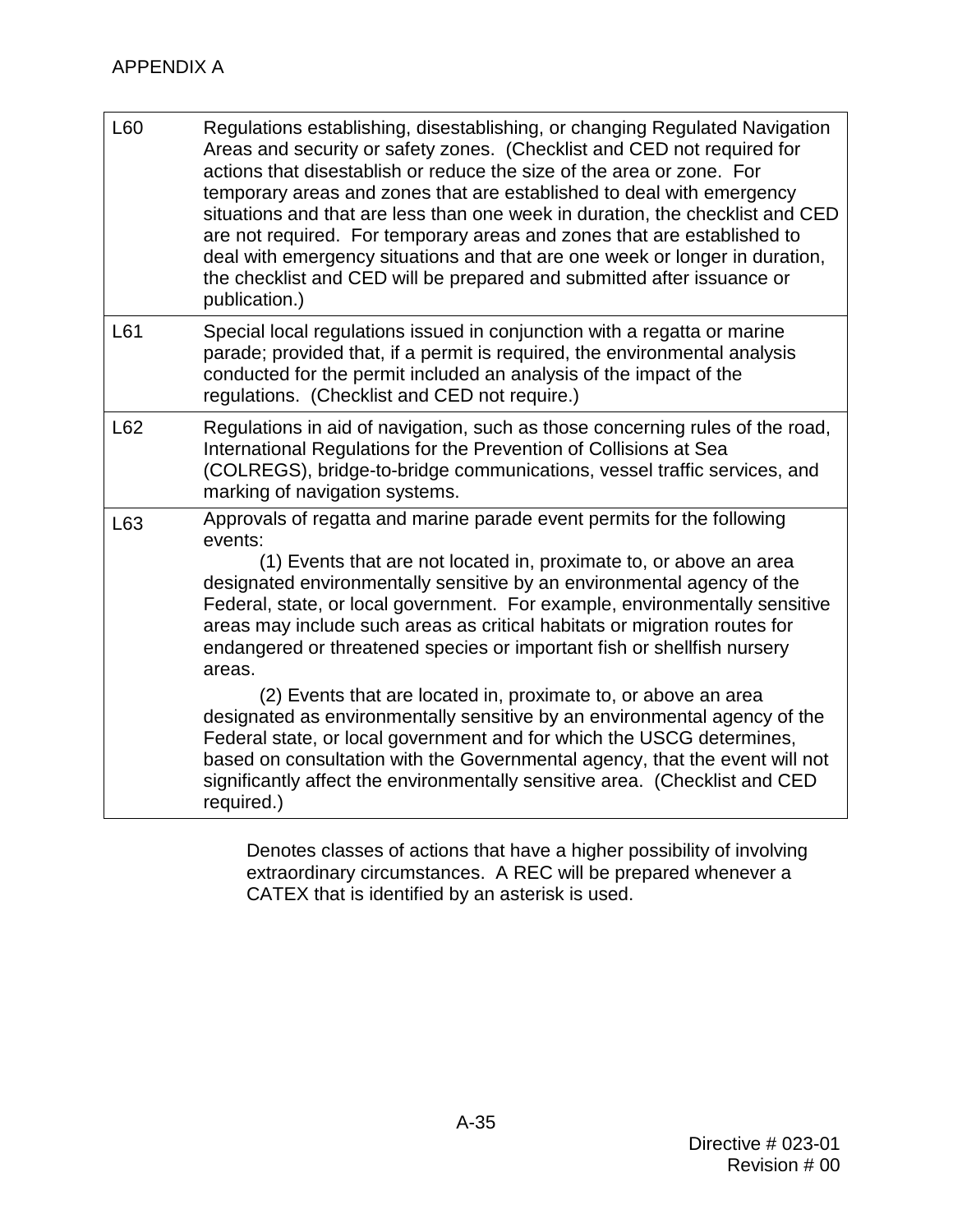APPENDIX A

| | |
|---|---|
| L60 | Regulations establishing, disestablishing, or changing Regulated Navigation Areas and security or safety zones. (Checklist and CED not required for actions that disestablish or reduce the size of the area or zone. For temporary areas and zones that are established to deal with emergency situations and that are less than one week in duration, the checklist and CED are not required. For temporary areas and zones that are established to deal with emergency situations and that are one week or longer in duration, the checklist and CED will be prepared and submitted after issuance or publication.) |
| L61 | Special local regulations issued in conjunction with a regatta or marine parade; provided that, if a permit is required, the environmental analysis conducted for the permit included an analysis of the impact of the regulations. (Checklist and CED not require.) |
| L62 | Regulations in aid of navigation, such as those concerning rules of the road, International Regulations for the Prevention of Collisions at Sea (COLREGS), bridge-to-bridge communications, vessel traffic services, and marking of navigation systems. |
| L63 | Approvals of regatta and marine parade event permits for the following events:<br>(1) Events that are not located in, proximate to, or above an area designated environmentally sensitive by an environmental agency of the Federal, state, or local government. For example, environmentally sensitive areas may include such areas as critical habitats or migration routes for endangered or threatened species or important fish or shellfish nursery areas.<br>(2) Events that are located in, proximate to, or above an area designated as environmentally sensitive by an environmental agency of the Federal state, or local government and for which the USCG determines, based on consultation with the Governmental agency, that the event will not significantly affect the environmentally sensitive area. (Checklist and CED required.) |

Denotes classes of actions that have a higher possibility of involving extraordinary circumstances. A REC will be prepared whenever a CATEX that is identified by an asterisk is used.

Directive # 023-01
Revision # 00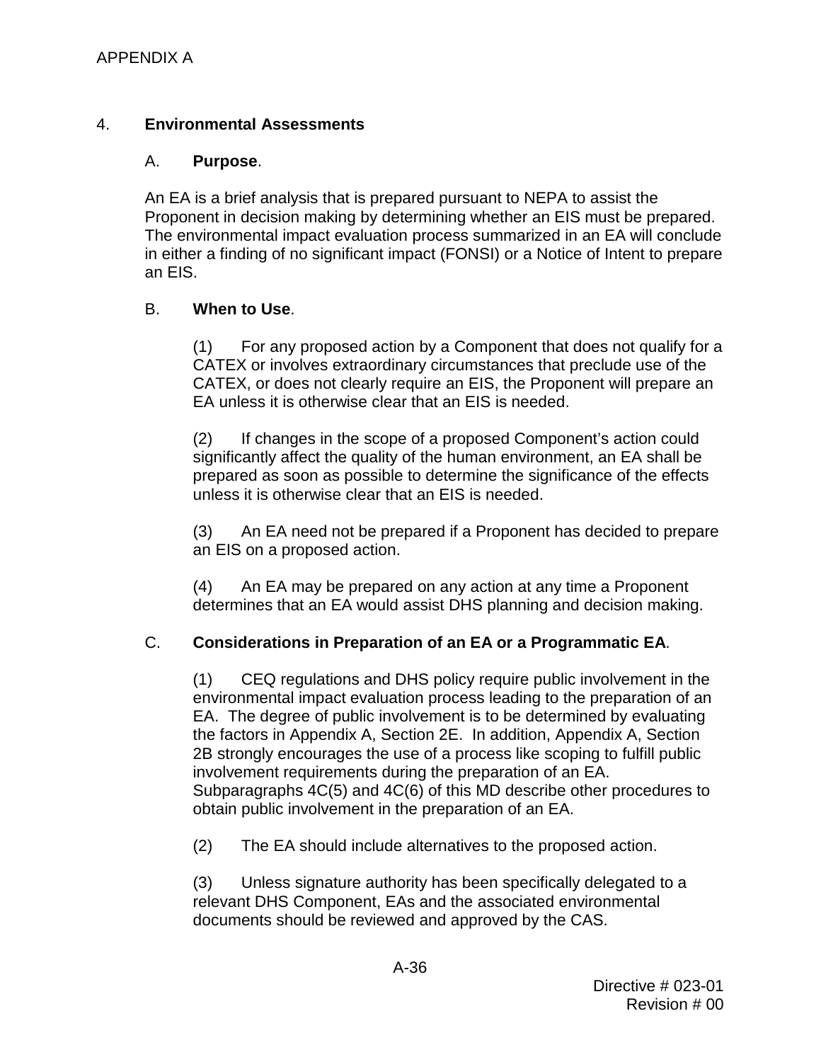## 4. **Environmental Assessments**

### A. **Purpose**.

An EA is a brief analysis that is prepared pursuant to NEPA to assist the Proponent in decision making by determining whether an EIS must be prepared. The environmental impact evaluation process summarized in an EA will conclude in either a finding of no significant impact (FONSI) or a Notice of Intent to prepare an EIS.

### B. **When to Use**.

(1) For any proposed action by a Component that does not qualify for a CATEX or involves extraordinary circumstances that preclude use of the CATEX, or does not clearly require an EIS, the Proponent will prepare an EA unless it is otherwise clear that an EIS is needed.

(2) If changes in the scope of a proposed Component's action could significantly affect the quality of the human environment, an EA shall be prepared as soon as possible to determine the significance of the effects unless it is otherwise clear that an EIS is needed.

(3) An EA need not be prepared if a Proponent has decided to prepare an EIS on a proposed action.

(4) An EA may be prepared on any action at any time a Proponent determines that an EA would assist DHS planning and decision making.

### C. **Considerations in Preparation of an EA or a Programmatic EA**.

(1) CEQ regulations and DHS policy require public involvement in the environmental impact evaluation process leading to the preparation of an EA. The degree of public involvement is to be determined by evaluating the factors in Appendix A, Section 2E. In addition, Appendix A, Section 2B strongly encourages the use of a process like scoping to fulfill public involvement requirements during the preparation of an EA. Subparagraphs 4C(5) and 4C(6) of this MD describe other procedures to obtain public involvement in the preparation of an EA.

(2) The EA should include alternatives to the proposed action.

(3) Unless signature authority has been specifically delegated to a relevant DHS Component, EAs and the associated environmental documents should be reviewed and approved by the CAS.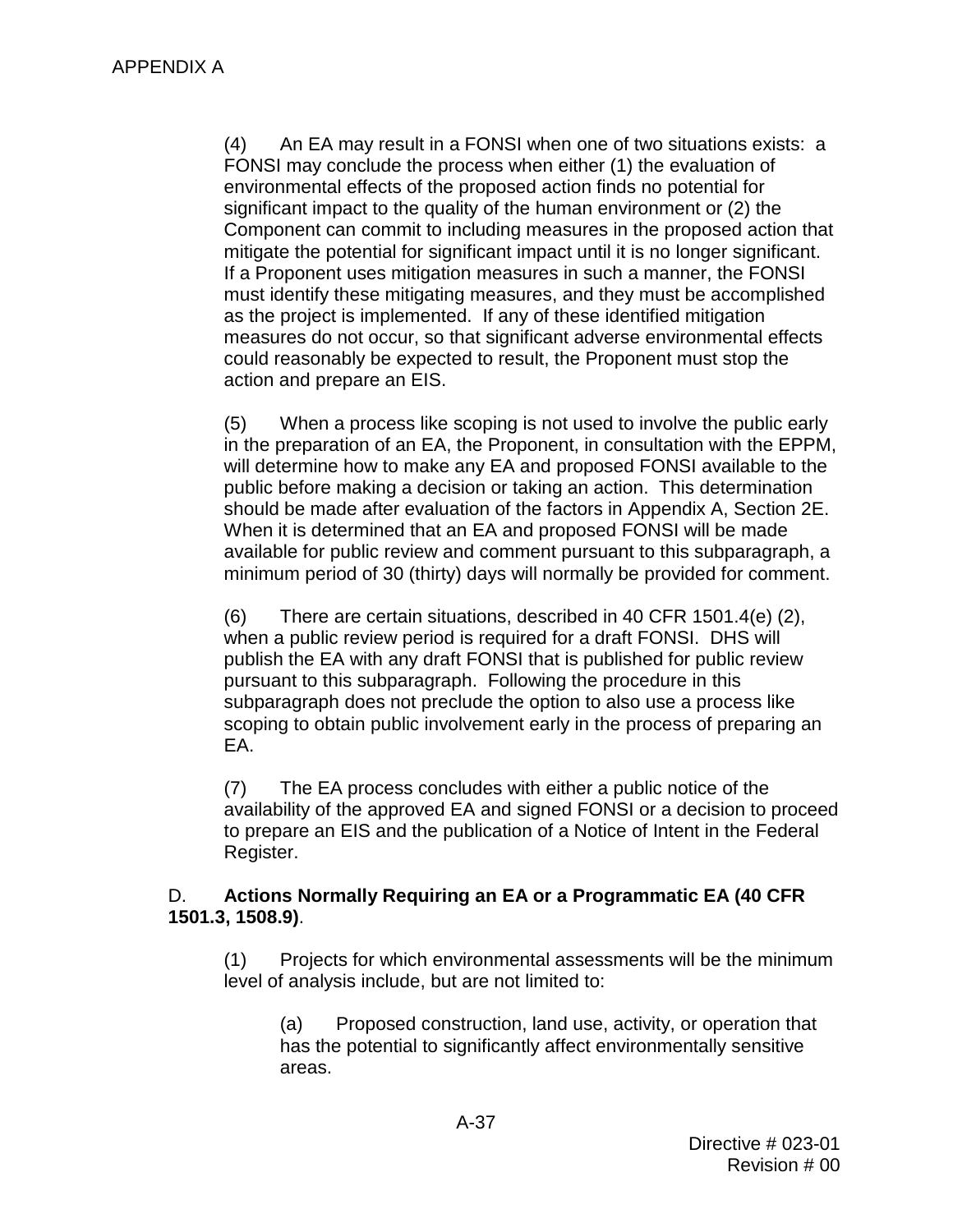(4) An EA may result in a FONSI when one of two situations exists: a FONSI may conclude the process when either (1) the evaluation of environmental effects of the proposed action finds no potential for significant impact to the quality of the human environment or (2) the Component can commit to including measures in the proposed action that mitigate the potential for significant impact until it is no longer significant. If a Proponent uses mitigation measures in such a manner, the FONSI must identify these mitigating measures, and they must be accomplished as the project is implemented. If any of these identified mitigation measures do not occur, so that significant adverse environmental effects could reasonably be expected to result, the Proponent must stop the action and prepare an EIS.

(5) When a process like scoping is not used to involve the public early in the preparation of an EA, the Proponent, in consultation with the EPPM, will determine how to make any EA and proposed FONSI available to the public before making a decision or taking an action. This determination should be made after evaluation of the factors in Appendix A, Section 2E. When it is determined that an EA and proposed FONSI will be made available for public review and comment pursuant to this subparagraph, a minimum period of 30 (thirty) days will normally be provided for comment.

(6) There are certain situations, described in 40 CFR 1501.4(e) (2), when a public review period is required for a draft FONSI. DHS will publish the EA with any draft FONSI that is published for public review pursuant to this subparagraph. Following the procedure in this subparagraph does not preclude the option to also use a process like scoping to obtain public involvement early in the process of preparing an EA.

(7) The EA process concludes with either a public notice of the availability of the approved EA and signed FONSI or a decision to proceed to prepare an EIS and the publication of a Notice of Intent in the Federal Register.

D. **Actions Normally Requiring an EA or a Programmatic EA (40 CFR 1501.3, 1508.9)**.

(1) Projects for which environmental assessments will be the minimum level of analysis include, but are not limited to:

(a) Proposed construction, land use, activity, or operation that has the potential to significantly affect environmentally sensitive areas.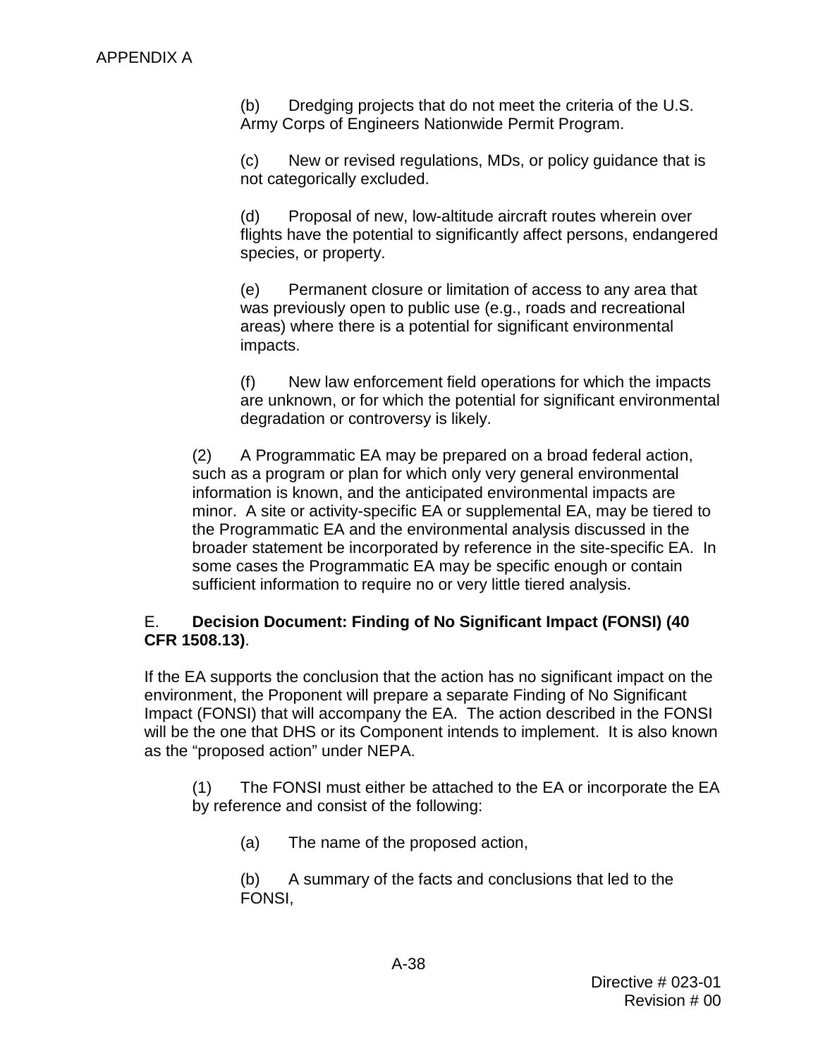(b) Dredging projects that do not meet the criteria of the U.S. Army Corps of Engineers Nationwide Permit Program.

(c) New or revised regulations, MDs, or policy guidance that is not categorically excluded.

(d) Proposal of new, low-altitude aircraft routes wherein over flights have the potential to significantly affect persons, endangered species, or property.

(e) Permanent closure or limitation of access to any area that was previously open to public use (e.g., roads and recreational areas) where there is a potential for significant environmental impacts.

(f) New law enforcement field operations for which the impacts are unknown, or for which the potential for significant environmental degradation or controversy is likely.

(2) A Programmatic EA may be prepared on a broad federal action, such as a program or plan for which only very general environmental information is known, and the anticipated environmental impacts are minor. A site or activity-specific EA or supplemental EA, may be tiered to the Programmatic EA and the environmental analysis discussed in the broader statement be incorporated by reference in the site-specific EA. In some cases the Programmatic EA may be specific enough or contain sufficient information to require no or very little tiered analysis.

E. **Decision Document: Finding of No Significant Impact (FONSI) (40 CFR 1508.13)**.

If the EA supports the conclusion that the action has no significant impact on the environment, the Proponent will prepare a separate Finding of No Significant Impact (FONSI) that will accompany the EA. The action described in the FONSI will be the one that DHS or its Component intends to implement. It is also known as the "proposed action" under NEPA.

(1) The FONSI must either be attached to the EA or incorporate the EA by reference and consist of the following:

(a) The name of the proposed action,

(b) A summary of the facts and conclusions that led to the FONSI,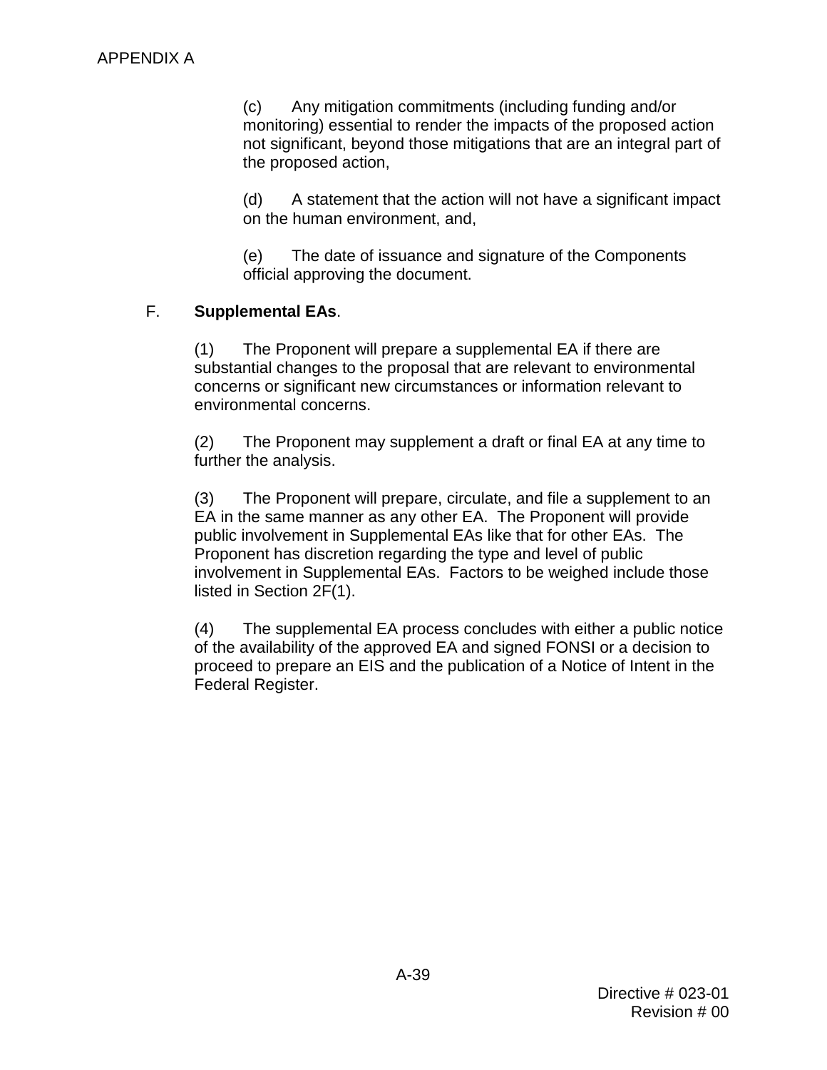(c) Any mitigation commitments (including funding and/or monitoring) essential to render the impacts of the proposed action not significant, beyond those mitigations that are an integral part of the proposed action,

(d) A statement that the action will not have a significant impact on the human environment, and,

(e) The date of issuance and signature of the Components official approving the document.

F. **Supplemental EAs**.

(1) The Proponent will prepare a supplemental EA if there are substantial changes to the proposal that are relevant to environmental concerns or significant new circumstances or information relevant to environmental concerns.

(2) The Proponent may supplement a draft or final EA at any time to further the analysis.

(3) The Proponent will prepare, circulate, and file a supplement to an EA in the same manner as any other EA. The Proponent will provide public involvement in Supplemental EAs like that for other EAs. The Proponent has discretion regarding the type and level of public involvement in Supplemental EAs. Factors to be weighed include those listed in Section 2F(1).

(4) The supplemental EA process concludes with either a public notice of the availability of the approved EA and signed FONSI or a decision to proceed to prepare an EIS and the publication of a Notice of Intent in the Federal Register.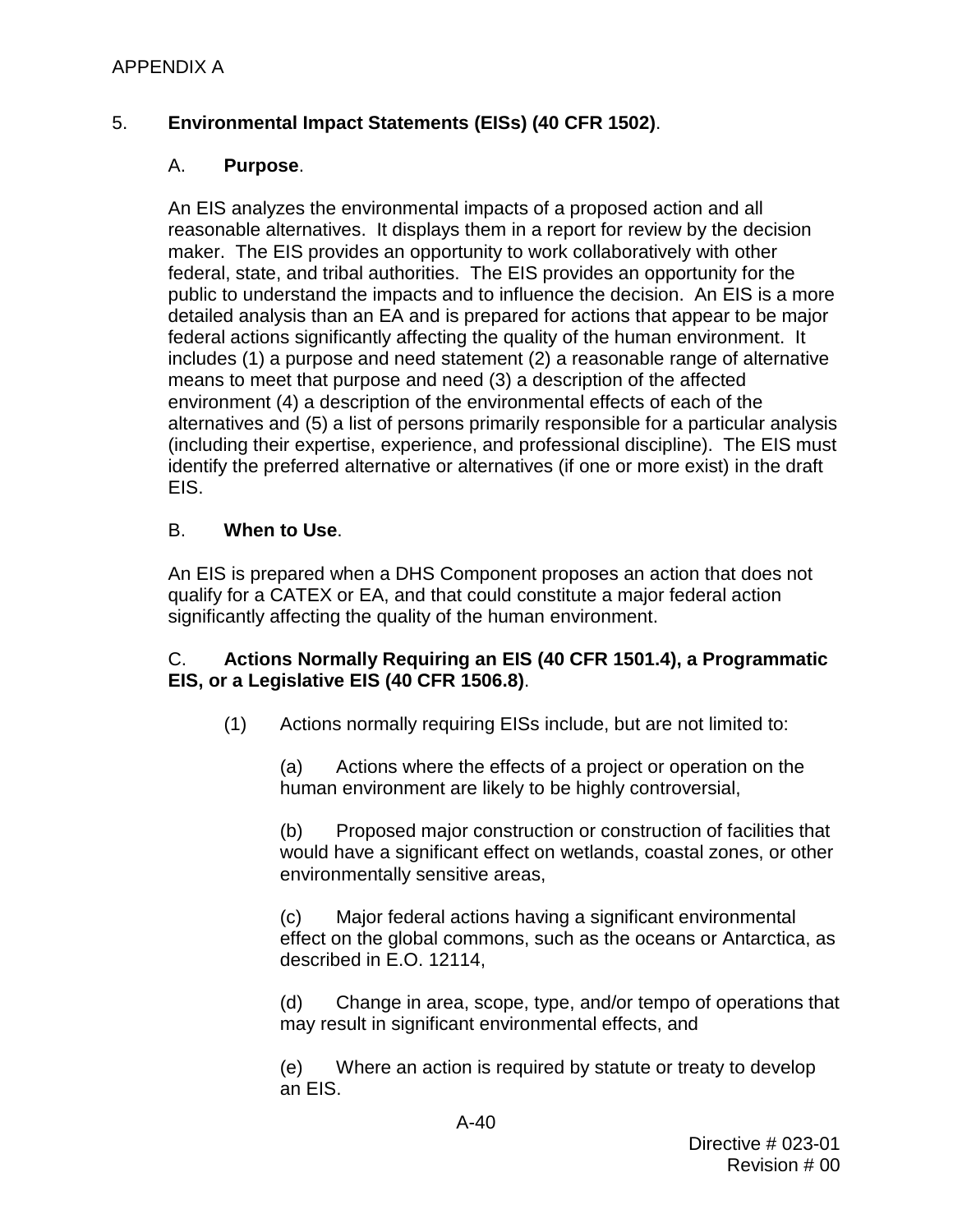## 5. **Environmental Impact Statements (EISs) (40 CFR 1502)**.

### A. **Purpose**.

An EIS analyzes the environmental impacts of a proposed action and all reasonable alternatives. It displays them in a report for review by the decision maker. The EIS provides an opportunity to work collaboratively with other federal, state, and tribal authorities. The EIS provides an opportunity for the public to understand the impacts and to influence the decision. An EIS is a more detailed analysis than an EA and is prepared for actions that appear to be major federal actions significantly affecting the quality of the human environment. It includes (1) a purpose and need statement (2) a reasonable range of alternative means to meet that purpose and need (3) a description of the affected environment (4) a description of the environmental effects of each of the alternatives and (5) a list of persons primarily responsible for a particular analysis (including their expertise, experience, and professional discipline). The EIS must identify the preferred alternative or alternatives (if one or more exist) in the draft EIS.

### B. **When to Use**.

An EIS is prepared when a DHS Component proposes an action that does not qualify for a CATEX or EA, and that could constitute a major federal action significantly affecting the quality of the human environment.

### C. **Actions Normally Requiring an EIS (40 CFR 1501.4), a Programmatic EIS, or a Legislative EIS (40 CFR 1506.8)**.

(1) Actions normally requiring EISs include, but are not limited to:

(a) Actions where the effects of a project or operation on the human environment are likely to be highly controversial,

(b) Proposed major construction or construction of facilities that would have a significant effect on wetlands, coastal zones, or other environmentally sensitive areas,

(c) Major federal actions having a significant environmental effect on the global commons, such as the oceans or Antarctica, as described in E.O. 12114,

(d) Change in area, scope, type, and/or tempo of operations that may result in significant environmental effects, and

(e) Where an action is required by statute or treaty to develop an EIS.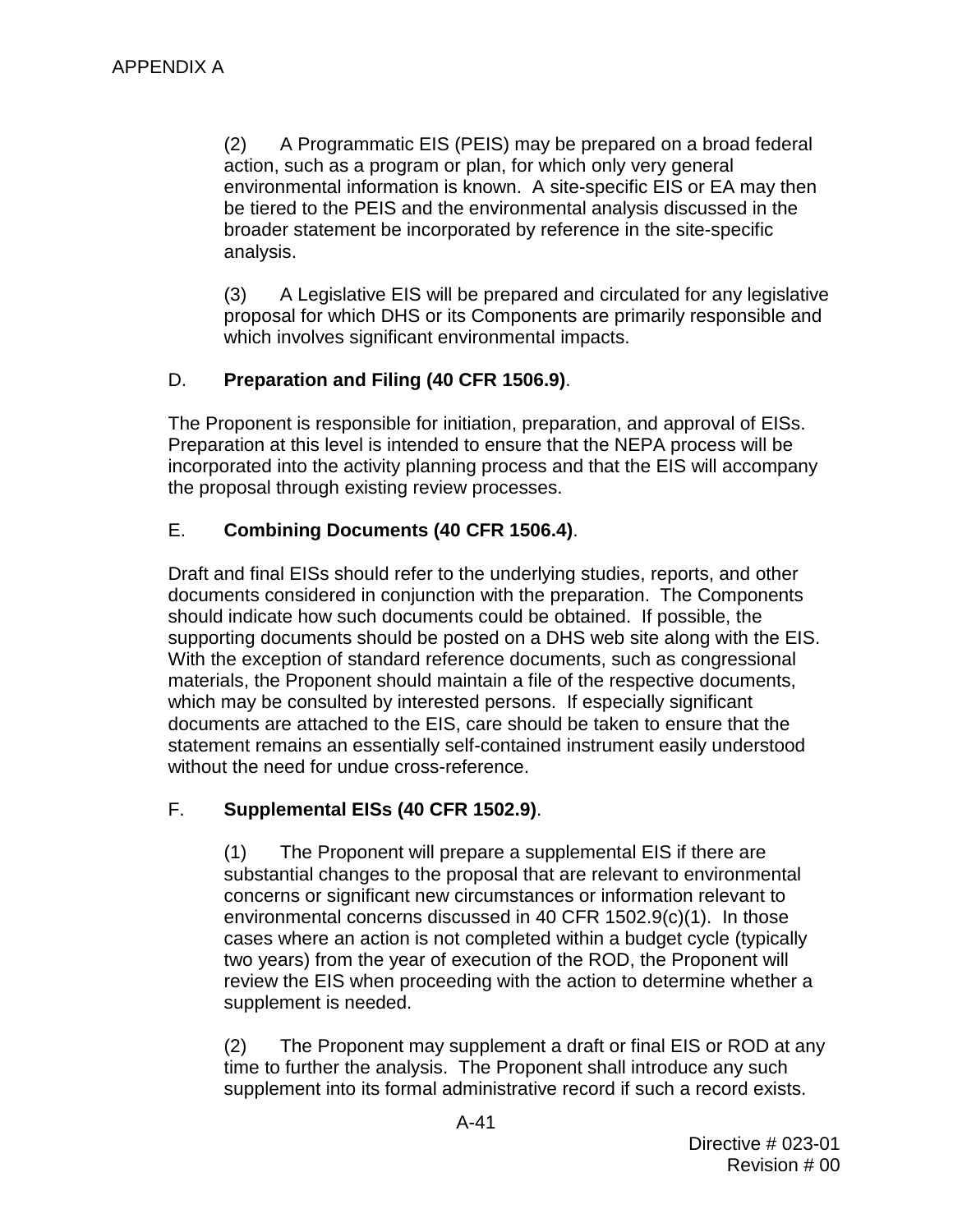(2) A Programmatic EIS (PEIS) may be prepared on a broad federal action, such as a program or plan, for which only very general environmental information is known. A site-specific EIS or EA may then be tiered to the PEIS and the environmental analysis discussed in the broader statement be incorporated by reference in the site-specific analysis.

(3) A Legislative EIS will be prepared and circulated for any legislative proposal for which DHS or its Components are primarily responsible and which involves significant environmental impacts.

D. **Preparation and Filing (40 CFR 1506.9)**.

The Proponent is responsible for initiation, preparation, and approval of EISs. Preparation at this level is intended to ensure that the NEPA process will be incorporated into the activity planning process and that the EIS will accompany the proposal through existing review processes.

E. **Combining Documents (40 CFR 1506.4)**.

Draft and final EISs should refer to the underlying studies, reports, and other documents considered in conjunction with the preparation. The Components should indicate how such documents could be obtained. If possible, the supporting documents should be posted on a DHS web site along with the EIS. With the exception of standard reference documents, such as congressional materials, the Proponent should maintain a file of the respective documents, which may be consulted by interested persons. If especially significant documents are attached to the EIS, care should be taken to ensure that the statement remains an essentially self-contained instrument easily understood without the need for undue cross-reference.

F. **Supplemental EISs (40 CFR 1502.9)**.

(1) The Proponent will prepare a supplemental EIS if there are substantial changes to the proposal that are relevant to environmental concerns or significant new circumstances or information relevant to environmental concerns discussed in 40 CFR 1502.9(c)(1). In those cases where an action is not completed within a budget cycle (typically two years) from the year of execution of the ROD, the Proponent will review the EIS when proceeding with the action to determine whether a supplement is needed.

(2) The Proponent may supplement a draft or final EIS or ROD at any time to further the analysis. The Proponent shall introduce any such supplement into its formal administrative record if such a record exists.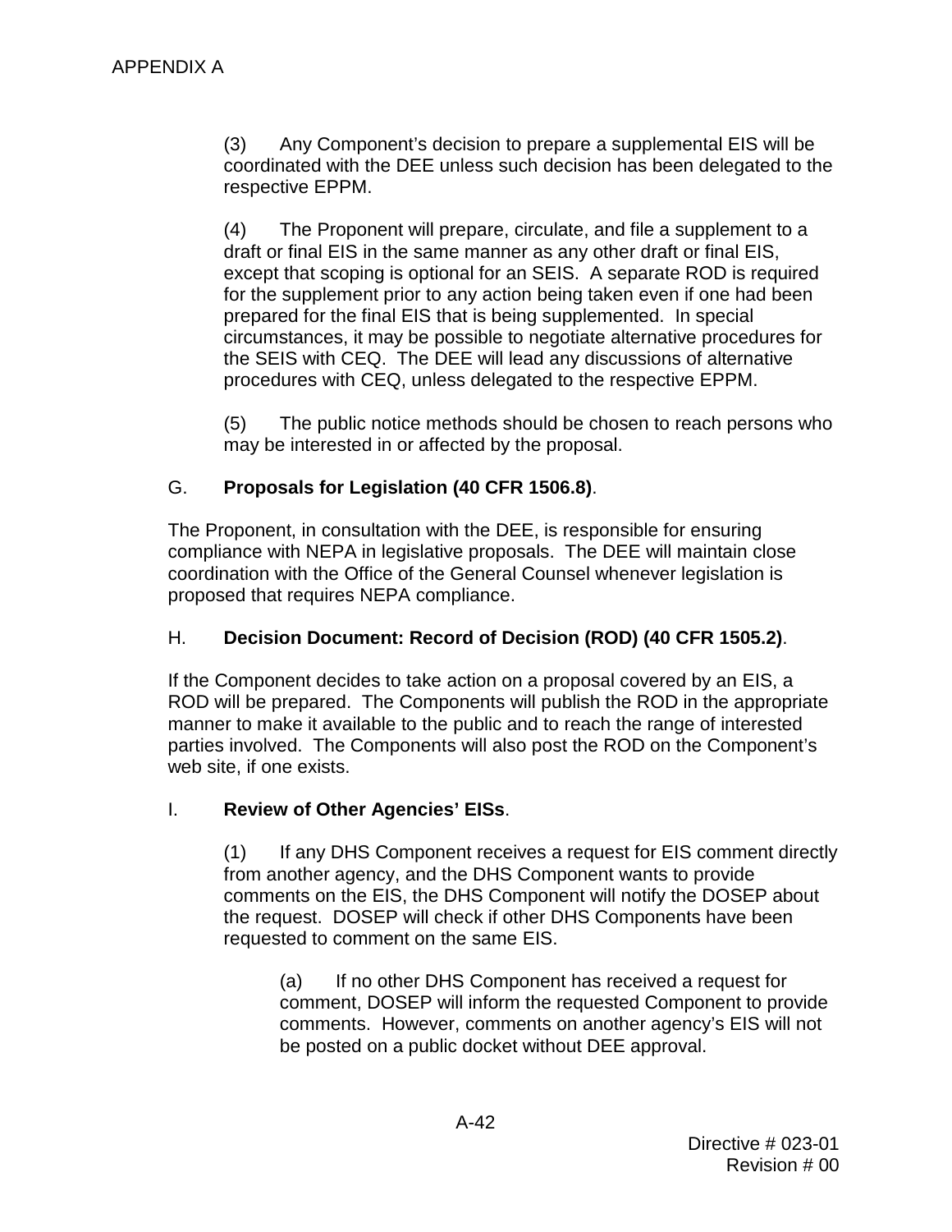(3) Any Component's decision to prepare a supplemental EIS will be coordinated with the DEE unless such decision has been delegated to the respective EPPM.

(4) The Proponent will prepare, circulate, and file a supplement to a draft or final EIS in the same manner as any other draft or final EIS, except that scoping is optional for an SEIS. A separate ROD is required for the supplement prior to any action being taken even if one had been prepared for the final EIS that is being supplemented. In special circumstances, it may be possible to negotiate alternative procedures for the SEIS with CEQ. The DEE will lead any discussions of alternative procedures with CEQ, unless delegated to the respective EPPM.

(5) The public notice methods should be chosen to reach persons who may be interested in or affected by the proposal.

G. **Proposals for Legislation (40 CFR 1506.8)**.

The Proponent, in consultation with the DEE, is responsible for ensuring compliance with NEPA in legislative proposals. The DEE will maintain close coordination with the Office of the General Counsel whenever legislation is proposed that requires NEPA compliance.

H. **Decision Document: Record of Decision (ROD) (40 CFR 1505.2)**.

If the Component decides to take action on a proposal covered by an EIS, a ROD will be prepared. The Components will publish the ROD in the appropriate manner to make it available to the public and to reach the range of interested parties involved. The Components will also post the ROD on the Component's web site, if one exists.

I. **Review of Other Agencies' EISs**.

(1) If any DHS Component receives a request for EIS comment directly from another agency, and the DHS Component wants to provide comments on the EIS, the DHS Component will notify the DOSEP about the request. DOSEP will check if other DHS Components have been requested to comment on the same EIS.

(a) If no other DHS Component has received a request for comment, DOSEP will inform the requested Component to provide comments. However, comments on another agency's EIS will not be posted on a public docket without DEE approval.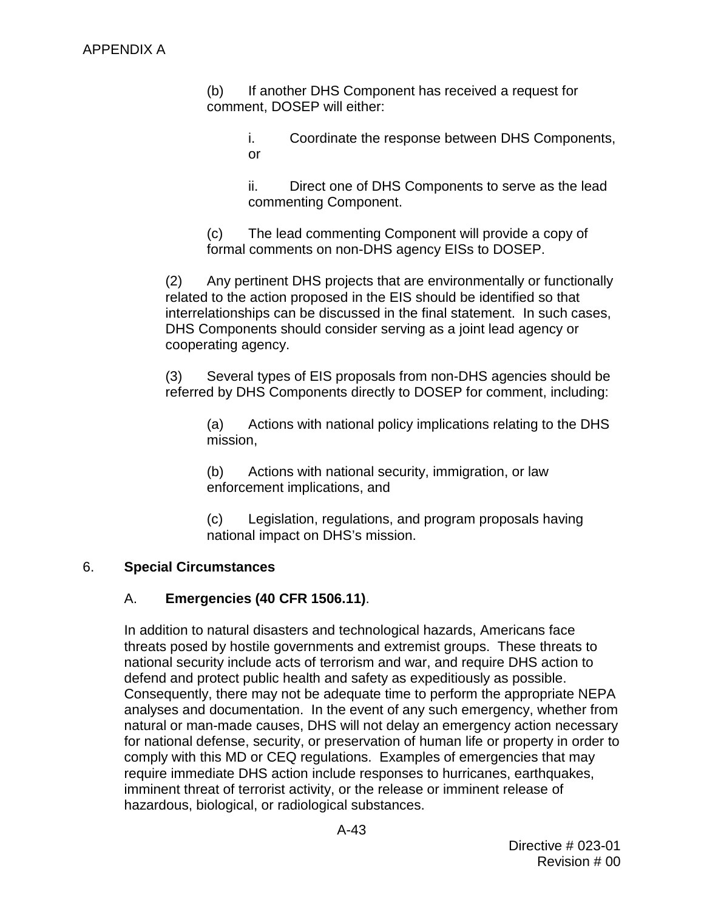(b) If another DHS Component has received a request for comment, DOSEP will either:

i. Coordinate the response between DHS Components, or

ii. Direct one of DHS Components to serve as the lead commenting Component.

(c) The lead commenting Component will provide a copy of formal comments on non-DHS agency EISs to DOSEP.

(2) Any pertinent DHS projects that are environmentally or functionally related to the action proposed in the EIS should be identified so that interrelationships can be discussed in the final statement. In such cases, DHS Components should consider serving as a joint lead agency or cooperating agency.

(3) Several types of EIS proposals from non-DHS agencies should be referred by DHS Components directly to DOSEP for comment, including:

(a) Actions with national policy implications relating to the DHS mission,

(b) Actions with national security, immigration, or law enforcement implications, and

(c) Legislation, regulations, and program proposals having national impact on DHS's mission.

6. **Special Circumstances**

A. **Emergencies (40 CFR 1506.11)**.

In addition to natural disasters and technological hazards, Americans face threats posed by hostile governments and extremist groups. These threats to national security include acts of terrorism and war, and require DHS action to defend and protect public health and safety as expeditiously as possible. Consequently, there may not be adequate time to perform the appropriate NEPA analyses and documentation. In the event of any such emergency, whether from natural or man-made causes, DHS will not delay an emergency action necessary for national defense, security, or preservation of human life or property in order to comply with this MD or CEQ regulations. Examples of emergencies that may require immediate DHS action include responses to hurricanes, earthquakes, imminent threat of terrorist activity, or the release or imminent release of hazardous, biological, or radiological substances.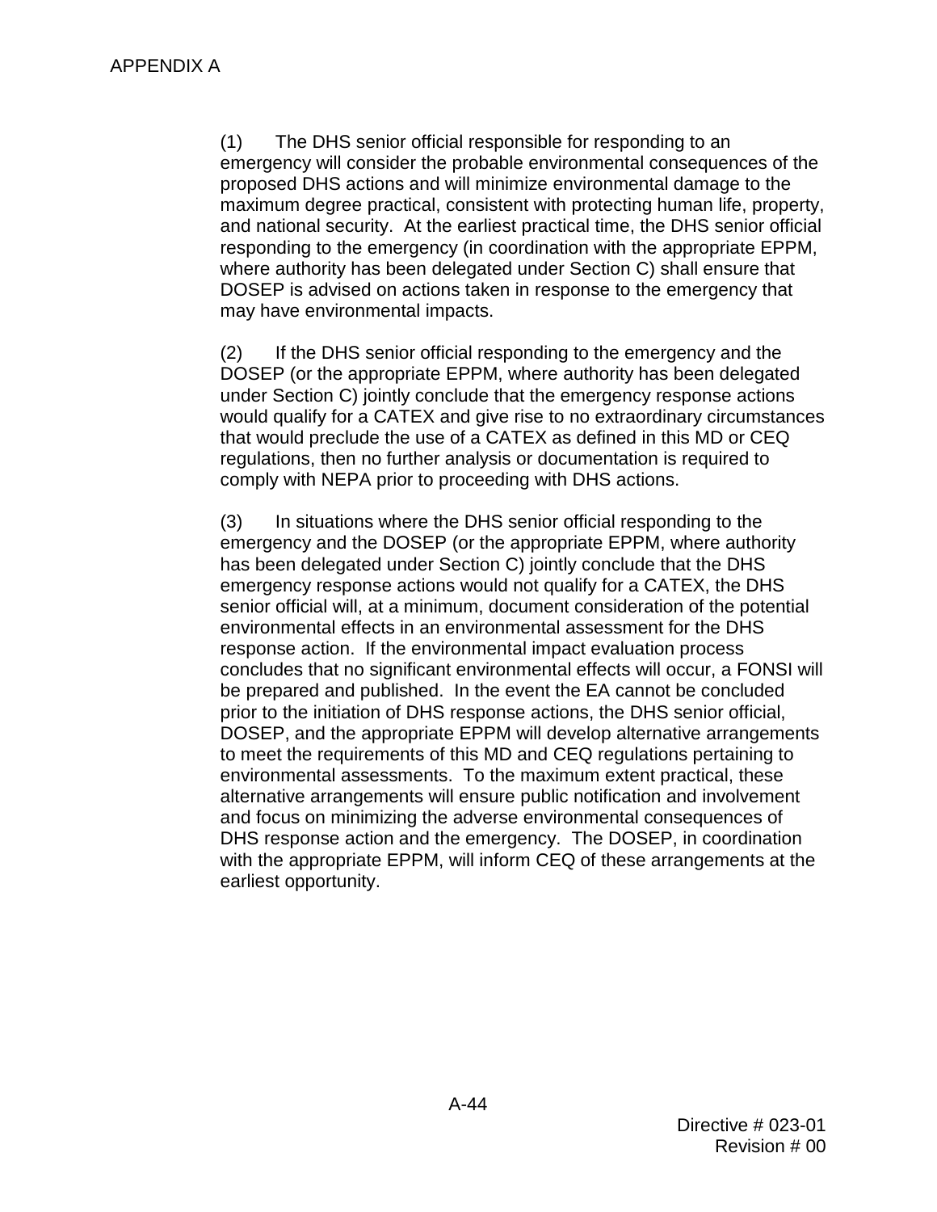(1) The DHS senior official responsible for responding to an emergency will consider the probable environmental consequences of the proposed DHS actions and will minimize environmental damage to the maximum degree practical, consistent with protecting human life, property, and national security. At the earliest practical time, the DHS senior official responding to the emergency (in coordination with the appropriate EPPM, where authority has been delegated under Section C) shall ensure that DOSEP is advised on actions taken in response to the emergency that may have environmental impacts.

(2) If the DHS senior official responding to the emergency and the DOSEP (or the appropriate EPPM, where authority has been delegated under Section C) jointly conclude that the emergency response actions would qualify for a CATEX and give rise to no extraordinary circumstances that would preclude the use of a CATEX as defined in this MD or CEQ regulations, then no further analysis or documentation is required to comply with NEPA prior to proceeding with DHS actions.

(3) In situations where the DHS senior official responding to the emergency and the DOSEP (or the appropriate EPPM, where authority has been delegated under Section C) jointly conclude that the DHS emergency response actions would not qualify for a CATEX, the DHS senior official will, at a minimum, document consideration of the potential environmental effects in an environmental assessment for the DHS response action. If the environmental impact evaluation process concludes that no significant environmental effects will occur, a FONSI will be prepared and published. In the event the EA cannot be concluded prior to the initiation of DHS response actions, the DHS senior official, DOSEP, and the appropriate EPPM will develop alternative arrangements to meet the requirements of this MD and CEQ regulations pertaining to environmental assessments. To the maximum extent practical, these alternative arrangements will ensure public notification and involvement and focus on minimizing the adverse environmental consequences of DHS response action and the emergency. The DOSEP, in coordination with the appropriate EPPM, will inform CEQ of these arrangements at the earliest opportunity.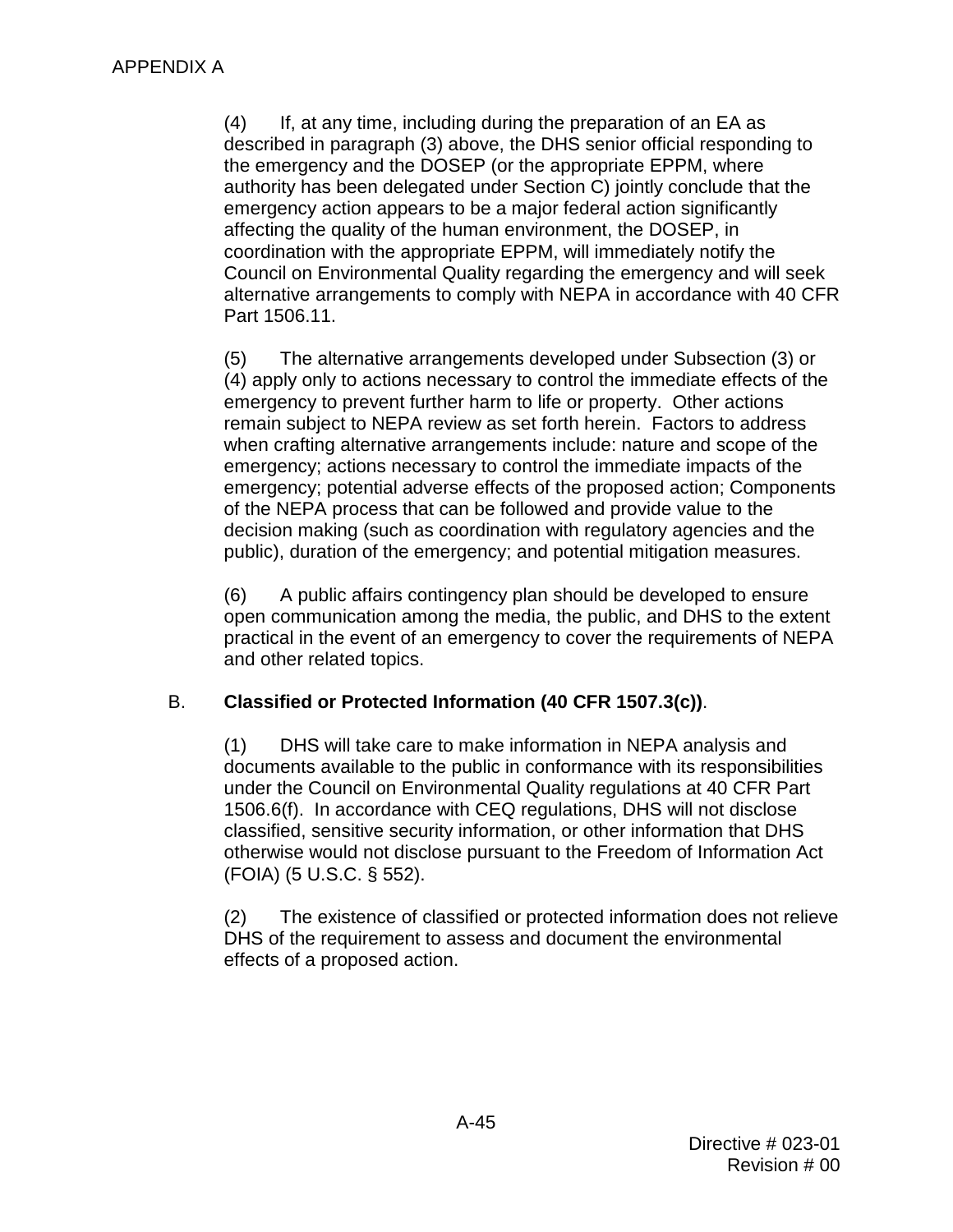(4) If, at any time, including during the preparation of an EA as described in paragraph (3) above, the DHS senior official responding to the emergency and the DOSEP (or the appropriate EPPM, where authority has been delegated under Section C) jointly conclude that the emergency action appears to be a major federal action significantly affecting the quality of the human environment, the DOSEP, in coordination with the appropriate EPPM, will immediately notify the Council on Environmental Quality regarding the emergency and will seek alternative arrangements to comply with NEPA in accordance with 40 CFR Part 1506.11.

(5) The alternative arrangements developed under Subsection (3) or (4) apply only to actions necessary to control the immediate effects of the emergency to prevent further harm to life or property. Other actions remain subject to NEPA review as set forth herein. Factors to address when crafting alternative arrangements include: nature and scope of the emergency; actions necessary to control the immediate impacts of the emergency; potential adverse effects of the proposed action; Components of the NEPA process that can be followed and provide value to the decision making (such as coordination with regulatory agencies and the public), duration of the emergency; and potential mitigation measures.

(6) A public affairs contingency plan should be developed to ensure open communication among the media, the public, and DHS to the extent practical in the event of an emergency to cover the requirements of NEPA and other related topics.

B. **Classified or Protected Information (40 CFR 1507.3(c))**.

(1) DHS will take care to make information in NEPA analysis and documents available to the public in conformance with its responsibilities under the Council on Environmental Quality regulations at 40 CFR Part 1506.6(f). In accordance with CEQ regulations, DHS will not disclose classified, sensitive security information, or other information that DHS otherwise would not disclose pursuant to the Freedom of Information Act (FOIA) (5 U.S.C. § 552).

(2) The existence of classified or protected information does not relieve DHS of the requirement to assess and document the environmental effects of a proposed action.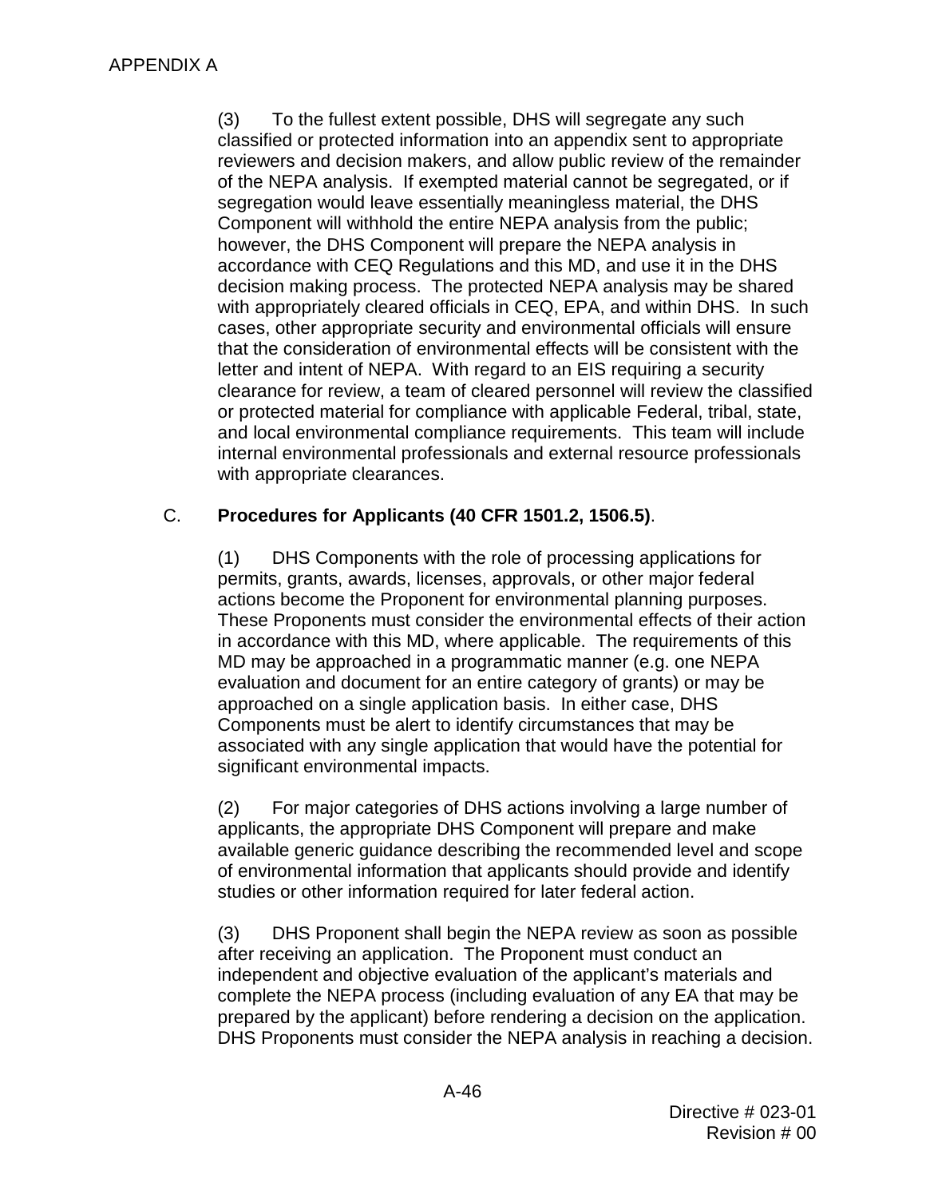(3) To the fullest extent possible, DHS will segregate any such classified or protected information into an appendix sent to appropriate reviewers and decision makers, and allow public review of the remainder of the NEPA analysis. If exempted material cannot be segregated, or if segregation would leave essentially meaningless material, the DHS Component will withhold the entire NEPA analysis from the public; however, the DHS Component will prepare the NEPA analysis in accordance with CEQ Regulations and this MD, and use it in the DHS decision making process. The protected NEPA analysis may be shared with appropriately cleared officials in CEQ, EPA, and within DHS. In such cases, other appropriate security and environmental officials will ensure that the consideration of environmental effects will be consistent with the letter and intent of NEPA. With regard to an EIS requiring a security clearance for review, a team of cleared personnel will review the classified or protected material for compliance with applicable Federal, tribal, state, and local environmental compliance requirements. This team will include internal environmental professionals and external resource professionals with appropriate clearances.

C. **Procedures for Applicants (40 CFR 1501.2, 1506.5)**.

(1) DHS Components with the role of processing applications for permits, grants, awards, licenses, approvals, or other major federal actions become the Proponent for environmental planning purposes. These Proponents must consider the environmental effects of their action in accordance with this MD, where applicable. The requirements of this MD may be approached in a programmatic manner (e.g. one NEPA evaluation and document for an entire category of grants) or may be approached on a single application basis. In either case, DHS Components must be alert to identify circumstances that may be associated with any single application that would have the potential for significant environmental impacts.

(2) For major categories of DHS actions involving a large number of applicants, the appropriate DHS Component will prepare and make available generic guidance describing the recommended level and scope of environmental information that applicants should provide and identify studies or other information required for later federal action.

(3) DHS Proponent shall begin the NEPA review as soon as possible after receiving an application. The Proponent must conduct an independent and objective evaluation of the applicant's materials and complete the NEPA process (including evaluation of any EA that may be prepared by the applicant) before rendering a decision on the application. DHS Proponents must consider the NEPA analysis in reaching a decision.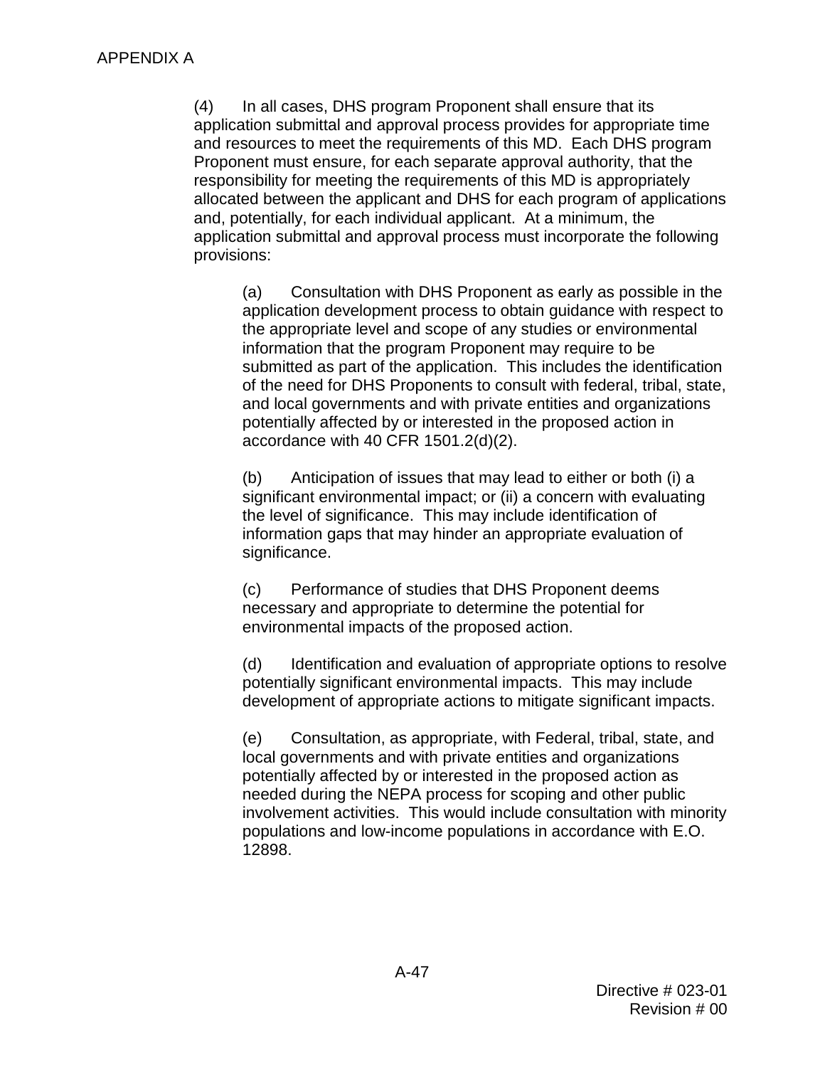APPENDIX A

(4) In all cases, DHS program Proponent shall ensure that its application submittal and approval process provides for appropriate time and resources to meet the requirements of this MD. Each DHS program Proponent must ensure, for each separate approval authority, that the responsibility for meeting the requirements of this MD is appropriately allocated between the applicant and DHS for each program of applications and, potentially, for each individual applicant. At a minimum, the application submittal and approval process must incorporate the following provisions:

(a) Consultation with DHS Proponent as early as possible in the application development process to obtain guidance with respect to the appropriate level and scope of any studies or environmental information that the program Proponent may require to be submitted as part of the application. This includes the identification of the need for DHS Proponents to consult with federal, tribal, state, and local governments and with private entities and organizations potentially affected by or interested in the proposed action in accordance with 40 CFR 1501.2(d)(2).

(b) Anticipation of issues that may lead to either or both (i) a significant environmental impact; or (ii) a concern with evaluating the level of significance. This may include identification of information gaps that may hinder an appropriate evaluation of significance.

(c) Performance of studies that DHS Proponent deems necessary and appropriate to determine the potential for environmental impacts of the proposed action.

(d) Identification and evaluation of appropriate options to resolve potentially significant environmental impacts. This may include development of appropriate actions to mitigate significant impacts.

(e) Consultation, as appropriate, with Federal, tribal, state, and local governments and with private entities and organizations potentially affected by or interested in the proposed action as needed during the NEPA process for scoping and other public involvement activities. This would include consultation with minority populations and low-income populations in accordance with E.O. 12898.

Directive # 023-01
Revision # 00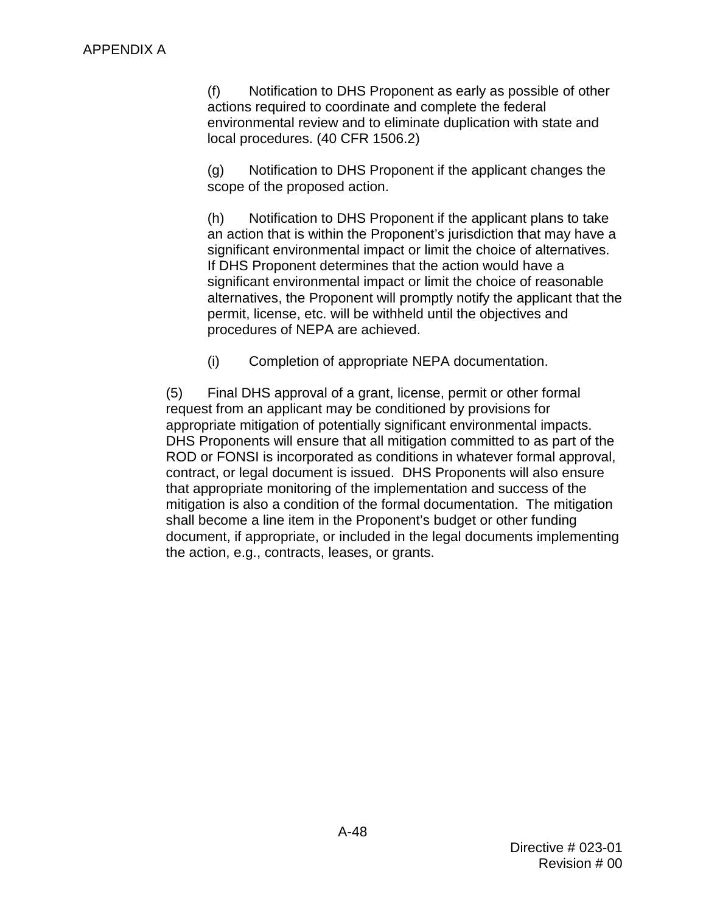(f) Notification to DHS Proponent as early as possible of other actions required to coordinate and complete the federal environmental review and to eliminate duplication with state and local procedures. (40 CFR 1506.2)

(g) Notification to DHS Proponent if the applicant changes the scope of the proposed action.

(h) Notification to DHS Proponent if the applicant plans to take an action that is within the Proponent's jurisdiction that may have a significant environmental impact or limit the choice of alternatives. If DHS Proponent determines that the action would have a significant environmental impact or limit the choice of reasonable alternatives, the Proponent will promptly notify the applicant that the permit, license, etc. will be withheld until the objectives and procedures of NEPA are achieved.

(i) Completion of appropriate NEPA documentation.

(5) Final DHS approval of a grant, license, permit or other formal request from an applicant may be conditioned by provisions for appropriate mitigation of potentially significant environmental impacts. DHS Proponents will ensure that all mitigation committed to as part of the ROD or FONSI is incorporated as conditions in whatever formal approval, contract, or legal document is issued. DHS Proponents will also ensure that appropriate monitoring of the implementation and success of the mitigation is also a condition of the formal documentation. The mitigation shall become a line item in the Proponent's budget or other funding document, if appropriate, or included in the legal documents implementing the action, e.g., contracts, leases, or grants.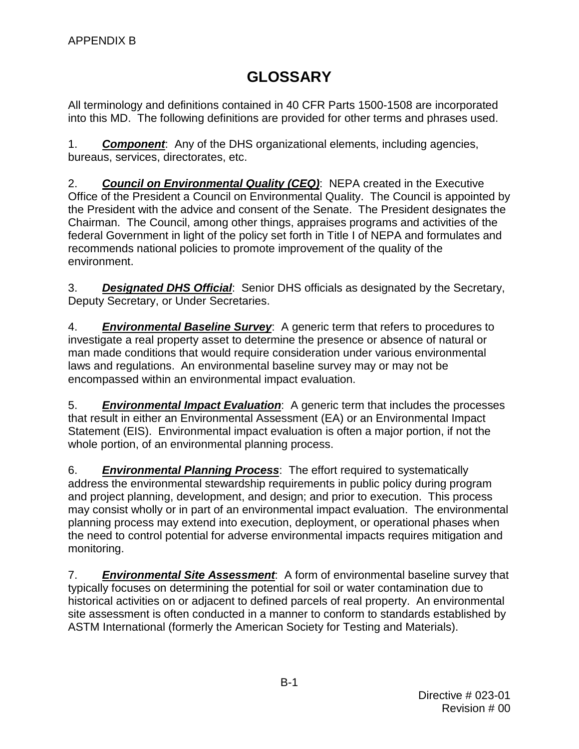APPENDIX B

# GLOSSARY

All terminology and definitions contained in 40 CFR Parts 1500-1508 are incorporated into this MD. The following definitions are provided for other terms and phrases used.

1. ***Component***: Any of the DHS organizational elements, including agencies, bureaus, services, directorates, etc.

2. ***Council on Environmental Quality (CEQ)***: NEPA created in the Executive Office of the President a Council on Environmental Quality. The Council is appointed by the President with the advice and consent of the Senate. The President designates the Chairman. The Council, among other things, appraises programs and activities of the federal Government in light of the policy set forth in Title I of NEPA and formulates and recommends national policies to promote improvement of the quality of the environment.

3. ***Designated DHS Official***: Senior DHS officials as designated by the Secretary, Deputy Secretary, or Under Secretaries.

4. ***Environmental Baseline Survey***: A generic term that refers to procedures to investigate a real property asset to determine the presence or absence of natural or man made conditions that would require consideration under various environmental laws and regulations. An environmental baseline survey may or may not be encompassed within an environmental impact evaluation.

5. ***Environmental Impact Evaluation***: A generic term that includes the processes that result in either an Environmental Assessment (EA) or an Environmental Impact Statement (EIS). Environmental impact evaluation is often a major portion, if not the whole portion, of an environmental planning process.

6. ***Environmental Planning Process***: The effort required to systematically address the environmental stewardship requirements in public policy during program and project planning, development, and design; and prior to execution. This process may consist wholly or in part of an environmental impact evaluation. The environmental planning process may extend into execution, deployment, or operational phases when the need to control potential for adverse environmental impacts requires mitigation and monitoring.

7. ***Environmental Site Assessment***: A form of environmental baseline survey that typically focuses on determining the potential for soil or water contamination due to historical activities on or adjacent to defined parcels of real property. An environmental site assessment is often conducted in a manner to conform to standards established by ASTM International (formerly the American Society for Testing and Materials).

Directive # 023-01
Revision # 00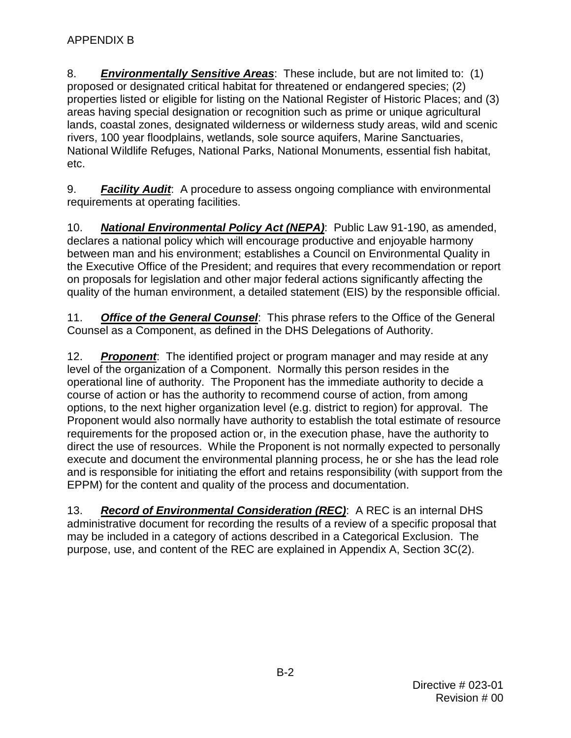APPENDIX B

8. ***Environmentally Sensitive Areas***: These include, but are not limited to: (1) proposed or designated critical habitat for threatened or endangered species; (2) properties listed or eligible for listing on the National Register of Historic Places; and (3) areas having special designation or recognition such as prime or unique agricultural lands, coastal zones, designated wilderness or wilderness study areas, wild and scenic rivers, 100 year floodplains, wetlands, sole source aquifers, Marine Sanctuaries, National Wildlife Refuges, National Parks, National Monuments, essential fish habitat, etc.

9. ***Facility Audit***: A procedure to assess ongoing compliance with environmental requirements at operating facilities.

10. ***National Environmental Policy Act (NEPA)***: Public Law 91-190, as amended, declares a national policy which will encourage productive and enjoyable harmony between man and his environment; establishes a Council on Environmental Quality in the Executive Office of the President; and requires that every recommendation or report on proposals for legislation and other major federal actions significantly affecting the quality of the human environment, a detailed statement (EIS) by the responsible official.

11. ***Office of the General Counsel***: This phrase refers to the Office of the General Counsel as a Component, as defined in the DHS Delegations of Authority.

12. ***Proponent***: The identified project or program manager and may reside at any level of the organization of a Component. Normally this person resides in the operational line of authority. The Proponent has the immediate authority to decide a course of action or has the authority to recommend course of action, from among options, to the next higher organization level (e.g. district to region) for approval. The Proponent would also normally have authority to establish the total estimate of resource requirements for the proposed action or, in the execution phase, have the authority to direct the use of resources. While the Proponent is not normally expected to personally execute and document the environmental planning process, he or she has the lead role and is responsible for initiating the effort and retains responsibility (with support from the EPPM) for the content and quality of the process and documentation.

13. ***Record of Environmental Consideration (REC)***: A REC is an internal DHS administrative document for recording the results of a review of a specific proposal that may be included in a category of actions described in a Categorical Exclusion. The purpose, use, and content of the REC are explained in Appendix A, Section 3C(2).

Directive # 023-01
Revision # 00